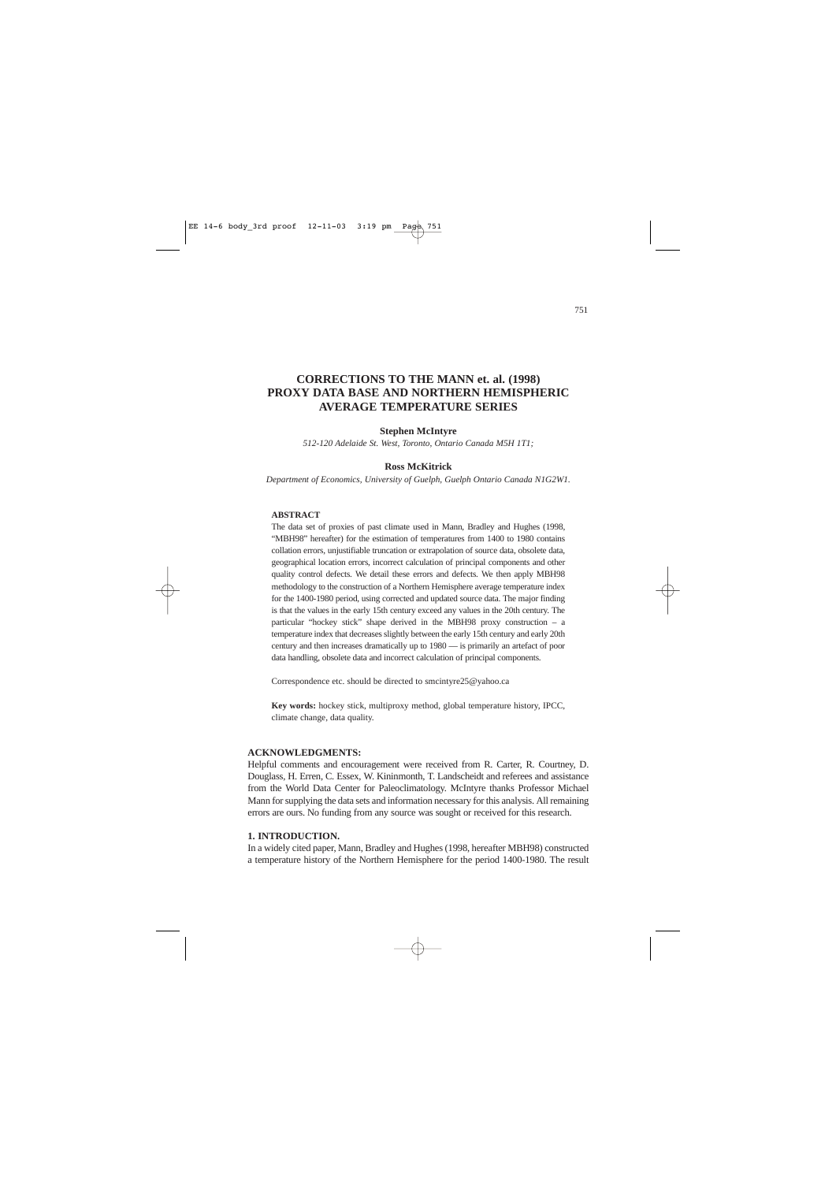# CORRECTIONS TO THE MANN et. al. (1998) PROXY DATA BASE AND NORTHERN HEMISPHERIC AVERAGE TEMPERATURE SERIES

**Stephen McIntyre**

*512-120 Adelaide St. West, Toronto, Ontario Canada M5H 1T1;*

**Ross McKitrick**

*Department of Economics, University of Guelph, Guelph Ontario Canada N1G2W1.*

### ABSTRACT

The data set of proxies of past climate used in Mann, Bradley and Hughes (1998, "MBH98" hereafter) for the estimation of temperatures from 1400 to 1980 contains collation errors, unjustifiable truncation or extrapolation of source data, obsolete data, geographical location errors, incorrect calculation of principal components and other quality control defects. We detail these errors and defects. We then apply MBH98 methodology to the construction of a Northern Hemisphere average temperature index for the 1400-1980 period, using corrected and updated source data. The major finding is that the values in the early 15th century exceed any values in the 20th century. The particular "hockey stick" shape derived in the MBH98 proxy construction – a temperature index that decreases slightly between the early 15th century and early 20th century and then increases dramatically up to 1980 — is primarily an artefact of poor data handling, obsolete data and incorrect calculation of principal components.

Correspondence etc. should be directed to smcintyre25@yahoo.ca

**Key words:** hockey stick, multiproxy method, global temperature history, IPCC, climate change, data quality.

## ACKNOWLEDGMENTS:

Helpful comments and encouragement were received from R. Carter, R. Courtney, D. Douglass, H. Erren, C. Essex, W. Kininmonth, T. Landscheidt and referees and assistance from the World Data Center for Paleoclimatology. McIntyre thanks Professor Michael Mann for supplying the data sets and information necessary for this analysis. All remaining errors are ours. No funding from any source was sought or received for this research.

## 1. INTRODUCTION.

In a widely cited paper, Mann, Bradley and Hughes (1998, hereafter MBH98) constructed a temperature history of the Northern Hemisphere for the period 1400-1980. The result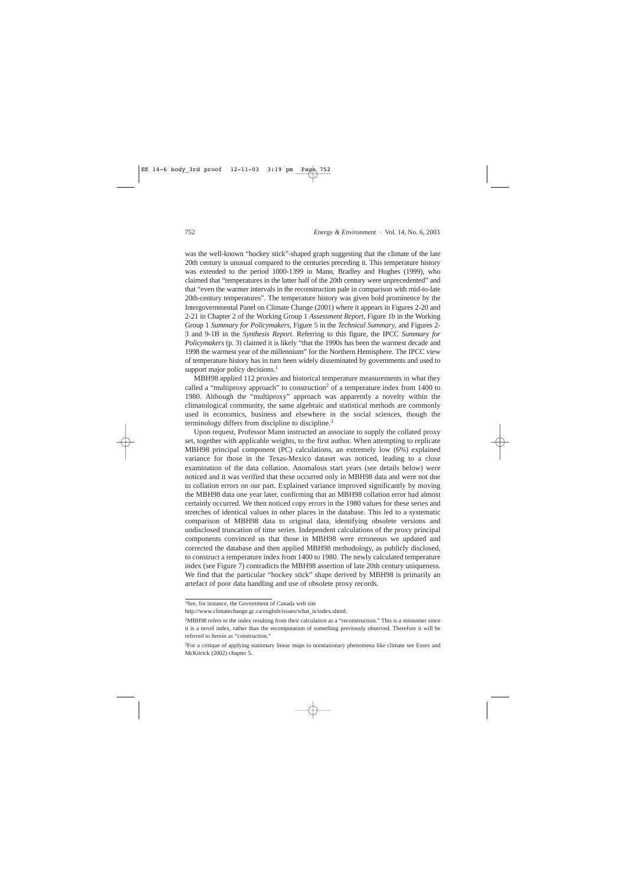was the well-known "hockey stick"-shaped graph suggesting that the climate of the late 20th century is unusual compared to the centuries preceding it. This temperature history was extended to the period 1000-1399 in Mann, Bradley and Hughes (1999), who claimed that "temperatures in the latter half of the 20th century were unprecedented" and that "even the warmer intervals in the reconstruction pale in comparison with mid-to-late 20th-century temperatures". The temperature history was given bold prominence by the Intergovernmental Panel on Climate Change (2001) where it appears in Figures 2-20 and 2-21 in Chapter 2 of the Working Group 1 *Assessment Report*, Figure 1b in the Working Group 1 *Summary for Policymakers*, Figure 5 in the *Technical Summary*, and Figures 2-3 and 9-1B in the *Synthesis Report*. Referring to this figure, the IPCC *Summary for Policymakers* (p. 3) claimed it is likely "that the 1990s has been the warmest decade and 1998 the warmest year of the millennium" for the Northern Hemisphere. The IPCC view of temperature history has in turn been widely disseminated by governments and used to support major policy decisions.[1]

MBH98 applied 112 proxies and historical temperature measurements in what they called a "multiproxy approach" to construction[2] of a temperature index from 1400 to 1980. Although the "multiproxy" approach was apparently a novelty within the climatological community, the same algebraic and statistical methods are commonly used in economics, business and elsewhere in the social sciences, though the terminology differs from discipline to discipline.[3]

Upon request, Professor Mann instructed an associate to supply the collated proxy set, together with applicable weights, to the first author. When attempting to replicate MBH98 principal component (PC) calculations, an extremely low (6%) explained variance for those in the Texas-Mexico dataset was noticed, leading to a close examination of the data collation. Anomalous start years (see details below) were noticed and it was verified that these occurred only in MBH98 data and were not due to collation errors on our part. Explained variance improved significantly by moving the MBH98 data one year later, confirming that an MBH98 collation error had almost certainly occurred. We then noticed copy errors in the 1980 values for these series and stretches of identical values in other places in the database. This led to a systematic comparison of MBH98 data to original data, identifying obsolete versions and undisclosed truncation of time series. Independent calculations of the proxy principal components convinced us that those in MBH98 were erroneous we updated and corrected the database and then applied MBH98 methodology, as publicly disclosed, to construct a temperature index from 1400 to 1980. The newly calculated temperature index (see Figure 7) contradicts the MBH98 assertion of late 20th century uniqueness. We find that the particular "hockey stick" shape derived by MBH98 is primarily an artefact of poor data handling and use of obsolete proxy records.

---

[1]See, for instance, the Government of Canada web site http://www.climatechange.gc.ca/english/issues/what_is/index.shtml.

[2]MBH98 refers to the index resulting from their calculation as a "reconstruction." This is a misnomer since it is a novel index, rather than the recomputation of something previously observed. Therefore it will be referred to herein as "construction."

[3]For a critique of applying stationary linear maps to nonstationary phenomena like climate see Essex and McKitrick (2002) chapter 5.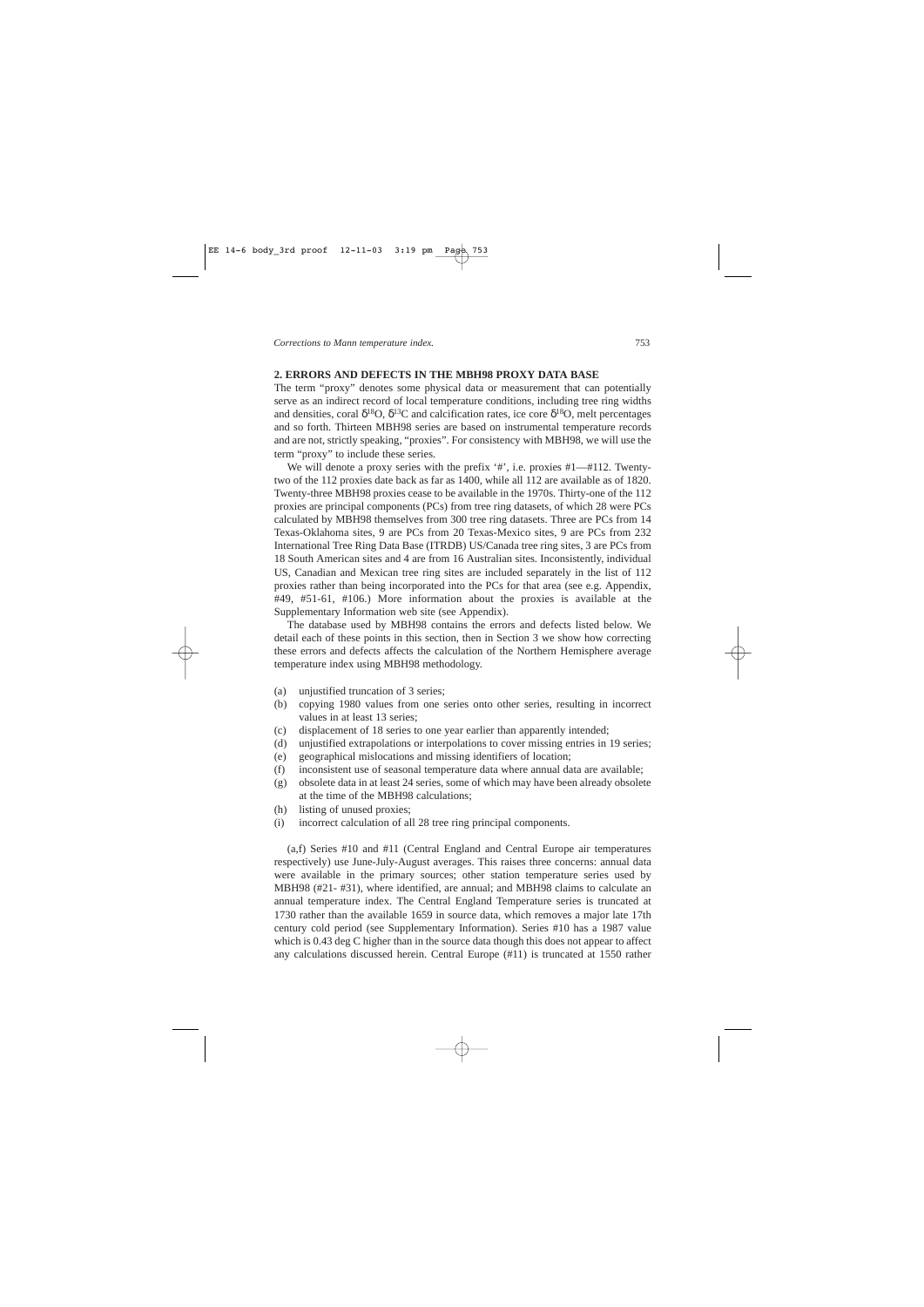## 2. ERRORS AND DEFECTS IN THE MBH98 PROXY DATA BASE

The term "proxy" denotes some physical data or measurement that can potentially serve as an indirect record of local temperature conditions, including tree ring widths and densities, coral $\delta^{18}O$, $\delta^{13}C$ and calcification rates, ice core $\delta^{18}O$, melt percentages and so forth. Thirteen MBH98 series are based on instrumental temperature records and are not, strictly speaking, "proxies". For consistency with MBH98, we will use the term "proxy" to include these series.

We will denote a proxy series with the prefix '#', i.e. proxies #1—#112. Twenty-two of the 112 proxies date back as far as 1400, while all 112 are available as of 1820. Twenty-three MBH98 proxies cease to be available in the 1970s. Thirty-one of the 112 proxies are principal components (PCs) from tree ring datasets, of which 28 were PCs calculated by MBH98 themselves from 300 tree ring datasets. Three are PCs from 14 Texas-Oklahoma sites, 9 are PCs from 20 Texas-Mexico sites, 9 are PCs from 232 International Tree Ring Data Base (ITRDB) US/Canada tree ring sites, 3 are PCs from 18 South American sites and 4 are from 16 Australian sites. Inconsistently, individual US, Canadian and Mexican tree ring sites are included separately in the list of 112 proxies rather than being incorporated into the PCs for that area (see e.g. Appendix, #49, #51-61, #106.) More information about the proxies is available at the Supplementary Information web site (see Appendix).

The database used by MBH98 contains the errors and defects listed below. We detail each of these points in this section, then in Section 3 we show how correcting these errors and defects affects the calculation of the Northern Hemisphere average temperature index using MBH98 methodology.

(a) unjustified truncation of 3 series;
(b) copying 1980 values from one series onto other series, resulting in incorrect values in at least 13 series;
(c) displacement of 18 series to one year earlier than apparently intended;
(d) unjustified extrapolations or interpolations to cover missing entries in 19 series;
(e) geographical mislocations and missing identifiers of location;
(f) inconsistent use of seasonal temperature data where annual data are available;
(g) obsolete data in at least 24 series, some of which may have been already obsolete at the time of the MBH98 calculations;
(h) listing of unused proxies;
(i) incorrect calculation of all 28 tree ring principal components.

(a,f) Series #10 and #11 (Central England and Central Europe air temperatures respectively) use June-July-August averages. This raises three concerns: annual data were available in the primary sources; other station temperature series used by MBH98 (#21- #31), where identified, are annual; and MBH98 claims to calculate an annual temperature index. The Central England Temperature series is truncated at 1730 rather than the available 1659 in source data, which removes a major late 17th century cold period (see Supplementary Information). Series #10 has a 1987 value which is 0.43 deg C higher than in the source data though this does not appear to affect any calculations discussed herein. Central Europe (#11) is truncated at 1550 rather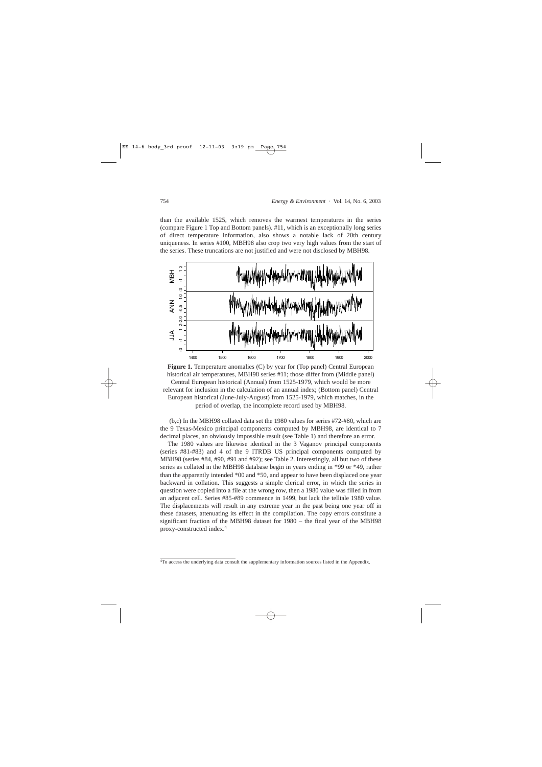than the available 1525, which removes the warmest temperatures in the series (compare Figure 1 Top and Bottom panels). #11, which is an exceptionally long series of direct temperature information, also shows a notable lack of 20th century uniqueness. In series #100, MBH98 also crop two very high values from the start of the series. These truncations are not justified and were not disclosed by MBH98.

**Figure 1.** Temperature anomalies (C) by year for (Top panel) Central European historical air temperatures, MBH98 series #11; those differ from (Middle panel) Central European historical (Annual) from 1525-1979, which would be more relevant for inclusion in the calculation of an annual index; (Bottom panel) Central European historical (June-July-August) from 1525-1979, which matches, in the period of overlap, the incomplete record used by MBH98.

(b,c) In the MBH98 collated data set the 1980 values for series #72-#80, which are the 9 Texas-Mexico principal components computed by MBH98, are identical to 7 decimal places, an obviously impossible result (see Table 1) and therefore an error.

The 1980 values are likewise identical in the 3 Vaganov principal components (series #81-#83) and 4 of the 9 ITRDB US principal components computed by MBH98 (series #84, #90, #91 and #92); see Table 2. Interestingly, all but two of these series as collated in the MBH98 database begin in years ending in *99 or *49, rather than the apparently intended *00 and *50, and appear to have been displaced one year backward in collation. This suggests a simple clerical error, in which the series in question were copied into a file at the wrong row, then a 1980 value was filled in from an adjacent cell. Series #85-#89 commence in 1499, but lack the telltale 1980 value. The displacements will result in any extreme year in the past being one year off in these datasets, attenuating its effect in the compilation. The copy errors constitute a significant fraction of the MBH98 dataset for 1980 – the final year of the MBH98 proxy-constructed index.[4]

[4]To access the underlying data consult the supplementary information sources listed in the Appendix.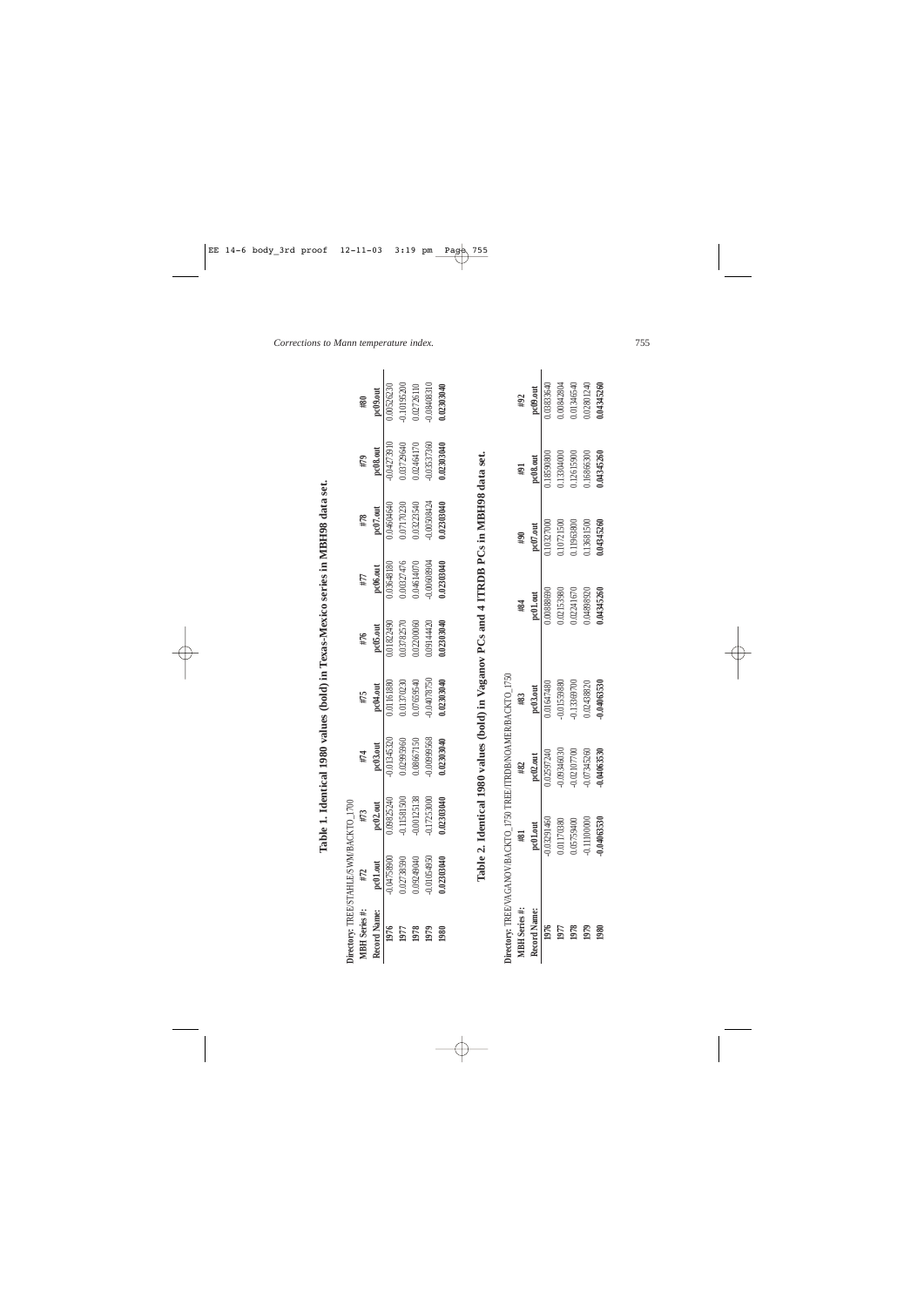**Table 1. Identical 1980 values (bold) in Texas-Mexico series in MBH98 data set.**

| Directory: TREE/STAHLE/SWM/BACKTO_1700 | | | | | | | | | |
|---|---|---|---|---|---|---|---|---|---|
| **MBH Series #:** | **#72** | **#73** | **#74** | **#75** | **#76** | **#77** | **#78** | **#79** | **#80** |
| **Record Name:** | **pc01.out** | **pc02.out** | **pc03.out** | **pc04.out** | **pc05.out** | **pc06.out** | **pc07.out** | **pc08.out** | **pc09.out** |
| **1976** | -0.04758900 | 0.09825240 | -0.01345320 | 0.01161880 | 0.01822490 | 0.03648180 | 0.04604640 | -0.04273610 | 0.00526230 |
| **1977** | 0.02738390 | -0.11581500 | 0.02995960 | 0.01370230 | 0.03782570 | 0.00227476 | 0.07170230 | 0.03729640 | -0.10195200 |
| **1978** | 0.09249040 | -0.00125138 | 0.08667150 | 0.07659540 | 0.02200060 | 0.04614070 | 0.03223540 | 0.02464170 | 0.02726110 |
| **1979** | -0.01054950 | -0.17253000 | -0.00999568 | -0.04078750 | 0.09144420 | -0.00608904 | -0.00508424 | -0.03537360 | -0.08408310 |
| **1980** | **0.02303040** | **0.02303040** | **0.02303040** | **0.02303040** | **0.02303040** | **0.02303040** | **0.02303040** | **0.02303040** | **0.02303040** |

**Table 2. Identical 1980 values (bold) in Vaganov PCs and 4 ITRDB PCs in MBH98 data set.**

| Directory: TREE/VAGANOV/BACKTO_1750 TREE/ITRDB/NOAMER/BACKTO_1750 | | | | | | | | |
|---|---|---|---|---|---|---|---|---|
| **MBH Series #:** | **#81** | **#82** | **#83** | **#84** | **#90** | **#91** | **#92** |
| **Record Name:** | **pc01.out** | **pc02.out** | **pc03.out** | **pc01.out** | **pc07.out** | **pc08.out** | **pc09.out** |
| **1976** | -0.03291460 | 0.02597240 | 0.01647480 | 0.00888690 | 0.10327000 | 0.18590800 | 0.03833640 |
| **1977** | 0.01170380 | -0.09346030 | -0.01559880 | 0.02153880 | 0.10721500 | 0.13304000 | 0.00842804 |
| **1978** | 0.05759400 | -0.02107700 | -0.13309700 | 0.02241670 | 0.11963800 | 0.12615900 | 0.01346640 |
| **1979** | -0.11000000 | -0.07345260 | 0.02438820 | 0.04898920 | 0.13681500 | 0.16966300 | 0.02801240 |
| **1980** | **-0.04063530** | **-0.04063530** | **-0.04063530** | **0.04345260** | **0.04345260** | **0.04345260** | **0.04345260** |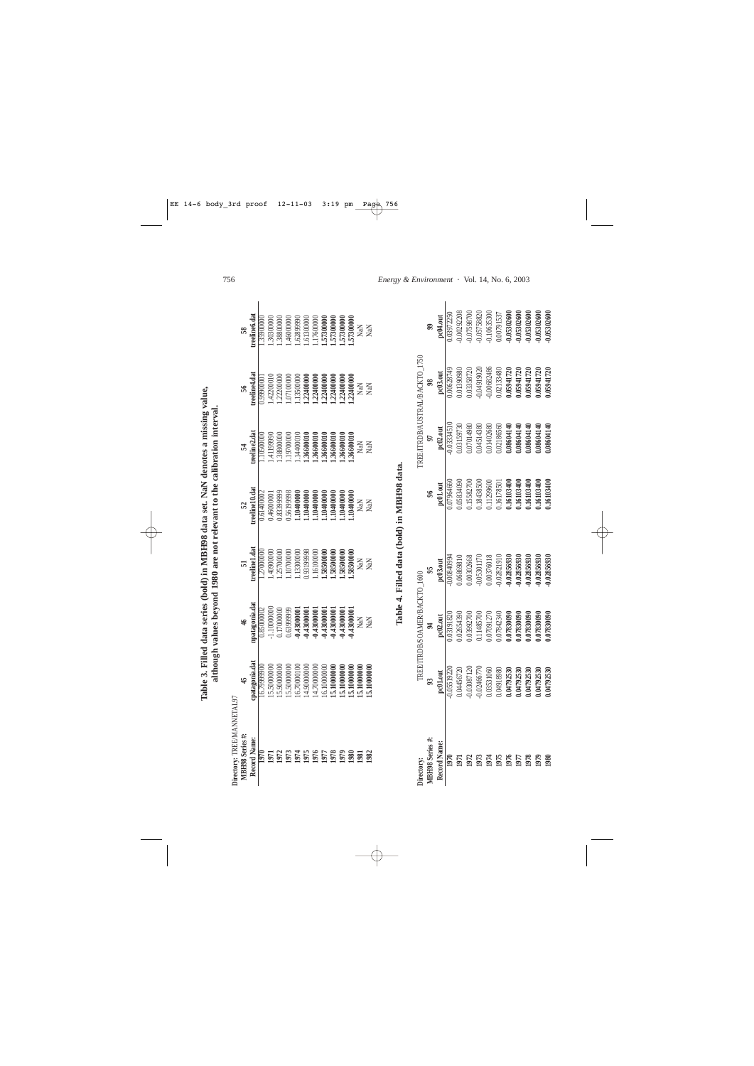**Table 3. Filled data series (bold) in MBH98 data set. NaN denotes a missing value, although values beyond 1980 are not relevant to the calibration interval.**

| Directory: TREE/MANNETAL97 | | | | | | | |
|---|---|---|---|---|---|---|---|
| **MBH98 Series #:** | 45 | 46 | 51 | 52 | 54 | 56 | 58 |
| **Record Name:** | cpatagonia.dat | npatagonia.dat | treeline1.dat | treeline10.dat | treeline2.dat | treeline4.dat | treeline6.dat |
| **1970** | 16.79999900 | 0.85000002 | 1.27000000 | 0.61400002 | 1.10500000 | 0.99900001 | 1.39900000 |
| **1971** | 15.50000000 | -1.10000000 | 1.40900000 | 0.46000001 | 1.41199990 | 1.42200010 | 1.30300000 |
| **1972** | 15.90000000 | 0.17000000 | 1.25700000 | 0.83399999 | 1.38800000 | 1.22200000 | 1.38800000 |
| **1973** | 15.50000000 | 0.63999999 | 1.10700000 | 0.56199998 | 1.19700000 | 1.07100000 | 1.46000000 |
| **1974** | 16.70000100 | **-0.43000001** | 1.13300000 | **1.10400000** | 1.14400010 | 1.15500000 | 1.62899990 |
| **1975** | 14.90000000 | **-0.43000001** | 0.93199998 | **1.10400000** | **1.36600010** | **1.22400000** | 1.61300000 |
| **1976** | 14.70000000 | **-0.43000001** | 1.16100000 | **1.10400000** | **1.36600010** | **1.22400000** | 1.17600000 |
| **1977** | 16.10000000 | **-0.43000001** | **1.58500000** | **1.10400000** | **1.36600010** | **1.22400000** | **1.57300000** |
| **1978** | **15.10000000** | **-0.43000001** | **1.58500000** | **1.10400000** | **1.36600010** | **1.22400000** | **1.57300000** |
| **1979** | **15.10000000** | **-0.43000001** | **1.58500000** | **1.10400000** | **1.36600010** | **1.22400000** | **1.57300000** |
| **1980** | **15.10000000** | **-0.43000001** | **1.58500000** | **1.10400000** | **1.36600010** | **1.22400000** | **1.57300000** |
| **1981** | **15.10000000** | NaN | NaN | NaN | NaN | NaN | NaN |
| **1982** | **15.10000000** | NaN | NaN | NaN | NaN | NaN | NaN |

**Table 4. Filled data (bold) in MBH98 data.**

| Directory: | TREE/ITRDB/SOAMER/BACKTO_1600 | | | TREE/ITRDB/AUSTRAL/BACKTO_1750 | | | |
|---|---|---|---|---|---|---|---|
| **MBH98 Series #:** | 93 | 94 | 95 | 96 | 97 | 98 | 99 |
| **Record Name:** | pc01.out | pc02.out | pc03.out | pc01.out | pc02.out | pc03.out | pc04.out |
| **1970** | -0.05519220 | 0.03191820 | -0.00840994 | 0.07964660 | -0.03334510 | 0.00628749 | 0.03972250 |
| **1971** | 0.04456720 | 0.02654380 | 0.06869810 | 0.05834080 | 0.03159730 | 0.01390980 | -0.00292208 |
| **1972** | -0.03087120 | 0.03992700 | 0.00302668 | 0.15582700 | 0.07014980 | 0.03358720 | -0.07598700 |
| **1973** | -0.02466770 | 0.11485700 | -0.05301170 | 0.18438500 | 0.04514380 | -0.04919020 | -0.05758820 |
| **1974** | 0.03531060 | 0.07091270 | 0.00376018 | 0.11299600 | 0.01402680 | -0.00682486 | -0.10635300 |
| **1975** | 0.04918980 | 0.07842340 | -0.02821910 | 0.16178501 | 0.02186560 | 0.02133480 | 0.00791537 |
| **1976** | **0.04792530** | **0.07830890** | **-0.02856930** | **0.16103400** | **0.08604140** | **0.05941720** | **-0.05302680** |
| **1977** | **0.04792530** | **0.07830890** | **-0.02856930** | **0.16103400** | **0.08604140** | **0.05941720** | **-0.05302680** |
| **1978** | **0.04792530** | **0.07830890** | **-0.02856930** | **0.16103400** | **0.08604140** | **0.05941720** | **-0.05302680** |
| **1979** | **0.04792530** | **0.07830890** | **-0.02856930** | **0.16103400** | **0.08604140** | **0.05941720** | **-0.05302680** |
| **1980** | **0.04792530** | **0.07830890** | **-0.02856930** | **0.16103400** | **0.08604140** | **0.05941720** | **-0.05302680** |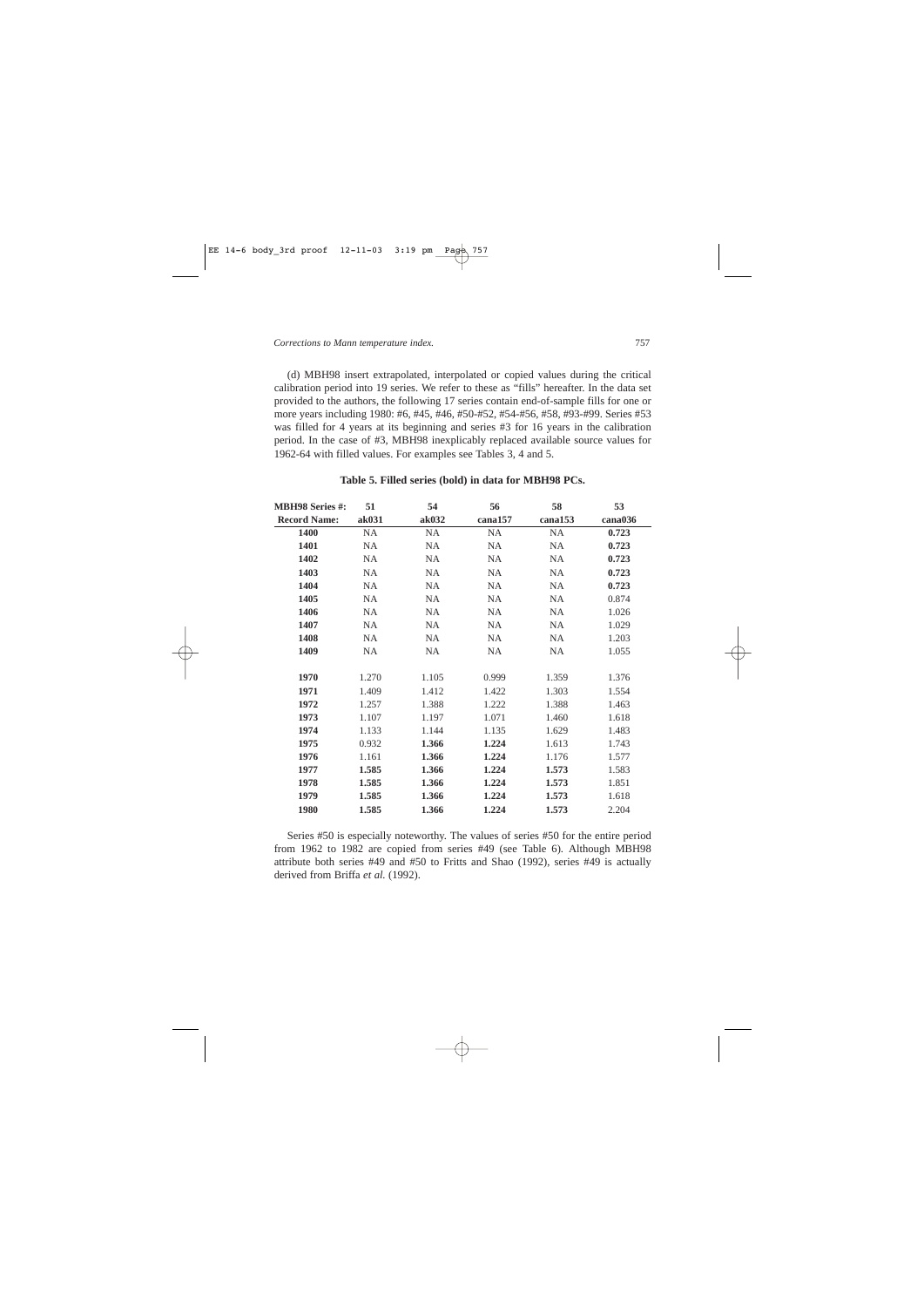(d) MBH98 insert extrapolated, interpolated or copied values during the critical calibration period into 19 series. We refer to these as "fills" hereafter. In the data set provided to the authors, the following 17 series contain end-of-sample fills for one or more years including 1980: #6, #45, #46, #50-#52, #54-#56, #58, #93-#99. Series #53 was filled for 4 years at its beginning and series #3 for 16 years in the calibration period. In the case of #3, MBH98 inexplicably replaced available source values for 1962-64 with filled values. For examples see Tables 3, 4 and 5.

**Table 5. Filled series (bold) in data for MBH98 PCs.**

| MBH98 Series #: | 51 | 54 | 56 | 58 | 53 |
|---|---|---|---|---|---|
| **Record Name:** | **ak031** | **ak032** | **cana157** | **cana153** | **cana036** |
| **1400** | NA | NA | NA | NA | **0.723** |
| **1401** | NA | NA | NA | NA | **0.723** |
| **1402** | NA | NA | NA | NA | **0.723** |
| **1403** | NA | NA | NA | NA | **0.723** |
| **1404** | NA | NA | NA | NA | **0.723** |
| **1405** | NA | NA | NA | NA | 0.874 |
| **1406** | NA | NA | NA | NA | 1.026 |
| **1407** | NA | NA | NA | NA | 1.029 |
| **1408** | NA | NA | NA | NA | 1.203 |
| **1409** | NA | NA | NA | NA | 1.055 |
| | | | | | |
| **1970** | 1.270 | 1.105 | 0.999 | 1.359 | 1.376 |
| **1971** | 1.409 | 1.412 | 1.422 | 1.303 | 1.554 |
| **1972** | 1.257 | 1.388 | 1.222 | 1.388 | 1.463 |
| **1973** | 1.107 | 1.197 | 1.071 | 1.460 | 1.618 |
| **1974** | 1.133 | 1.144 | 1.135 | 1.629 | 1.483 |
| **1975** | 0.932 | **1.366** | **1.224** | 1.613 | 1.743 |
| **1976** | 1.161 | **1.366** | **1.224** | 1.176 | 1.577 |
| **1977** | **1.585** | **1.366** | **1.224** | **1.573** | 1.583 |
| **1978** | **1.585** | **1.366** | **1.224** | **1.573** | 1.851 |
| **1979** | **1.585** | **1.366** | **1.224** | **1.573** | 1.618 |
| **1980** | **1.585** | **1.366** | **1.224** | **1.573** | 2.204 |

Series #50 is especially noteworthy. The values of series #50 for the entire period from 1962 to 1982 are copied from series #49 (see Table 6). Although MBH98 attribute both series #49 and #50 to Fritts and Shao (1992), series #49 is actually derived from Briffa *et al.* (1992).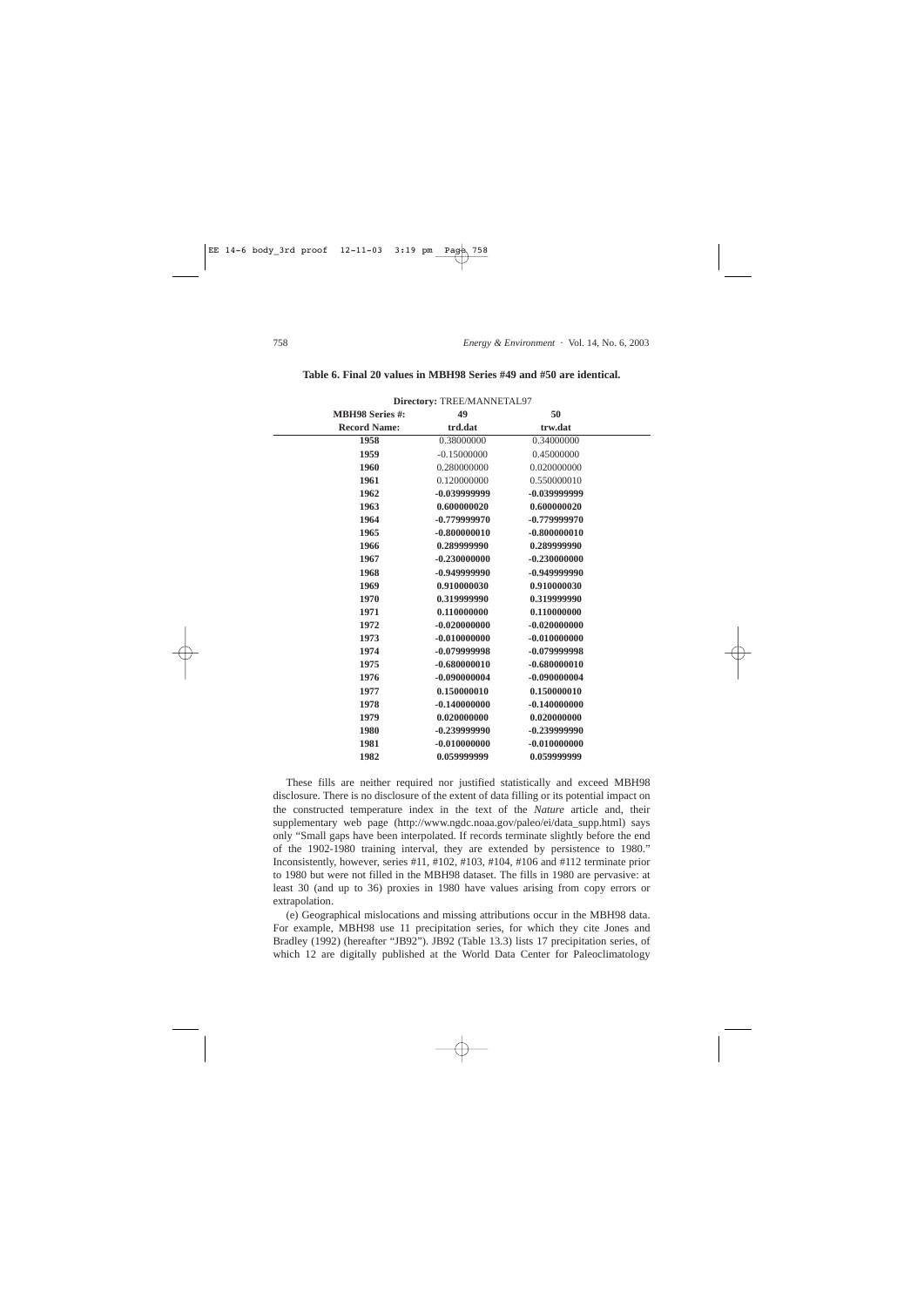**Table 6. Final 20 values in MBH98 Series #49 and #50 are identical.**

| **Directory:** TREE/MANNETAL97 | | |
|---|---|---|
| **MBH98 Series #:** | **49** | **50** |
| **Record Name:** | **trd.dat** | **trw.dat** |
| **1958** | 0.38000000 | 0.34000000 |
| **1959** | -0.15000000 | 0.45000000 |
| **1960** | 0.280000000 | 0.020000000 |
| **1961** | 0.120000000 | 0.550000010 |
| **1962** | **-0.039999999** | **-0.039999999** |
| **1963** | **0.600000020** | **0.600000020** |
| **1964** | **-0.779999970** | **-0.779999970** |
| **1965** | **-0.800000010** | **-0.800000010** |
| **1966** | **0.289999990** | **0.289999990** |
| **1967** | **-0.230000000** | **-0.230000000** |
| **1968** | **-0.949999990** | **-0.949999990** |
| **1969** | **0.910000030** | **0.910000030** |
| **1970** | **0.319999990** | **0.319999990** |
| **1971** | **0.110000000** | **0.110000000** |
| **1972** | **-0.020000000** | **-0.020000000** |
| **1973** | **-0.010000000** | **-0.010000000** |
| **1974** | **-0.079999998** | **-0.079999998** |
| **1975** | **-0.680000010** | **-0.680000010** |
| **1976** | **-0.090000004** | **-0.090000004** |
| **1977** | **0.150000010** | **0.150000010** |
| **1978** | **-0.140000000** | **-0.140000000** |
| **1979** | **0.020000000** | **0.020000000** |
| **1980** | **-0.239999990** | **-0.239999990** |
| **1981** | **-0.010000000** | **-0.010000000** |
| **1982** | **0.059999999** | **0.059999999** |

These fills are neither required nor justified statistically and exceed MBH98 disclosure. There is no disclosure of the extent of data filling or its potential impact on the constructed temperature index in the text of the *Nature* article and, their supplementary web page (http://www.ngdc.noaa.gov/paleo/ei/data_supp.html) says only "Small gaps have been interpolated. If records terminate slightly before the end of the 1902-1980 training interval, they are extended by persistence to 1980." Inconsistently, however, series #11, #102, #103, #104, #106 and #112 terminate prior to 1980 but were not filled in the MBH98 dataset. The fills in 1980 are pervasive: at least 30 (and up to 36) proxies in 1980 have values arising from copy errors or extrapolation.

(e) Geographical mislocations and missing attributions occur in the MBH98 data. For example, MBH98 use 11 precipitation series, for which they cite Jones and Bradley (1992) (hereafter "JB92"). JB92 (Table 13.3) lists 17 precipitation series, of which 12 are digitally published at the World Data Center for Paleoclimatology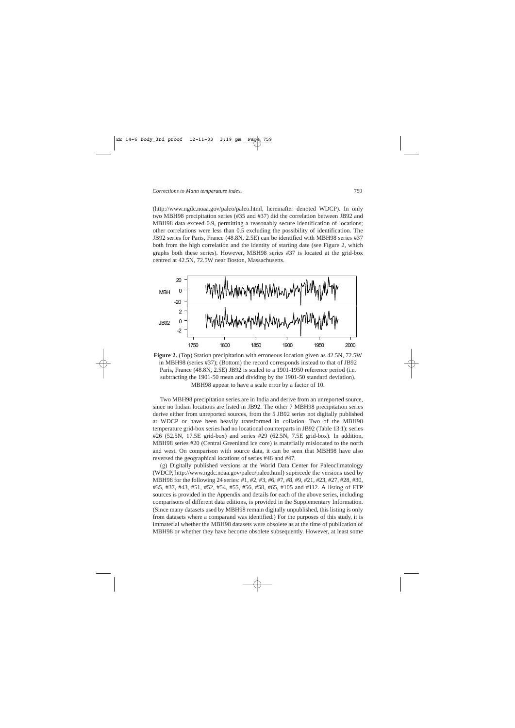(http://www.ngdc.noaa.gov/paleo/paleo.html, hereinafter denoted WDCP). In only two MBH98 precipitation series (#35 and #37) did the correlation between JB92 and MBH98 data exceed 0.9, permitting a reasonably secure identification of locations; other correlations were less than 0.5 excluding the possibility of identification. The JB92 series for Paris, France (48.8N, 2.5E) can be identified with MBH98 series #37 both from the high correlation and the identity of starting date (see Figure 2, which graphs both these series). However, MBH98 series #37 is located at the grid-box centred at 42.5N, 72.5W near Boston, Massachusetts.

**Figure 2.** (Top) Station precipitation with erroneous location given as 42.5N, 72.5W in MBH98 (series #37); (Bottom) the record corresponds instead to that of JB92 Paris, France (48.8N, 2.5E) JB92 is scaled to a 1901-1950 reference period (i.e. subtracting the 1901-50 mean and dividing by the 1901-50 standard deviation). MBH98 appear to have a scale error by a factor of 10.

Two MBH98 precipitation series are in India and derive from an unreported source, since no Indian locations are listed in JB92. The other 7 MBH98 precipitation series derive either from unreported sources, from the 5 JB92 series not digitally published at WDCP or have been heavily transformed in collation. Two of the MBH98 temperature grid-box series had no locational counterparts in JB92 (Table 13.1): series #26 (52.5N, 17.5E grid-box) and series #29 (62.5N, 7.5E grid-box). In addition, MBH98 series #20 (Central Greenland ice core) is materially mislocated to the north and west. On comparison with source data, it can be seen that MBH98 have also reversed the geographical locations of series #46 and #47.

(g) Digitally published versions at the World Data Center for Paleoclimatology (WDCP, http://www.ngdc.noaa.gov/paleo/paleo.html) supercede the versions used by MBH98 for the following 24 series: #1, #2, #3, #6, #7, #8, #9, #21, #23, #27, #28, #30, #35, #37, #43, #51, #52, #54, #55, #56, #58, #65, #105 and #112. A listing of FTP sources is provided in the Appendix and details for each of the above series, including comparisons of different data editions, is provided in the Supplementary Information. (Since many datasets used by MBH98 remain digitally unpublished, this listing is only from datasets where a comparand was identified.) For the purposes of this study, it is immaterial whether the MBH98 datasets were obsolete as at the time of publication of MBH98 or whether they have become obsolete subsequently. However, at least some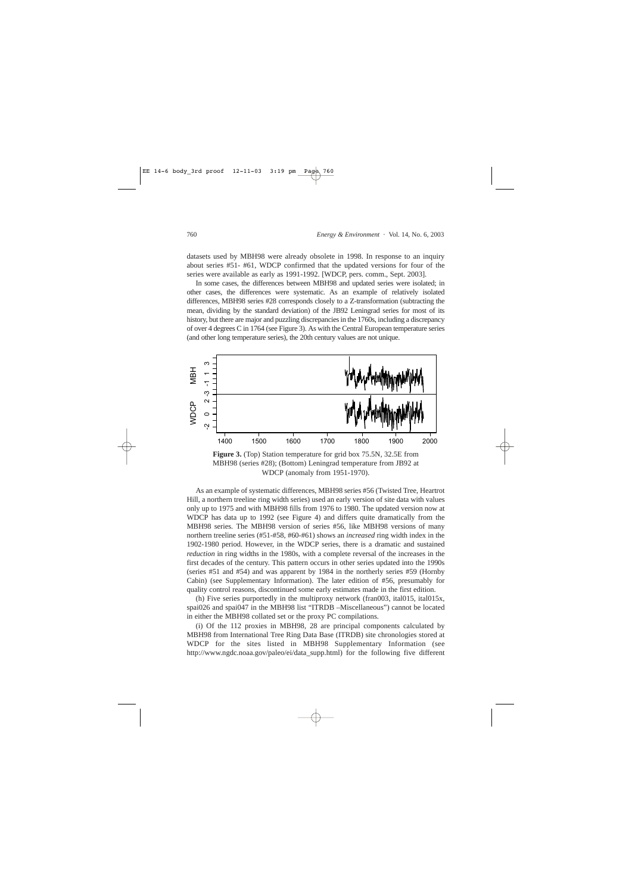datasets used by MBH98 were already obsolete in 1998. In response to an inquiry about series #51- #61, WDCP confirmed that the updated versions for four of the series were available as early as 1991-1992. [WDCP, pers. comm., Sept. 2003].

In some cases, the differences between MBH98 and updated series were isolated; in other cases, the differences were systematic. As an example of relatively isolated differences, MBH98 series #28 corresponds closely to a Z-transformation (subtracting the mean, dividing by the standard deviation) of the JB92 Leningrad series for most of its history, but there are major and puzzling discrepancies in the 1760s, including a discrepancy of over 4 degrees C in 1764 (see Figure 3). As with the Central European temperature series (and other long temperature series), the 20th century values are not unique.

**Figure 3.** (Top) Station temperature for grid box 75.5N, 32.5E from MBH98 (series #28); (Bottom) Leningrad temperature from JB92 at WDCP (anomaly from 1951-1970).

As an example of systematic differences, MBH98 series #56 (Twisted Tree, Heartrot Hill, a northern treeline ring width series) used an early version of site data with values only up to 1975 and with MBH98 fills from 1976 to 1980. The updated version now at WDCP has data up to 1992 (see Figure 4) and differs quite dramatically from the MBH98 series. The MBH98 version of series #56, like MBH98 versions of many northern treeline series (#51-#58, #60-#61) shows an *increased* ring width index in the 1902-1980 period. However, in the WDCP series, there is a dramatic and sustained *reduction* in ring widths in the 1980s, with a complete reversal of the increases in the first decades of the century. This pattern occurs in other series updated into the 1990s (series #51 and #54) and was apparent by 1984 in the northerly series #59 (Hornby Cabin) (see Supplementary Information). The later edition of #56, presumably for quality control reasons, discontinued some early estimates made in the first edition.

(h) Five series purportedly in the multiproxy network (fran003, ital015, ital015x, spai026 and spai047 in the MBH98 list "ITRDB –Miscellaneous") cannot be located in either the MBH98 collated set or the proxy PC compilations.

(i) Of the 112 proxies in MBH98, 28 are principal components calculated by MBH98 from International Tree Ring Data Base (ITRDB) site chronologies stored at WDCP for the sites listed in MBH98 Supplementary Information (see http://www.ngdc.noaa.gov/paleo/ei/data_supp.html) for the following five different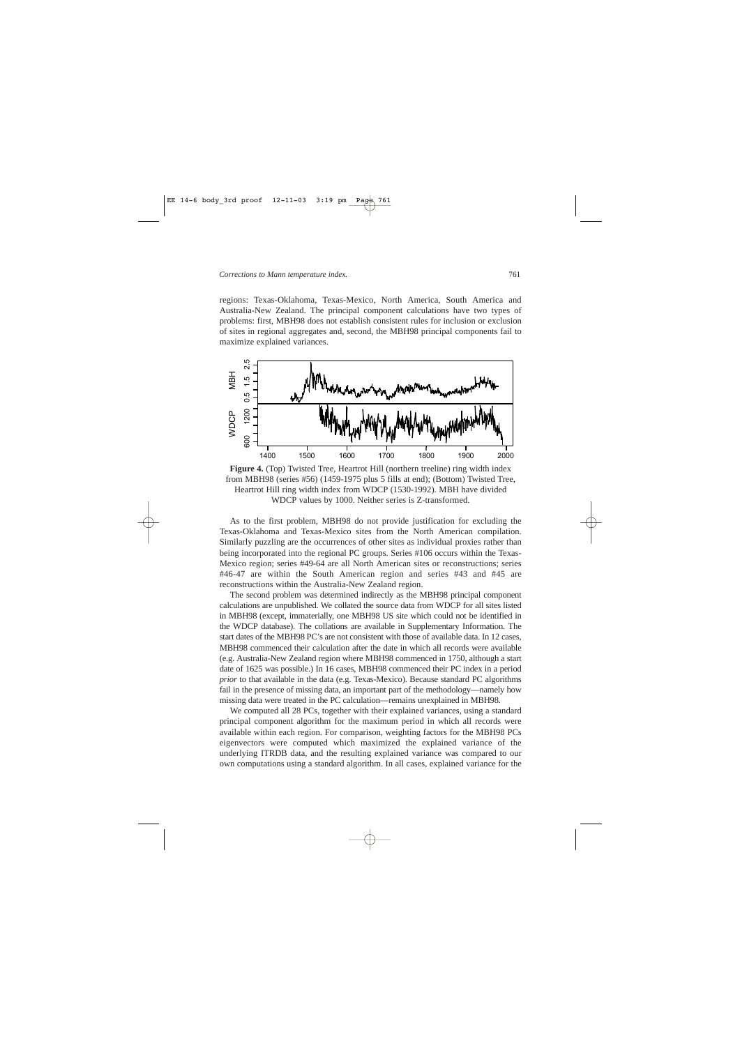regions: Texas-Oklahoma, Texas-Mexico, North America, South America and Australia-New Zealand. The principal component calculations have two types of problems: first, MBH98 does not establish consistent rules for inclusion or exclusion of sites in regional aggregates and, second, the MBH98 principal components fail to maximize explained variances.

**Figure 4.** (Top) Twisted Tree, Heartrot Hill (northern treeline) ring width index from MBH98 (series #56) (1459-1975 plus 5 fills at end); (Bottom) Twisted Tree, Heartrot Hill ring width index from WDCP (1530-1992). MBH have divided WDCP values by 1000. Neither series is Z-transformed.

As to the first problem, MBH98 do not provide justification for excluding the Texas-Oklahoma and Texas-Mexico sites from the North American compilation. Similarly puzzling are the occurrences of other sites as individual proxies rather than being incorporated into the regional PC groups. Series #106 occurs within the Texas-Mexico region; series #49-64 are all North American sites or reconstructions; series #46-47 are within the South American region and series #43 and #45 are reconstructions within the Australia-New Zealand region.

The second problem was determined indirectly as the MBH98 principal component calculations are unpublished. We collated the source data from WDCP for all sites listed in MBH98 (except, immaterially, one MBH98 US site which could not be identified in the WDCP database). The collations are available in Supplementary Information. The start dates of the MBH98 PC's are not consistent with those of available data. In 12 cases, MBH98 commenced their calculation after the date in which all records were available (e.g. Australia-New Zealand region where MBH98 commenced in 1750, although a start date of 1625 was possible.) In 16 cases, MBH98 commenced their PC index in a period *prior* to that available in the data (e.g. Texas-Mexico). Because standard PC algorithms fail in the presence of missing data, an important part of the methodology—namely how missing data were treated in the PC calculation—remains unexplained in MBH98.

We computed all 28 PCs, together with their explained variances, using a standard principal component algorithm for the maximum period in which all records were available within each region. For comparison, weighting factors for the MBH98 PCs eigenvectors were computed which maximized the explained variance of the underlying ITRDB data, and the resulting explained variance was compared to our own computations using a standard algorithm. In all cases, explained variance for the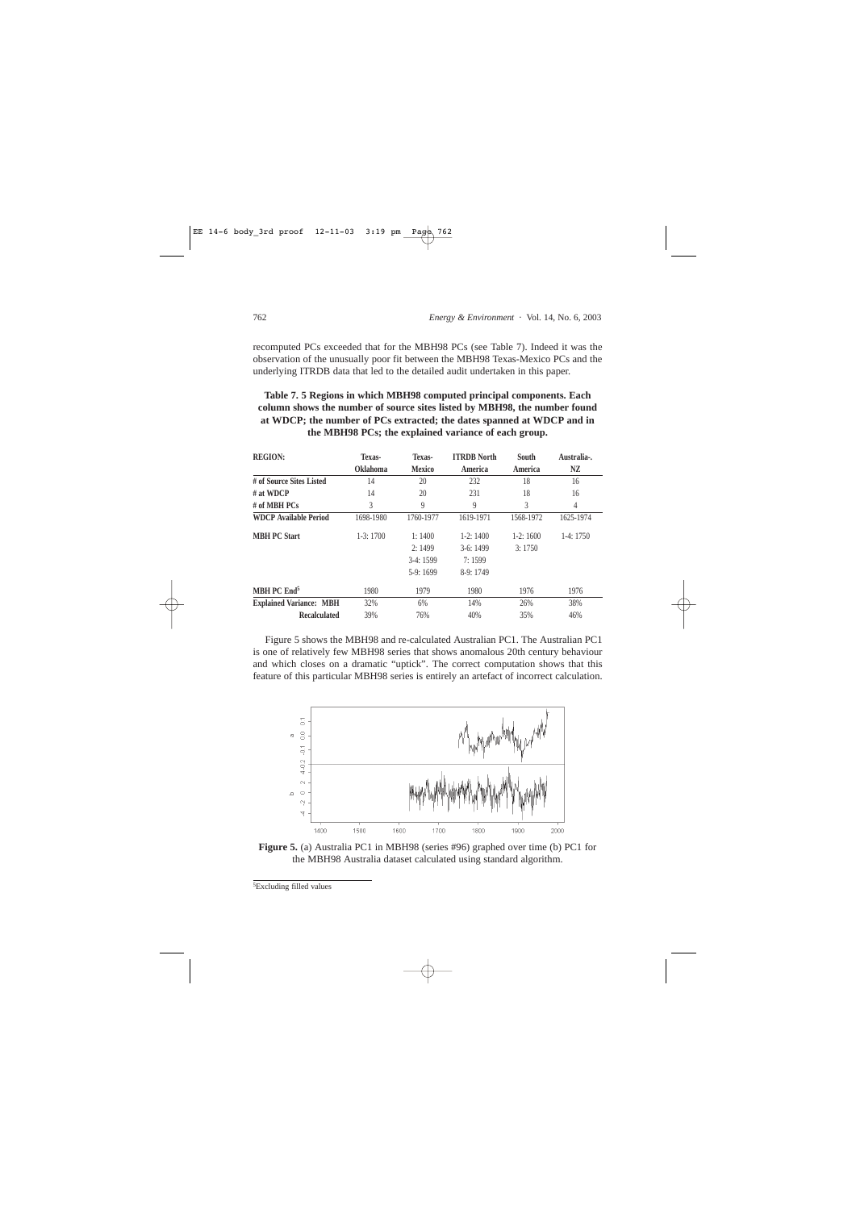recomputed PCs exceeded that for the MBH98 PCs (see Table 7). Indeed it was the observation of the unusually poor fit between the MBH98 Texas-Mexico PCs and the underlying ITRDB data that led to the detailed audit undertaken in this paper.

**Table 7. 5 Regions in which MBH98 computed principal components. Each column shows the number of source sites listed by MBH98, the number found at WDCP; the number of PCs extracted; the dates spanned at WDCP and in the MBH98 PCs; the explained variance of each group.**

| REGION: | Texas-Oklahoma | Texas-Mexico | ITRDB North America | South America | Australia-. NZ |
|---|---|---|---|---|---|
| # of Source Sites Listed | 14 | 20 | 232 | 18 | 16 |
| # at WDCP | 14 | 20 | 231 | 18 | 16 |
| # of MBH PCs | 3 | 9 | 9 | 3 | 4 |
| WDCP Available Period | 1698-1980 | 1760-1977 | 1619-1971 | 1568-1972 | 1625-1974 |
| MBH PC Start | 1-3: 1700 | 1: 1400<br>2: 1499<br>3-4: 1599<br>5-9: 1699 | 1-2: 1400<br>3-6: 1499<br>7: 1599<br>8-9: 1749 | 1-2: 1600<br>3: 1750 | 1-4: 1750 |
| MBH PC End[5] | 1980 | 1979 | 1980 | 1976 | 1976 |
| Explained Variance: MBH | 32% | 6% | 14% | 26% | 38% |
| Recalculated | 39% | 76% | 40% | 35% | 46% |

Figure 5 shows the MBH98 and re-calculated Australian PC1. The Australian PC1 is one of relatively few MBH98 series that shows anomalous 20th century behaviour and which closes on a dramatic "uptick". The correct computation shows that this feature of this particular MBH98 series is entirely an artefact of incorrect calculation.

**Figure 5.** (a) Australia PC1 in MBH98 (series #96) graphed over time (b) PC1 for the MBH98 Australia dataset calculated using standard algorithm.

[5] Excluding filled values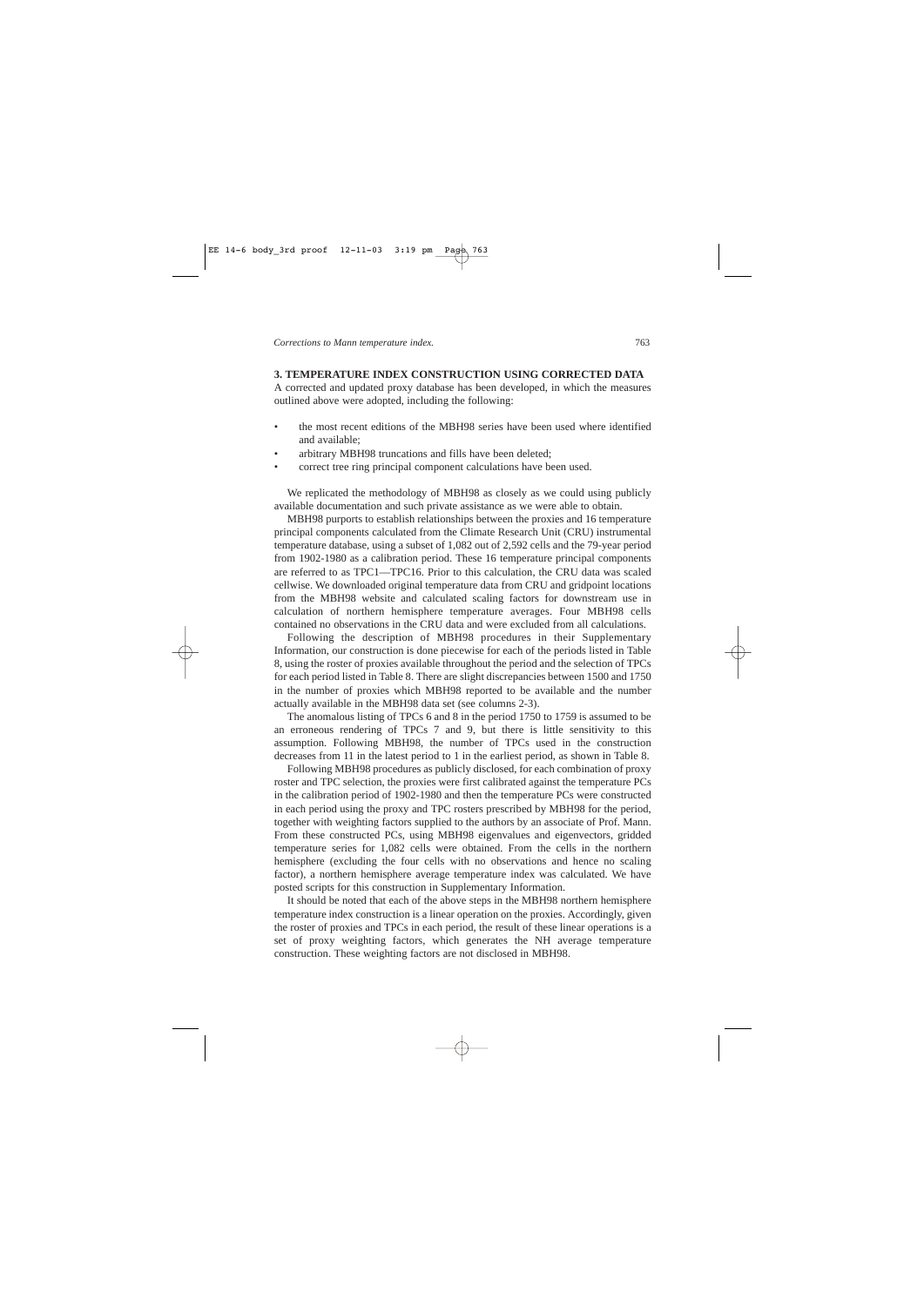## 3. TEMPERATURE INDEX CONSTRUCTION USING CORRECTED DATA

A corrected and updated proxy database has been developed, in which the measures outlined above were adopted, including the following:

- the most recent editions of the MBH98 series have been used where identified and available;
- arbitrary MBH98 truncations and fills have been deleted;
- correct tree ring principal component calculations have been used.

We replicated the methodology of MBH98 as closely as we could using publicly available documentation and such private assistance as we were able to obtain.

MBH98 purports to establish relationships between the proxies and 16 temperature principal components calculated from the Climate Research Unit (CRU) instrumental temperature database, using a subset of 1,082 out of 2,592 cells and the 79-year period from 1902-1980 as a calibration period. These 16 temperature principal components are referred to as TPC1—TPC16. Prior to this calculation, the CRU data was scaled cellwise. We downloaded original temperature data from CRU and gridpoint locations from the MBH98 website and calculated scaling factors for downstream use in calculation of northern hemisphere temperature averages. Four MBH98 cells contained no observations in the CRU data and were excluded from all calculations.

Following the description of MBH98 procedures in their Supplementary Information, our construction is done piecewise for each of the periods listed in Table 8, using the roster of proxies available throughout the period and the selection of TPCs for each period listed in Table 8. There are slight discrepancies between 1500 and 1750 in the number of proxies which MBH98 reported to be available and the number actually available in the MBH98 data set (see columns 2-3).

The anomalous listing of TPCs 6 and 8 in the period 1750 to 1759 is assumed to be an erroneous rendering of TPCs 7 and 9, but there is little sensitivity to this assumption. Following MBH98, the number of TPCs used in the construction decreases from 11 in the latest period to 1 in the earliest period, as shown in Table 8.

Following MBH98 procedures as publicly disclosed, for each combination of proxy roster and TPC selection, the proxies were first calibrated against the temperature PCs in the calibration period of 1902-1980 and then the temperature PCs were constructed in each period using the proxy and TPC rosters prescribed by MBH98 for the period, together with weighting factors supplied to the authors by an associate of Prof. Mann. From these constructed PCs, using MBH98 eigenvalues and eigenvectors, gridded temperature series for 1,082 cells were obtained. From the cells in the northern hemisphere (excluding the four cells with no observations and hence no scaling factor), a northern hemisphere average temperature index was calculated. We have posted scripts for this construction in Supplementary Information.

It should be noted that each of the above steps in the MBH98 northern hemisphere temperature index construction is a linear operation on the proxies. Accordingly, given the roster of proxies and TPCs in each period, the result of these linear operations is a set of proxy weighting factors, which generates the NH average temperature construction. These weighting factors are not disclosed in MBH98.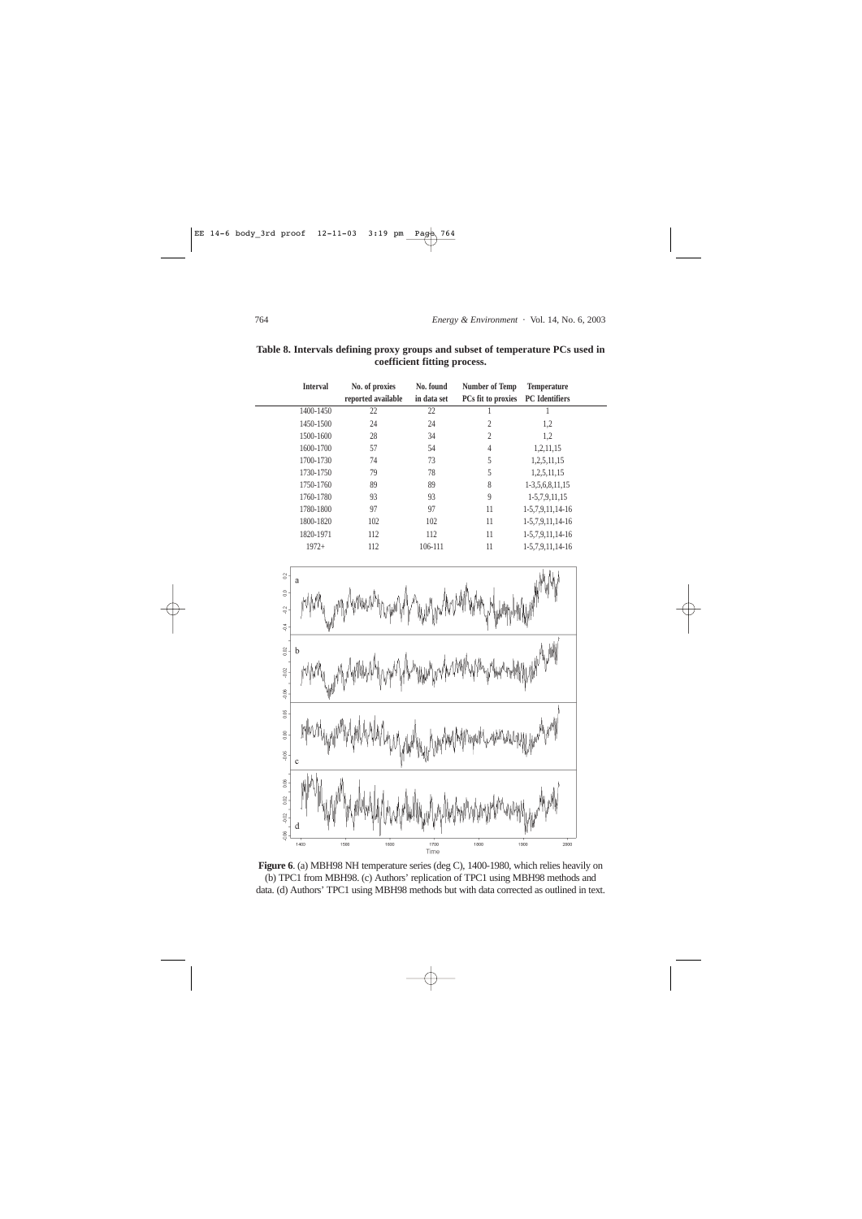**Table 8. Intervals defining proxy groups and subset of temperature PCs used in coefficient fitting process.**

| Interval | No. of proxies reported available | No. found in data set | Number of Temp PCs fit to proxies | Temperature PC Identifiers |
|---|---|---|---|---|
| 1400-1450 | 22 | 22 | 1 | 1 |
| 1450-1500 | 24 | 24 | 2 | 1,2 |
| 1500-1600 | 28 | 34 | 2 | 1,2 |
| 1600-1700 | 57 | 54 | 4 | 1,2,11,15 |
| 1700-1730 | 74 | 73 | 5 | 1,2,5,11,15 |
| 1730-1750 | 79 | 78 | 5 | 1,2,5,11,15 |
| 1750-1760 | 89 | 89 | 8 | 1-3,5,6,8,11,15 |
| 1760-1780 | 93 | 93 | 9 | 1-5,7,9,11,15 |
| 1780-1800 | 97 | 97 | 11 | 1-5,7,9,11,14-16 |
| 1800-1820 | 102 | 102 | 11 | 1-5,7,9,11,14-16 |
| 1820-1971 | 112 | 112 | 11 | 1-5,7,9,11,14-16 |
| 1972+ | 112 | 106-111 | 11 | 1-5,7,9,11,14-16 |

**Figure 6**. (a) MBH98 NH temperature series (deg C), 1400-1980, which relies heavily on (b) TPC1 from MBH98. (c) Authors' replication of TPC1 using MBH98 methods and data. (d) Authors' TPC1 using MBH98 methods but with data corrected as outlined in text.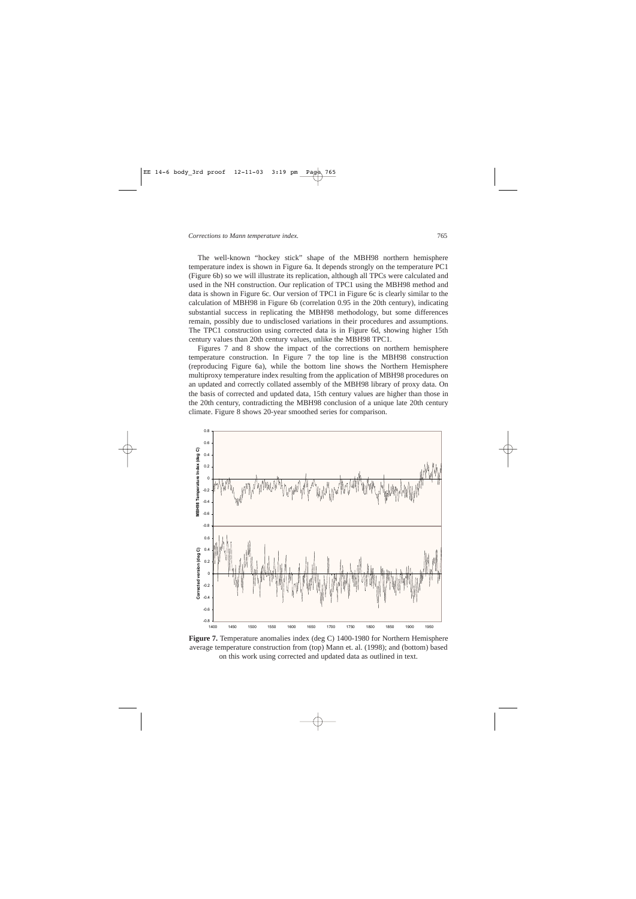The well-known "hockey stick" shape of the MBH98 northern hemisphere temperature index is shown in Figure 6a. It depends strongly on the temperature PC1 (Figure 6b) so we will illustrate its replication, although all TPCs were calculated and used in the NH construction. Our replication of TPC1 using the MBH98 method and data is shown in Figure 6c. Our version of TPC1 in Figure 6c is clearly similar to the calculation of MBH98 in Figure 6b (correlation 0.95 in the 20th century), indicating substantial success in replicating the MBH98 methodology, but some differences remain, possibly due to undisclosed variations in their procedures and assumptions. The TPC1 construction using corrected data is in Figure 6d, showing higher 15th century values than 20th century values, unlike the MBH98 TPC1.

Figures 7 and 8 show the impact of the corrections on northern hemisphere temperature construction. In Figure 7 the top line is the MBH98 construction (reproducing Figure 6a), while the bottom line shows the Northern Hemisphere multiproxy temperature index resulting from the application of MBH98 procedures on an updated and correctly collated assembly of the MBH98 library of proxy data. On the basis of corrected and updated data, 15th century values are higher than those in the 20th century, contradicting the MBH98 conclusion of a unique late 20th century climate. Figure 8 shows 20-year smoothed series for comparison.

**Figure 7.** Temperature anomalies index (deg C) 1400-1980 for Northern Hemisphere average temperature construction from (top) Mann et. al. (1998); and (bottom) based on this work using corrected and updated data as outlined in text.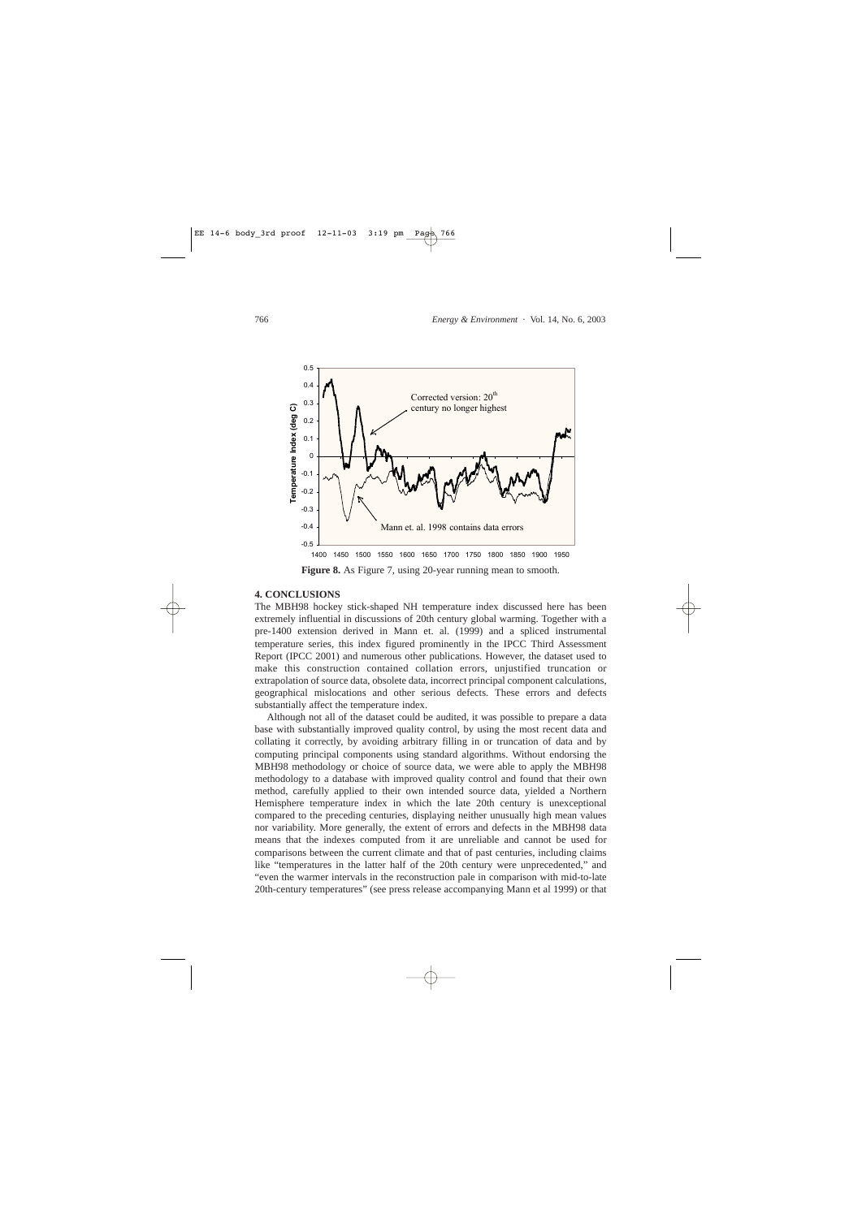**Figure 8.** As Figure 7, using 20-year running mean to smooth.

## 4. CONCLUSIONS

The MBH98 hockey stick-shaped NH temperature index discussed here has been extremely influential in discussions of 20th century global warming. Together with a pre-1400 extension derived in Mann et. al. (1999) and a spliced instrumental temperature series, this index figured prominently in the IPCC Third Assessment Report (IPCC 2001) and numerous other publications. However, the dataset used to make this construction contained collation errors, unjustified truncation or extrapolation of source data, obsolete data, incorrect principal component calculations, geographical mislocations and other serious defects. These errors and defects substantially affect the temperature index.

Although not all of the dataset could be audited, it was possible to prepare a data base with substantially improved quality control, by using the most recent data and collating it correctly, by avoiding arbitrary filling in or truncation of data and by computing principal components using standard algorithms. Without endorsing the MBH98 methodology or choice of source data, we were able to apply the MBH98 methodology to a database with improved quality control and found that their own method, carefully applied to their own intended source data, yielded a Northern Hemisphere temperature index in which the late 20th century is unexceptional compared to the preceding centuries, displaying neither unusually high mean values nor variability. More generally, the extent of errors and defects in the MBH98 data means that the indexes computed from it are unreliable and cannot be used for comparisons between the current climate and that of past centuries, including claims like "temperatures in the latter half of the 20th century were unprecedented," and "even the warmer intervals in the reconstruction pale in comparison with mid-to-late 20th-century temperatures" (see press release accompanying Mann et al 1999) or that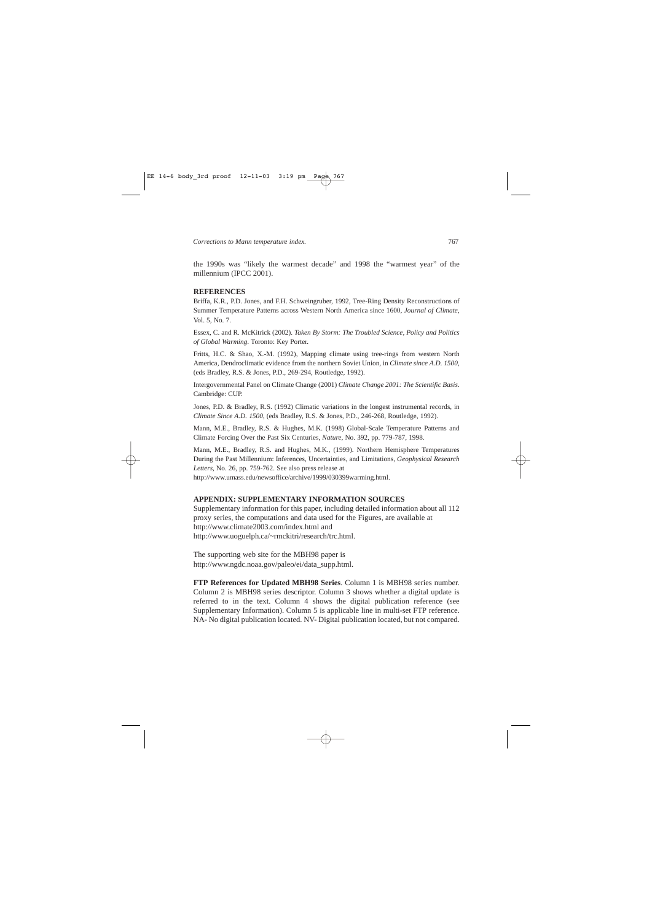the 1990s was "likely the warmest decade" and 1998 the "warmest year" of the millennium (IPCC 2001).

## REFERENCES

Briffa, K.R., P.D. Jones, and F.H. Schweingruber, 1992, Tree-Ring Density Reconstructions of Summer Temperature Patterns across Western North America since 1600, *Journal of Climate*, Vol. 5, No. 7.

Essex, C. and R. McKitrick (2002). *Taken By Storm: The Troubled Science, Policy and Politics of Global Warming*. Toronto: Key Porter.

Fritts, H.C. & Shao, X.-M. (1992), Mapping climate using tree-rings from western North America, Dendroclimatic evidence from the northern Soviet Union, in *Climate since A.D. 1500*, (eds Bradley, R.S. & Jones, P.D., 269-294, Routledge, 1992).

Intergovernmental Panel on Climate Change (2001) *Climate Change 2001: The Scientific Basis*. Cambridge: CUP.

Jones, P.D. & Bradley, R.S. (1992) Climatic variations in the longest instrumental records, in *Climate Since A.D. 1500*, (eds Bradley, R.S. & Jones, P.D., 246-268, Routledge, 1992).

Mann, M.E., Bradley, R.S. & Hughes, M.K. (1998) Global-Scale Temperature Patterns and Climate Forcing Over the Past Six Centuries, *Nature*, No. 392, pp. 779-787, 1998.

Mann, M.E., Bradley, R.S. and Hughes, M.K., (1999). Northern Hemisphere Temperatures During the Past Millennium: Inferences, Uncertainties, and Limitations, *Geophysical Research Letters*, No. 26, pp. 759-762. See also press release at http://www.umass.edu/newsoffice/archive/1999/030399warming.html.

## APPENDIX: SUPPLEMENTARY INFORMATION SOURCES

Supplementary information for this paper, including detailed information about all 112 proxy series, the computations and data used for the Figures, are available at http://www.climate2003.com/index.html and http://www.uoguelph.ca/~rmckitri/research/trc.html.

The supporting web site for the MBH98 paper is http://www.ngdc.noaa.gov/paleo/ei/data_supp.html.

**FTP References for Updated MBH98 Series**. Column 1 is MBH98 series number. Column 2 is MBH98 series descriptor. Column 3 shows whether a digital update is referred to in the text. Column 4 shows the digital publication reference (see Supplementary Information). Column 5 is applicable line in multi-set FTP reference. NA- No digital publication located. NV- Digital publication located, but not compared.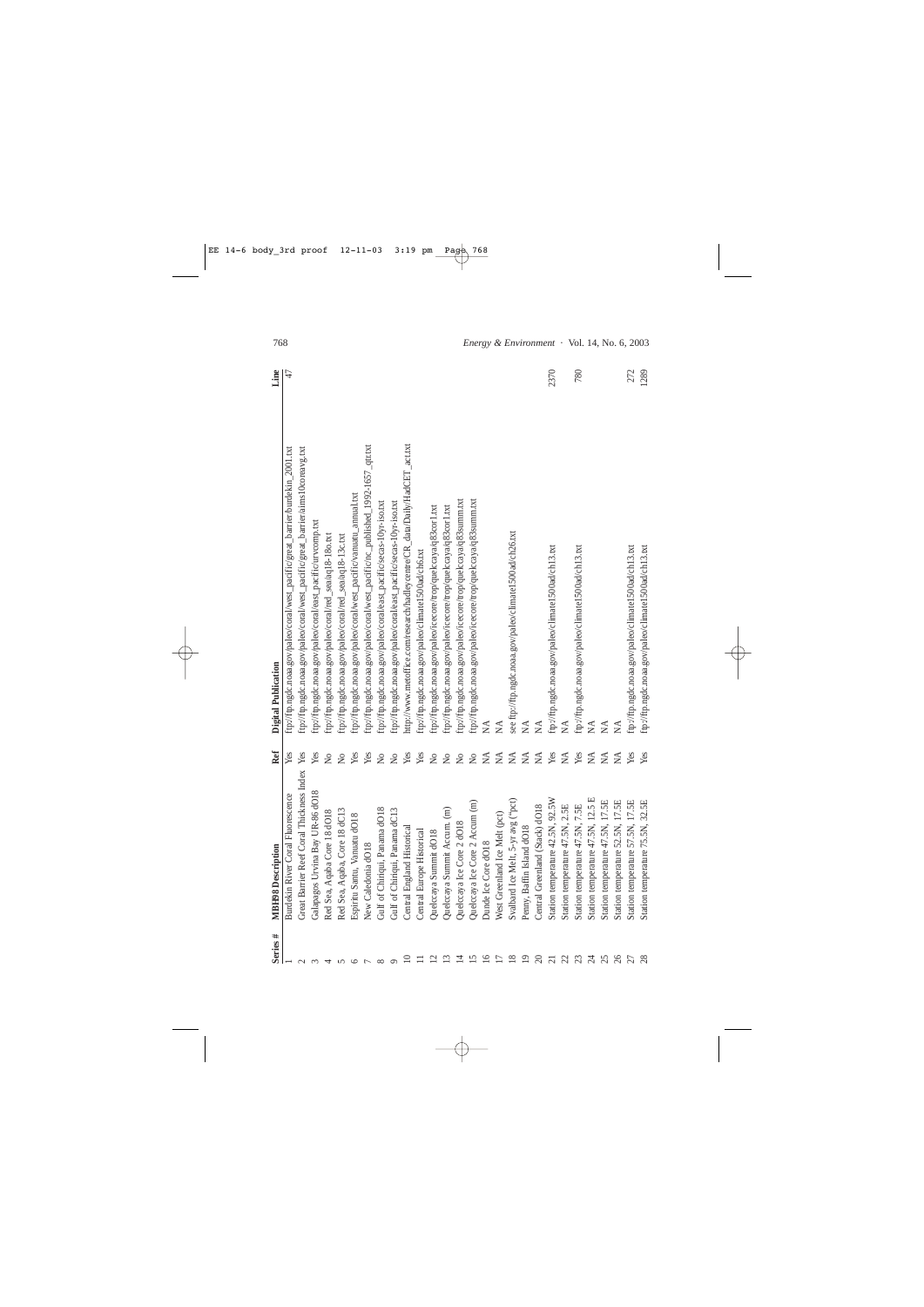| Series # | MBH98 Description | Ref | Digital Publication | Line |
|---|---|---|---|---|
| 1 | Burdekin River Coral Fluorescence | Yes | ftp://ftp.ngdc.noaa.gov/paleo/coral/west_pacific/great_barrier/burdekin_2001.txt | 47 |
| 2 | Great Barrier Reef Coral Thickness Index | Yes | ftp://ftp.ngdc.noaa.gov/paleo/coral/west_pacific/great_barrier/aims10coreavg.txt | |
| 3 | Galapagos Urvina Bay UR-86 dO18 | Yes | ftp://ftp.ngdc.noaa.gov/paleo/coral/east_pacific/urvcomp.txt | |
| 4 | Red Sea, Aqaba Core 18 dO18 | No | ftp://ftp.ngdc.noaa.gov/paleo/coral/red_sea/aq18-18o.txt | |
| 5 | Red Sea, Aqaba, Core 18 dC13 | No | ftp://ftp.ngdc.noaa.gov/paleo/coral/red_sea/aq18-13c.txt | |
| 6 | Espiritu Santu, Vanuatu dO18 | Yes | ftp://ftp.ngdc.noaa.gov/paleo/coral/west_pacific/vanuatu_annual.txt | |
| 7 | New Caledonia dO18 | Yes | ftp://ftp.ngdc.noaa.gov/paleo/coral/west_pacific/nc_published_1992-1657_qtr.txt | |
| 8 | Gulf of Chiriqui, Panama dO18 | No | ftp://ftp.ngdc.noaa.gov/paleo/coral/east_pacific/secas-10yr-iso.txt | |
| 9 | Gulf of Chiriqui, Panama dC13 | No | ftp://ftp.ngdc.noaa.gov/paleo/coral/east_pacific/secas-10yr-iso.txt | |
| 10 | Central England Historical | Yes | http://www.metoffice.com/research/hadleycentre/CR_data/Daily/HadCET_act.txt | |
| 11 | Central Europe Historical | Yes | ftp://ftp.ngdc.noaa.gov/paleo/climate1500ad/ch6.txt | |
| 12 | Quelccaya Summit dO18 | No | ftp://ftp.ngdc.noaa.gov/paleo/icecore/trop/quelccaya/q83cor1.txt | |
| 13 | Quelccaya Summit Accum. (m) | No | ftp://ftp.ngdc.noaa.gov/paleo/icecore/trop/quelccaya/q83cor1.txt | |
| 14 | Quelccaya Ice Core 2 dO18 | No | ftp://ftp.ngdc.noaa.gov/paleo/icecore/trop/quelccaya/q83summ.txt | |
| 15 | Quelccaya Ice Core 2 Accum (m) | No | ftp://ftp.ngdc.noaa.gov/paleo/icecore/trop/quelccaya/q83summ.txt | |
| 16 | Dunde Ice Core dO18 | NA | NA | |
| 17 | West Greenland Ice Melt (pct) | NA | NA | |
| 18 | Svalbard Ice Melt, 5-yr avg (*pct) | NA | see ftp://ftp.ngdc.noaa.gov/paleo/climate1500ad/ch26.txt | |
| 19 | Penny, Baffin Island dO18 | NA | NA | |
| 20 | Central Greenland (Stack) dO18 | NA | NA | |
| 21 | Station temperature 42.5N, 92.5W | Yes | ftp://ftp.ngdc.noaa.gov/paleo/climate1500ad/ch13.txt | 2370 |
| 22 | Station temperature 47.5N, 2.5E | NA | NA | |
| 23 | Station temperature 47.5N, 7.5E | Yes | ftp://ftp.ngdc.noaa.gov/paleo/climate1500ad/ch13.txt | 780 |
| 24 | Station temperature 47.5N, 12.5 E | NA | NA | |
| 25 | Station temperature 47.5N, 17.5E | NA | NA | |
| 26 | Station temperature 52.5N, 17.5E | NA | NA | |
| 27 | Station temperature 57.5N, 17.5E | Yes | ftp://ftp.ngdc.noaa.gov/paleo/climate1500ad/ch13.txt | 272 |
| 28 | Station temperature 75.5N, 32.5E | Yes | ftp://ftp.ngdc.noaa.gov/paleo/climate1500ad/ch13.txt | 1289 |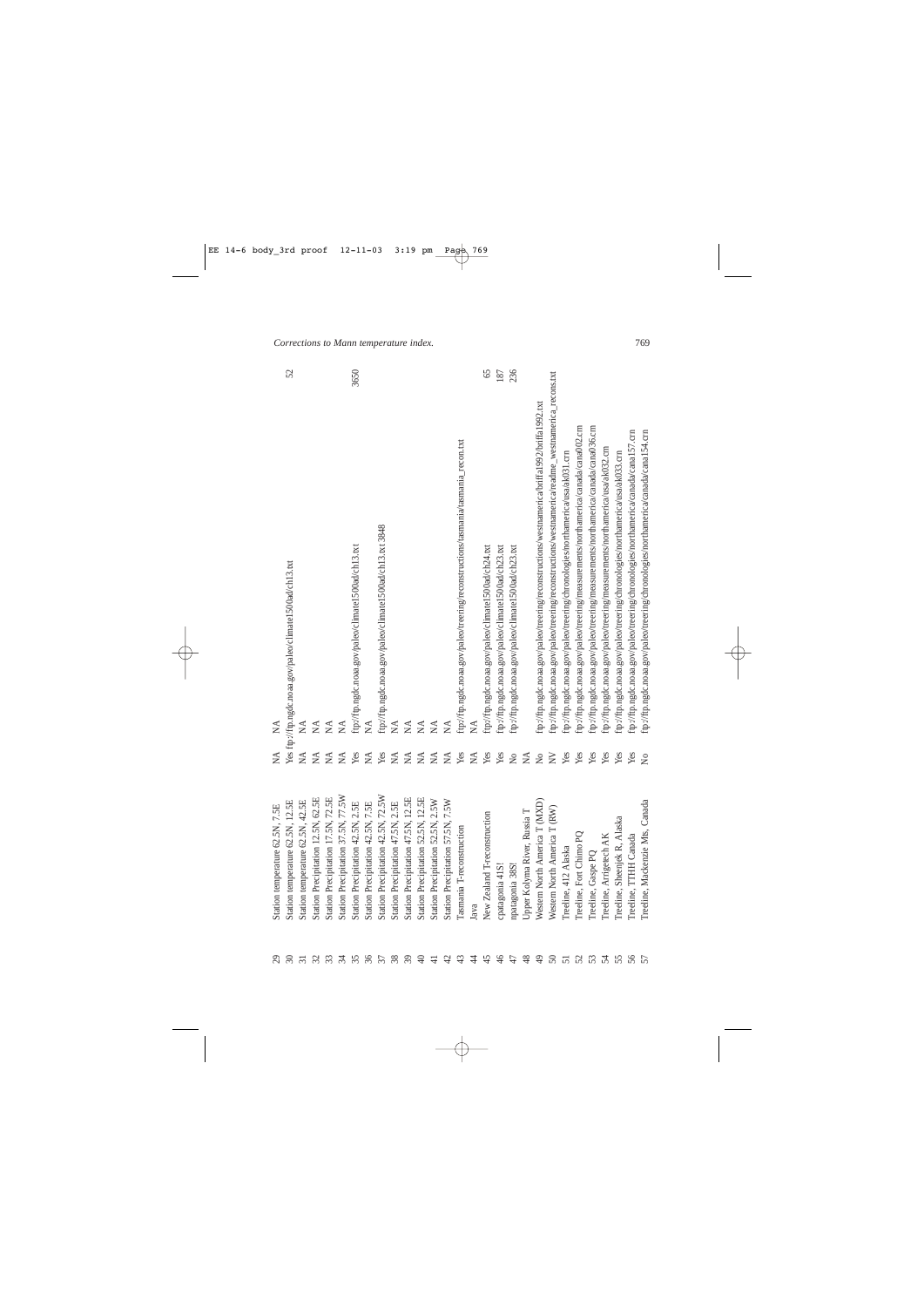| | | | | |
|---|---|---|---|---|
| 29 | Station temperature 62.5N, 7.5E | NA | NA | |
| 30 | Station temperature 62.5N, 12.5E | Yes | ftp://ftp.ngdc.noaa.gov/paleo/climate1500ad/ch13.txt | 52 |
| 31 | Station temperature 62.5N, 42.5E | NA | NA | |
| 32 | Station Precipitation 12.5N, 62.5E | NA | NA | |
| 33 | Station Precipitation 17.5N, 72.5E | NA | NA | |
| 34 | Station Precipitation 37.5N, 77.5W | NA | NA | |
| 35 | Station Precipitation 42.5N, 2.5E | Yes | ftp://ftp.ngdc.noaa.gov/paleo/climate1500ad/ch13.txt | 3650 |
| 36 | Station Precipitation 42.5N, 7.5E | NA | NA | |
| 37 | Station Precipitation 42.5N, 72.5W | Yes | ftp://ftp.ngdc.noaa.gov/paleo/climate1500ad/ch13.txt 3848 | |
| 38 | Station Precipitation 47.5N, 2.5E | NA | NA | |
| 39 | Station Precipitation 47.5N, 12.5E | NA | NA | |
| 40 | Station Precipitation 52.5N, 12.5E | NA | NA | |
| 41 | Station Precipitation 52.5N, 2.5W | NA | NA | |
| 42 | Station Precipitation 57.5N, 7.5W | NA | NA | |
| 43 | Tasmania T-reconstruction | Yes | ftp://ftp.ngdc.noaa.gov/paleo/treering/reconstructions/tasmania/tasmania_recon.txt | |
| 44 | Java | NA | NA | |
| 45 | New Zealand T-reconstruction | Yes | ftp://ftp.ngdc.noaa.gov/paleo/climate1500ad/cb24.txt | 65 |
| 46 | cpatagonia 41S! | Yes | ftp://ftp.ngdc.noaa.gov/paleo/climate1500ad/cb23.txt | 187 |
| 47 | npatagonia 38S! | No | ftp://ftp.ngdc.noaa.gov/paleo/climate1500ad/cb23.txt | 236 |
| 48 | Upper Kolyma River, Russia T | NA | | |
| 49 | Western North America T (MXD) | No | ftp://ftp.ngdc.noaa.gov/paleo/treering/reconstructions/westnamerica/briffa1992/briffa1992.txt | |
| 50 | Western North America T (RW) | NV | ftp://ftp.ngdc.noaa.gov/paleo/treering/reconstructions/westnamerica/readme_westnamerica_recons.txt | |
| 51 | Treeline, 412 Alaska | Yes | ftp://ftp.ngdc.noaa.gov/paleo/treering/chronologies/northamerica/usa/ak031.crn | |
| 52 | Treeline, Fort Chimo PQ | Yes | ftp://ftp.ngdc.noaa.gov/paleo/treering/measurements/northamerica/canada/cana002.crn | |
| 53 | Treeline, Gaspe PQ | Yes | ftp://ftp.ngdc.noaa.gov/paleo/treering/measurements/northamerica/canada/cana036.crn | |
| 54 | Treeline, Arrigetech AK | Yes | ftp://ftp.ngdc.noaa.gov/paleo/treering/measurements/northamerica/usa/ak032.crn | |
| 55 | Treeline, Sheenjek R, Alaska | Yes | ftp://ftp.ngdc.noaa.gov/paleo/treering/chronologies/northamerica/usa/ak033.crn | |
| 56 | Treeline, TTHH Canada | Yes | ftp://ftp.ngdc.noaa.gov/paleo/treering/chronologies/northamerica/canada/cana157.crn | |
| 57 | Treeline, Mackenzie Mts, Canada | No | ftp://ftp.ngdc.noaa.gov/paleo/treering/chronologies/northamerica/canada/cana154.crn | |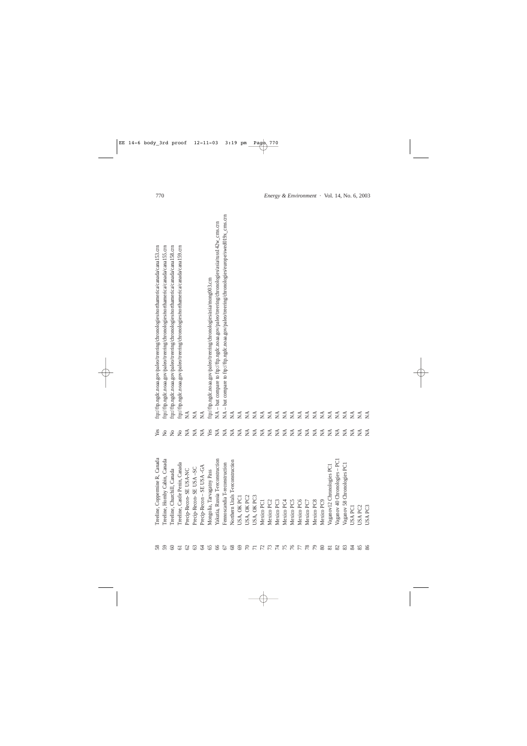| | | | |
|---|---|---|---|
| 58 | Treeline, Coppermine R, Canada | Yes | ftp://ftp.ngdc.noaa.gov/paleo/treering/chronologies/northamerica/canada/cana153.crn |
| 59 | Treeline, Hornby Cabin, Canada | No | ftp://ftp.ngdc.noaa.gov/paleo/treering/chronologies/northamerica/canada/cana155.crn |
| 60 | Treeline, Churchill, Canada | No | ftp://ftp.ngdc.noaa.gov/paleo/treering/chronologies/northamerica/canada/cana158.crn |
| 61 | Treeline, Castle Penin, Canada | No | ftp://ftp.ngdc.noaa.gov/paleo/treering/chronologies/northamerica/canada/cana159.crn |
| 62 | Precip-Recon- SE USA-NC | NA | NA |
| 63 | Precip-Recon- SE USA –SC | NA | NA |
| 64 | Precip-Recon – SE USA -GA | NA | NA |
| 65 | Mongolia, Tarvagatny Pass | Yes | ftp://ftp.ngdc.noaa.gov/paleo/treering/chronologies/asia/mong003.crn |
| 66 | Yakutia, Russia T-reconstruction | NA | NA – but compare to ftp://ftp.ngdc.noaa.gov/paleo/treering/chronologies/asia/russ142w_crns.crn |
| 67 | Fennoscandia T-reconstruction | NA | NA – but compare to ftp://ftp.ngdc.noaa.gov/paleo/treering/chronologies/europe/swed019x_crns.crn |
| 68 | Northern Urals T-reconstruction | NA | NA |
| 69 | USA, OK PC1 | NA | NA |
| 70 | USA, OK PC2 | NA | NA |
| 71 | USA, OK PC3 | NA | NA |
| 72 | Mexico PC1 | NA | NA |
| 73 | Mexico PC2 | NA | NA |
| 74 | Mexico PC3 | NA | NA |
| 75 | Mexico PC4 | NA | NA |
| 76 | Mexico PC5 | NA | NA |
| 77 | Mexico PC6 | NA | NA |
| 78 | Mexico PC7 | NA | NA |
| 79 | Mexico PC8 | NA | NA |
| 80 | Mexico PC9 | NA | NA |
| 81 | Vaganov12 Chronologies PC1 | NA | NA |
| 82 | Vaganov 40 Chronologies – PC1 | NA | NA |
| 83 | Vaganov 58 Chronologies PC1 | NA | NA |
| 84 | USA PC1 | NA | NA |
| 85 | USA PC2 | NA | NA |
| 86 | USA PC3 | NA | NA |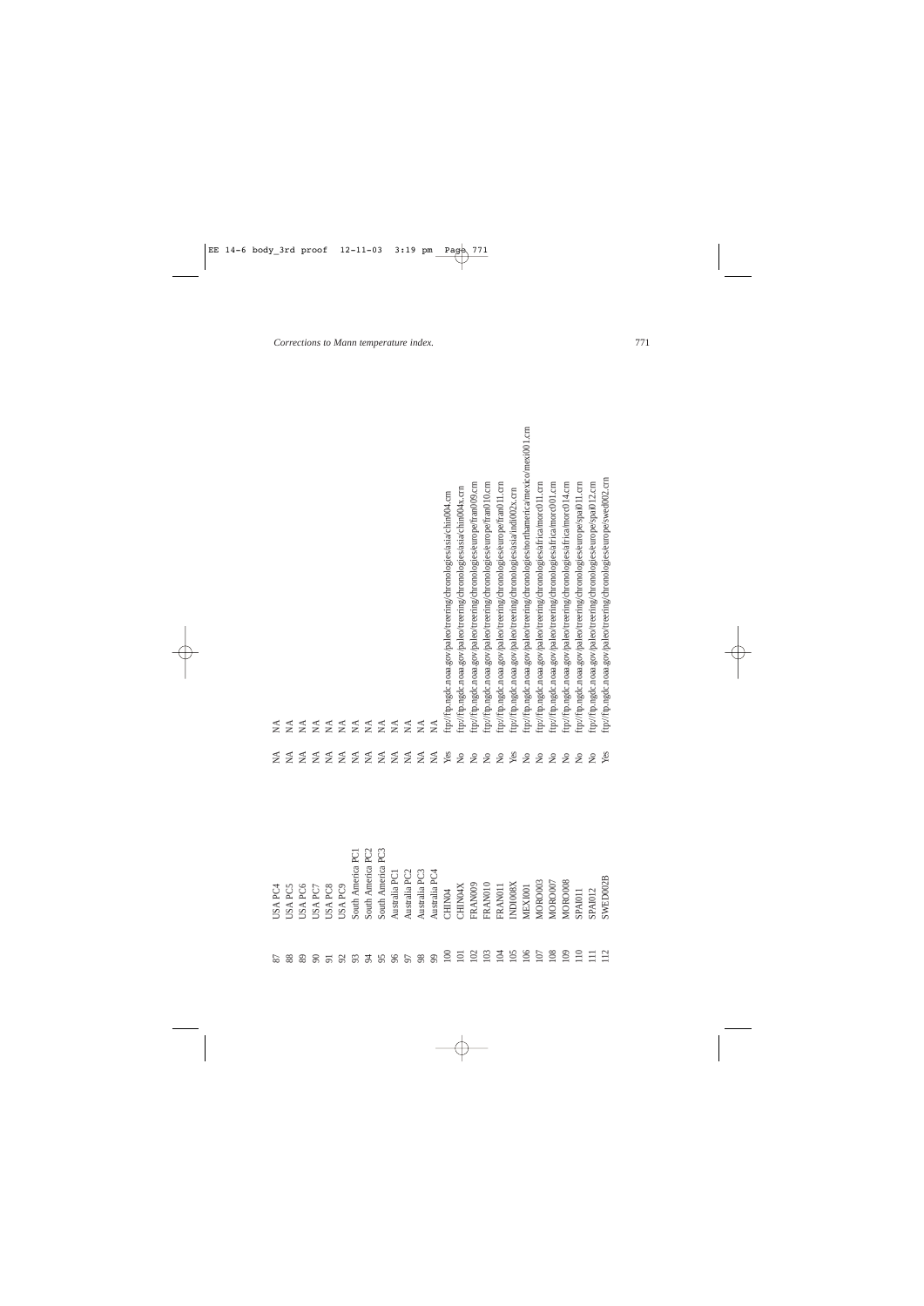| | | | |
|---|---|---|---|
| 87 | USA PC4 | NA | NA |
| 88 | USA PC5 | NA | NA |
| 89 | USA PC6 | NA | NA |
| 90 | USA PC7 | NA | NA |
| 91 | USA PC8 | NA | NA |
| 92 | USA PC9 | NA | NA |
| 93 | South America PC1 | NA | NA |
| 94 | South America PC2 | NA | NA |
| 95 | South America PC3 | NA | NA |
| 96 | Australia PC1 | NA | NA |
| 97 | Australia PC2 | NA | NA |
| 98 | Australia PC3 | NA | NA |
| 99 | Australia PC4 | NA | NA |
| 100 | CHIN04 | Yes | ftp://ftp.ngdc.noaa.gov/paleo/treering/chronologies/asia/chin004.crn |
| 101 | CHIN04X | No | ftp://ftp.ngdc.noaa.gov/paleo/treering/chronologies/asia/chin004x.crn |
| 102 | FRAN009 | No | ftp://ftp.ngdc.noaa.gov/paleo/treering/chronologies/europe/fran009.crn |
| 103 | FRAN010 | No | ftp://ftp.ngdc.noaa.gov/paleo/treering/chronologies/europe/fran010.crn |
| 104 | FRAN011 | No | ftp://ftp.ngdc.noaa.gov/paleo/treering/chronologies/europe/fran011.crn |
| 105 | INDI008X | Yes | ftp://ftp.ngdc.noaa.gov/paleo/treering/chronologies/asia/indi002x.crn |
| 106 | MEXI001 | No | ftp://ftp.ngdc.noaa.gov/paleo/treering/chronologies/northamerica/mexico/mexi001.crn |
| 107 | MORO003 | No | ftp://ftp.ngdc.noaa.gov/paleo/treering/chronologies/africa/moro011.crn |
| 108 | MORO007 | No | ftp://ftp.ngdc.noaa.gov/paleo/treering/chronologies/africa/moro001.crn |
| 109 | MORO008 | No | ftp://ftp.ngdc.noaa.gov/paleo/treering/chronologies/africa/moro014.crn |
| 110 | SPAI011 | No | ftp://ftp.ngdc.noaa.gov/paleo/treering/chronologies/europe/spai011.crn |
| 111 | SPAI012 | No | ftp://ftp.ngdc.noaa.gov/paleo/treering/chronologies/europe/spai012.crn |
| 112 | SWED002B | Yes | ftp://ftp.ngdc.noaa.gov/paleo/treering/chronologies/europe/swed002.crn |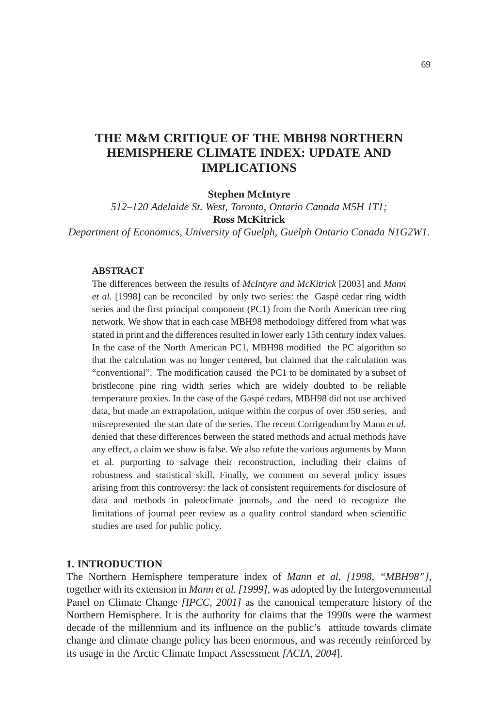# THE M&M CRITIQUE OF THE MBH98 NORTHERN HEMISPHERE CLIMATE INDEX: UPDATE AND IMPLICATIONS

**Stephen McIntyre**

*512–120 Adelaide St. West, Toronto, Ontario Canada M5H 1T1;*

**Ross McKitrick**

*Department of Economics, University of Guelph, Guelph Ontario Canada N1G2W1.*

### ABSTRACT

The differences between the results of *McIntyre and McKitrick* [2003] and *Mann et al.* [1998] can be reconciled by only two series: the Gaspé cedar ring width series and the first principal component (PC1) from the North American tree ring network. We show that in each case MBH98 methodology differed from what was stated in print and the differences resulted in lower early 15th century index values. In the case of the North American PC1, MBH98 modified the PC algorithm so that the calculation was no longer centered, but claimed that the calculation was "conventional". The modification caused the PC1 to be dominated by a subset of bristlecone pine ring width series which are widely doubted to be reliable temperature proxies. In the case of the Gaspé cedars, MBH98 did not use archived data, but made an extrapolation, unique within the corpus of over 350 series, and misrepresented the start date of the series. The recent Corrigendum by Mann *et al*. denied that these differences between the stated methods and actual methods have any effect, a claim we show is false. We also refute the various arguments by Mann et al. purporting to salvage their reconstruction, including their claims of robustness and statistical skill. Finally, we comment on several policy issues arising from this controversy: the lack of consistent requirements for disclosure of data and methods in paleoclimate journals, and the need to recognize the limitations of journal peer review as a quality control standard when scientific studies are used for public policy.

## 1. INTRODUCTION

The Northern Hemisphere temperature index of *Mann et al. [1998, "MBH98"],* together with its extension in *Mann et al. [1999],* was adopted by the Intergovernmental Panel on Climate Change *[IPCC, 2001]* as the canonical temperature history of the Northern Hemisphere. It is the authority for claims that the 1990s were the warmest decade of the millennium and its influence on the public's attitude towards climate change and climate change policy has been enormous, and was recently reinforced by its usage in the Arctic Climate Impact Assessment *[ACIA, 2004*].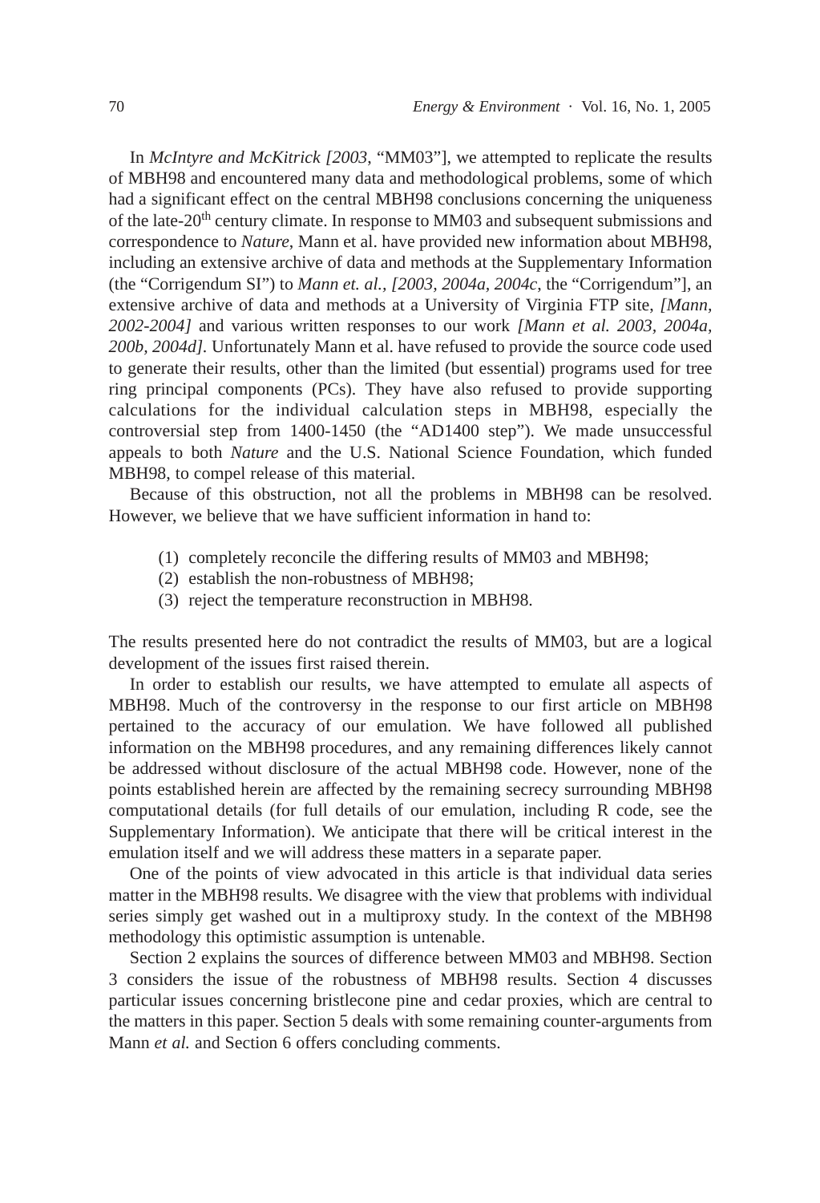In *McIntyre and McKitrick [2003*, "MM03"], we attempted to replicate the results of MBH98 and encountered many data and methodological problems, some of which had a significant effect on the central MBH98 conclusions concerning the uniqueness of the late-20th century climate. In response to MM03 and subsequent submissions and correspondence to *Nature*, Mann et al. have provided new information about MBH98, including an extensive archive of data and methods at the Supplementary Information (the "Corrigendum SI") to *Mann et. al., [2003, 2004a, 2004c*, the "Corrigendum"], an extensive archive of data and methods at a University of Virginia FTP site, *[Mann, 2002-2004]* and various written responses to our work *[Mann et al. 2003, 2004a, 200b, 2004d]*. Unfortunately Mann et al. have refused to provide the source code used to generate their results, other than the limited (but essential) programs used for tree ring principal components (PCs). They have also refused to provide supporting calculations for the individual calculation steps in MBH98, especially the controversial step from 1400-1450 (the "AD1400 step"). We made unsuccessful appeals to both *Nature* and the U.S. National Science Foundation, which funded MBH98, to compel release of this material.

Because of this obstruction, not all the problems in MBH98 can be resolved. However, we believe that we have sufficient information in hand to:

(1) completely reconcile the differing results of MM03 and MBH98;
(2) establish the non-robustness of MBH98;
(3) reject the temperature reconstruction in MBH98.

The results presented here do not contradict the results of MM03, but are a logical development of the issues first raised therein.

In order to establish our results, we have attempted to emulate all aspects of MBH98. Much of the controversy in the response to our first article on MBH98 pertained to the accuracy of our emulation. We have followed all published information on the MBH98 procedures, and any remaining differences likely cannot be addressed without disclosure of the actual MBH98 code. However, none of the points established herein are affected by the remaining secrecy surrounding MBH98 computational details (for full details of our emulation, including R code, see the Supplementary Information). We anticipate that there will be critical interest in the emulation itself and we will address these matters in a separate paper.

One of the points of view advocated in this article is that individual data series matter in the MBH98 results. We disagree with the view that problems with individual series simply get washed out in a multiproxy study. In the context of the MBH98 methodology this optimistic assumption is untenable.

Section 2 explains the sources of difference between MM03 and MBH98. Section 3 considers the issue of the robustness of MBH98 results. Section 4 discusses particular issues concerning bristlecone pine and cedar proxies, which are central to the matters in this paper. Section 5 deals with some remaining counter-arguments from Mann *et al.* and Section 6 offers concluding comments.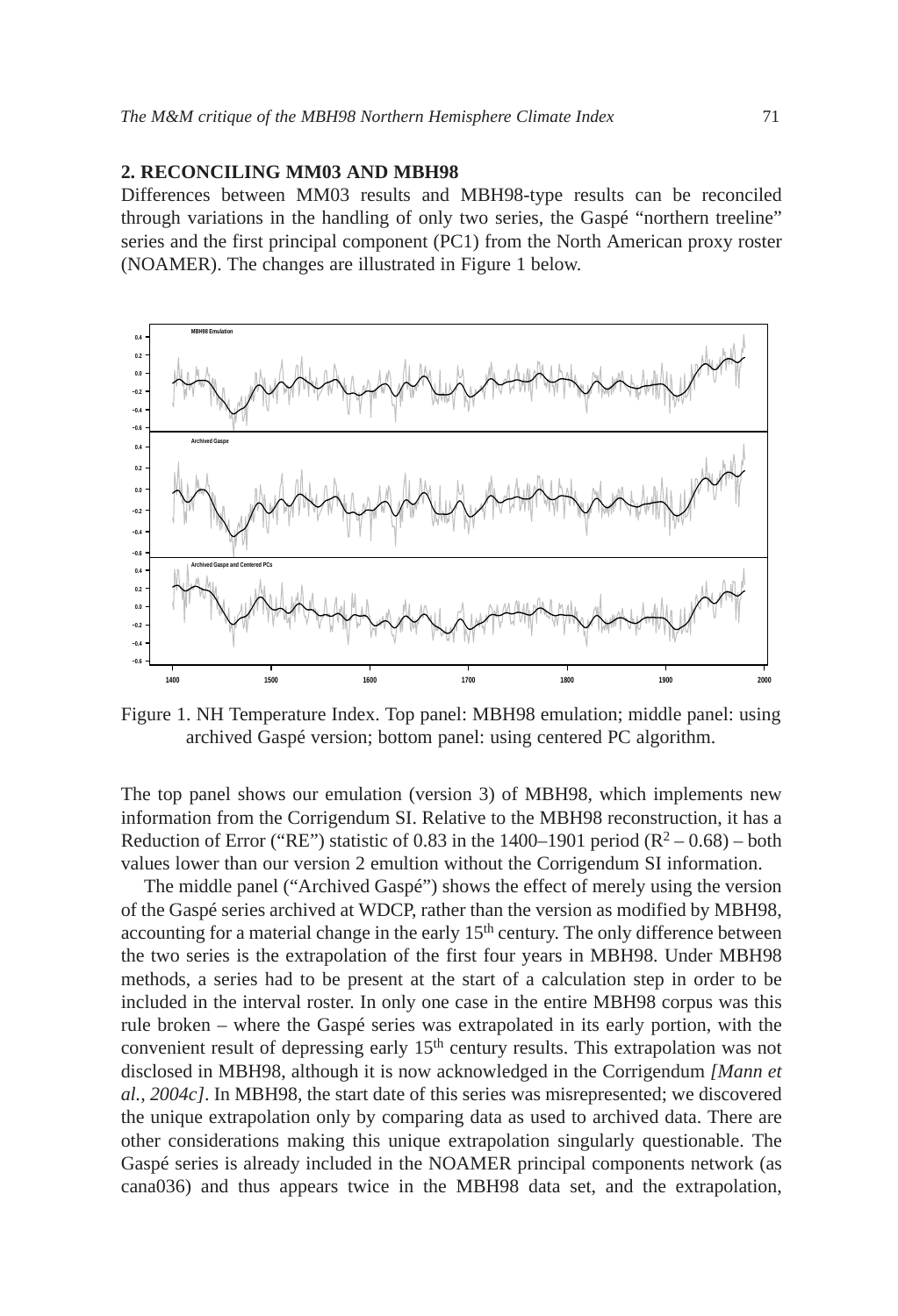## 2. RECONCILING MM03 AND MBH98

Differences between MM03 results and MBH98-type results can be reconciled through variations in the handling of only two series, the Gaspé "northern treeline" series and the first principal component (PC1) from the North American proxy roster (NOAMER). The changes are illustrated in Figure 1 below.

Figure 1. NH Temperature Index. Top panel: MBH98 emulation; middle panel: using archived Gaspé version; bottom panel: using centered PC algorithm.

The top panel shows our emulation (version 3) of MBH98, which implements new information from the Corrigendum SI. Relative to the MBH98 reconstruction, it has a Reduction of Error ("RE") statistic of 0.83 in the 1400–1901 period ($R^2$ – 0.68) – both values lower than our version 2 emultion without the Corrigendum SI information.

The middle panel ("Archived Gaspé") shows the effect of merely using the version of the Gaspé series archived at WDCP, rather than the version as modified by MBH98, accounting for a material change in the early 15th century. The only difference between the two series is the extrapolation of the first four years in MBH98. Under MBH98 methods, a series had to be present at the start of a calculation step in order to be included in the interval roster. In only one case in the entire MBH98 corpus was this rule broken – where the Gaspé series was extrapolated in its early portion, with the convenient result of depressing early 15th century results. This extrapolation was not disclosed in MBH98, although it is now acknowledged in the Corrigendum *[Mann et al., 2004c]*. In MBH98, the start date of this series was misrepresented; we discovered the unique extrapolation only by comparing data as used to archived data. There are other considerations making this unique extrapolation singularly questionable. The Gaspé series is already included in the NOAMER principal components network (as cana036) and thus appears twice in the MBH98 data set, and the extrapolation,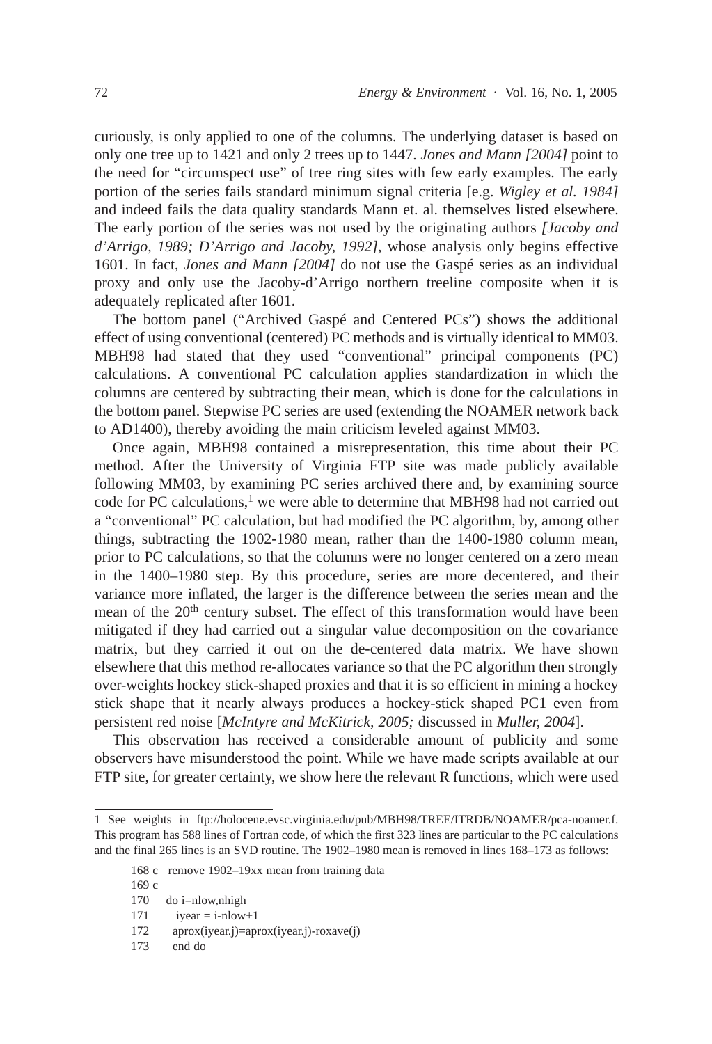curiously, is only applied to one of the columns. The underlying dataset is based on only one tree up to 1421 and only 2 trees up to 1447. *Jones and Mann [2004]* point to the need for "circumspect use" of tree ring sites with few early examples. The early portion of the series fails standard minimum signal criteria [e.g. *Wigley et al. 1984]* and indeed fails the data quality standards Mann et. al. themselves listed elsewhere. The early portion of the series was not used by the originating authors *[Jacoby and d'Arrigo, 1989; D'Arrigo and Jacoby, 1992]*, whose analysis only begins effective 1601. In fact, *Jones and Mann [2004]* do not use the Gaspé series as an individual proxy and only use the Jacoby-d'Arrigo northern treeline composite when it is adequately replicated after 1601.

The bottom panel ("Archived Gaspé and Centered PCs") shows the additional effect of using conventional (centered) PC methods and is virtually identical to MM03. MBH98 had stated that they used "conventional" principal components (PC) calculations. A conventional PC calculation applies standardization in which the columns are centered by subtracting their mean, which is done for the calculations in the bottom panel. Stepwise PC series are used (extending the NOAMER network back to AD1400), thereby avoiding the main criticism leveled against MM03.

Once again, MBH98 contained a misrepresentation, this time about their PC method. After the University of Virginia FTP site was made publicly available following MM03, by examining PC series archived there and, by examining source code for PC calculations,[1] we were able to determine that MBH98 had not carried out a "conventional" PC calculation, but had modified the PC algorithm, by, among other things, subtracting the 1902-1980 mean, rather than the 1400-1980 column mean, prior to PC calculations, so that the columns were no longer centered on a zero mean in the 1400–1980 step. By this procedure, series are more decentered, and their variance more inflated, the larger is the difference between the series mean and the mean of the 20th century subset. The effect of this transformation would have been mitigated if they had carried out a singular value decomposition on the covariance matrix, but they carried it out on the de-centered data matrix. We have shown elsewhere that this method re-allocates variance so that the PC algorithm then strongly over-weights hockey stick-shaped proxies and that it is so efficient in mining a hockey stick shape that it nearly always produces a hockey-stick shaped PC1 even from persistent red noise [*McIntyre and McKitrick, 2005;* discussed in *Muller, 2004*].

This observation has received a considerable amount of publicity and some observers have misunderstood the point. While we have made scripts available at our FTP site, for greater certainty, we show here the relevant R functions, which were used

---

1 See weights in ftp://holocene.evsc.virginia.edu/pub/MBH98/TREE/ITRDB/NOAMER/pca-noamer.f. This program has 588 lines of Fortran code, of which the first 323 lines are particular to the PC calculations and the final 265 lines is an SVD routine. The 1902–1980 mean is removed in lines 168–173 as follows:

```
168 c   remove 1902–19xx mean from training data
169 c
170     do i=nlow,nhigh
171       iyear = i-nlow+1
172       aprox(iyear.j)=aprox(iyear.j)-roxave(j)
173       end do
```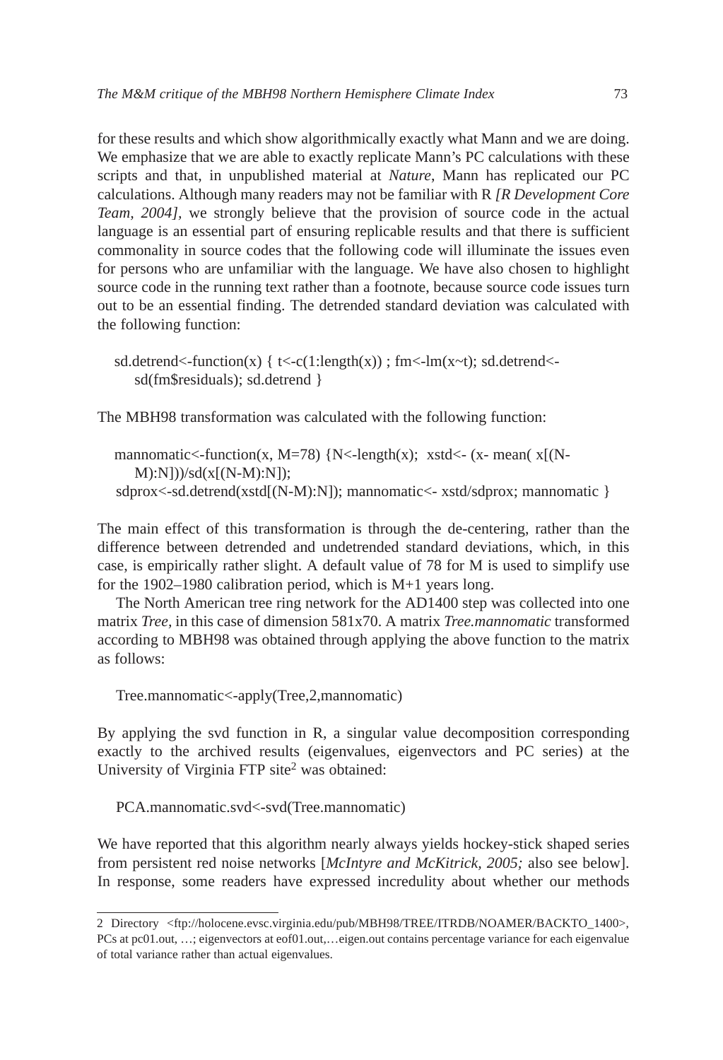for these results and which show algorithmically exactly what Mann and we are doing. We emphasize that we are able to exactly replicate Mann's PC calculations with these scripts and that, in unpublished material at *Nature*, Mann has replicated our PC calculations. Although many readers may not be familiar with R *[R Development Core Team, 2004],* we strongly believe that the provision of source code in the actual language is an essential part of ensuring replicable results and that there is sufficient commonality in source codes that the following code will illuminate the issues even for persons who are unfamiliar with the language. We have also chosen to highlight source code in the running text rather than a footnote, because source code issues turn out to be an essential finding. The detrended standard deviation was calculated with the following function:

```
sd.detrend<-function(x) { t<-c(1:length(x)) ; fm<-lm(x~t); sd.detrend<-
    sd(fm$residuals); sd.detrend }
```

The MBH98 transformation was calculated with the following function:

```
mannomatic<-function(x, M=78) {N<-length(x);  xstd<- (x- mean( x[(N-
    M):N]))/sd(x[(N-M):N]);
sdprox<-sd.detrend(xstd[(N-M):N]); mannomatic<- xstd/sdprox; mannomatic }
```

The main effect of this transformation is through the de-centering, rather than the difference between detrended and undetrended standard deviations, which, in this case, is empirically rather slight. A default value of 78 for M is used to simplify use for the 1902–1980 calibration period, which is M+1 years long.

The North American tree ring network for the AD1400 step was collected into one matrix *Tree*, in this case of dimension 581x70. A matrix *Tree.mannomatic* transformed according to MBH98 was obtained through applying the above function to the matrix as follows:

```
Tree.mannomatic<-apply(Tree,2,mannomatic)
```

By applying the svd function in R, a singular value decomposition corresponding exactly to the archived results (eigenvalues, eigenvectors and PC series) at the University of Virginia FTP site[2] was obtained:

```
PCA.mannomatic.svd<-svd(Tree.mannomatic)
```

We have reported that this algorithm nearly always yields hockey-stick shaped series from persistent red noise networks [*McIntyre and McKitrick, 2005;* also see below]. In response, some readers have expressed incredulity about whether our methods

---

2 Directory <ftp://holocene.evsc.virginia.edu/pub/MBH98/TREE/ITRDB/NOAMER/BACKTO_1400>, PCs at pc01.out, …; eigenvectors at eof01.out,…eigen.out contains percentage variance for each eigenvalue of total variance rather than actual eigenvalues.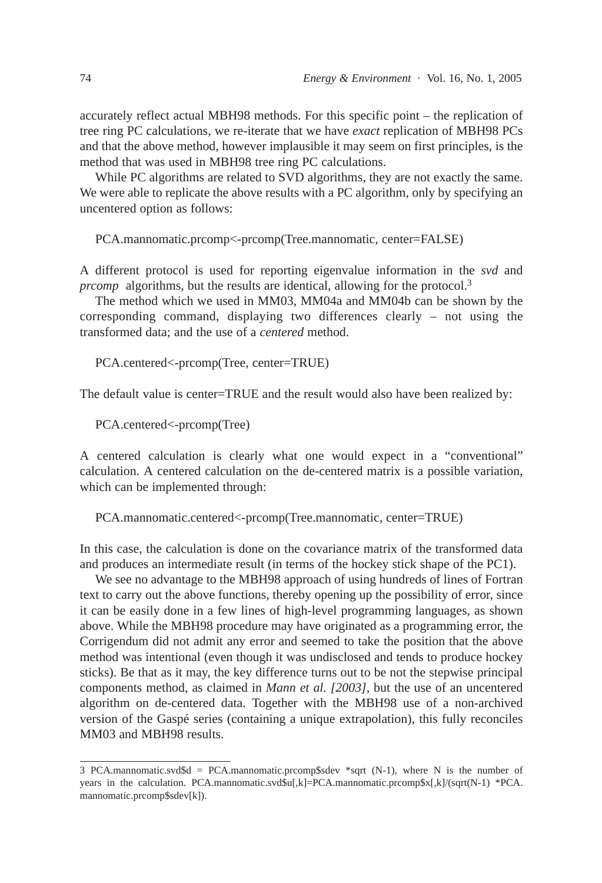accurately reflect actual MBH98 methods. For this specific point – the replication of tree ring PC calculations, we re-iterate that we have *exact* replication of MBH98 PCs and that the above method, however implausible it may seem on first principles, is the method that was used in MBH98 tree ring PC calculations.

While PC algorithms are related to SVD algorithms, they are not exactly the same. We were able to replicate the above results with a PC algorithm, only by specifying an uncentered option as follows:

```
PCA.mannomatic.prcomp<-prcomp(Tree.mannomatic, center=FALSE)
```

A different protocol is used for reporting eigenvalue information in the *svd* and *prcomp* algorithms, but the results are identical, allowing for the protocol.[3]

The method which we used in MM03, MM04a and MM04b can be shown by the corresponding command, displaying two differences clearly – not using the transformed data; and the use of a *centered* method.

```
PCA.centered<-prcomp(Tree, center=TRUE)
```

The default value is center=TRUE and the result would also have been realized by:

```
PCA.centered<-prcomp(Tree)
```

A centered calculation is clearly what one would expect in a "conventional" calculation. A centered calculation on the de-centered matrix is a possible variation, which can be implemented through:

```
PCA.mannomatic.centered<-prcomp(Tree.mannomatic, center=TRUE)
```

In this case, the calculation is done on the covariance matrix of the transformed data and produces an intermediate result (in terms of the hockey stick shape of the PC1).

We see no advantage to the MBH98 approach of using hundreds of lines of Fortran text to carry out the above functions, thereby opening up the possibility of error, since it can be easily done in a few lines of high-level programming languages, as shown above. While the MBH98 procedure may have originated as a programming error, the Corrigendum did not admit any error and seemed to take the position that the above method was intentional (even though it was undisclosed and tends to produce hockey sticks). Be that as it may, the key difference turns out to be not the stepwise principal components method, as claimed in *Mann et al. [2003]*, but the use of an uncentered algorithm on de-centered data. Together with the MBH98 use of a non-archived version of the Gaspé series (containing a unique extrapolation), this fully reconciles MM03 and MBH98 results.

---

3 PCA.mannomatic.svd$d = PCA.mannomatic.prcomp$sdev *sqrt (N-1), where N is the number of years in the calculation. PCA.mannomatic.svd$u[,k]=PCA.mannomatic.prcomp$x[,k]/(sqrt(N-1) *PCA.mannomatic.prcomp$sdev[k]).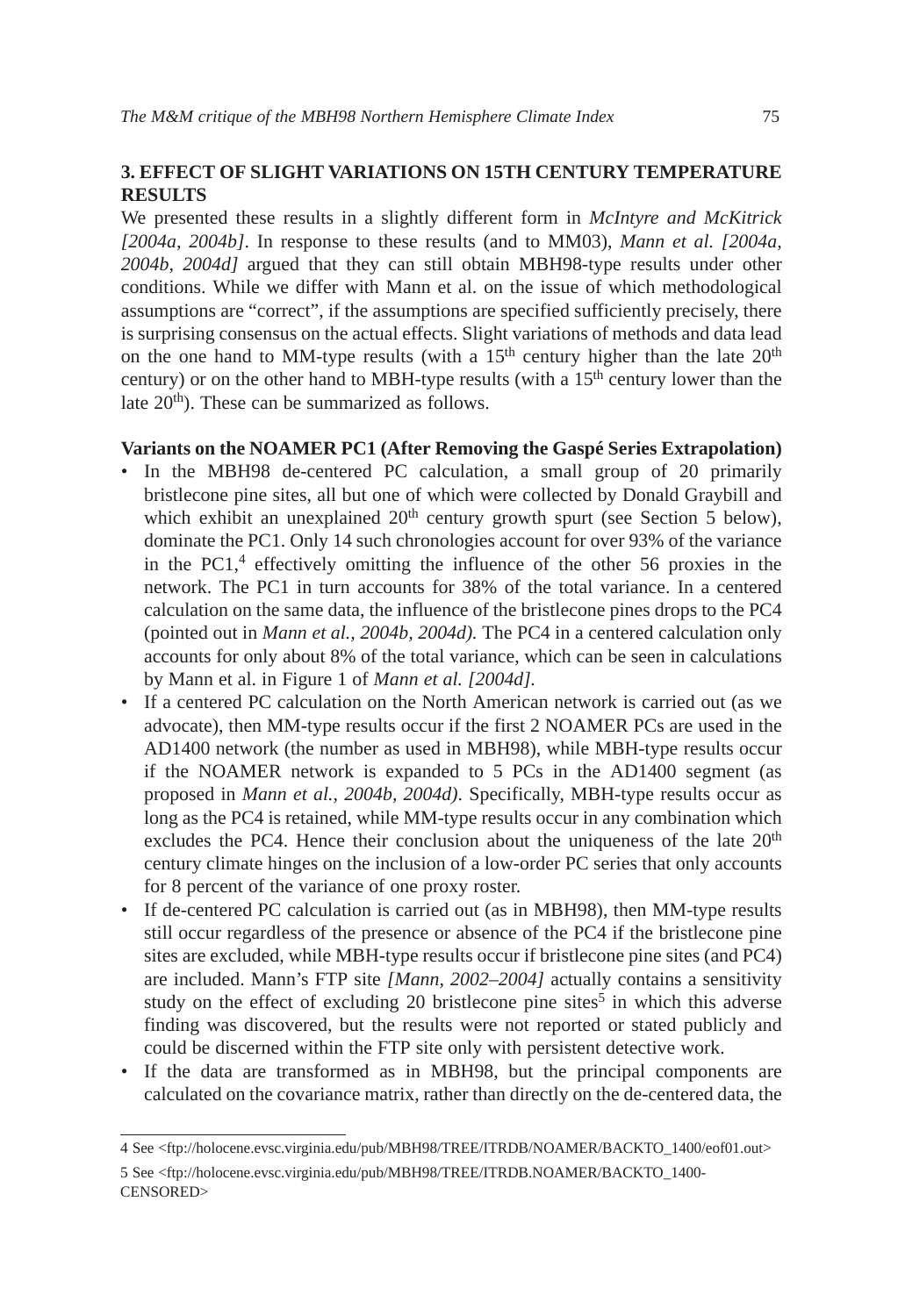## 3. EFFECT OF SLIGHT VARIATIONS ON 15TH CENTURY TEMPERATURE RESULTS

We presented these results in a slightly different form in *McIntyre and McKitrick [2004a, 2004b]*. In response to these results (and to MM03), *Mann et al. [2004a, 2004b, 2004d]* argued that they can still obtain MBH98-type results under other conditions. While we differ with Mann et al. on the issue of which methodological assumptions are "correct", if the assumptions are specified sufficiently precisely, there is surprising consensus on the actual effects. Slight variations of methods and data lead on the one hand to MM-type results (with a 15$^{th}$ century higher than the late 20$^{th}$ century) or on the other hand to MBH-type results (with a 15$^{th}$ century lower than the late 20$^{th}$). These can be summarized as follows.

**Variants on the NOAMER PC1 (After Removing the Gaspé Series Extrapolation)**

- In the MBH98 de-centered PC calculation, a small group of 20 primarily bristlecone pine sites, all but one of which were collected by Donald Graybill and which exhibit an unexplained 20$^{th}$ century growth spurt (see Section 5 below), dominate the PC1. Only 14 such chronologies account for over 93% of the variance in the PC1,[4] effectively omitting the influence of the other 56 proxies in the network. The PC1 in turn accounts for 38% of the total variance. In a centered calculation on the same data, the influence of the bristlecone pines drops to the PC4 (pointed out in *Mann et al., 2004b, 2004d).* The PC4 in a centered calculation only accounts for only about 8% of the total variance, which can be seen in calculations by Mann et al. in Figure 1 of *Mann et al. [2004d].*
- If a centered PC calculation on the North American network is carried out (as we advocate), then MM-type results occur if the first 2 NOAMER PCs are used in the AD1400 network (the number as used in MBH98), while MBH-type results occur if the NOAMER network is expanded to 5 PCs in the AD1400 segment (as proposed in *Mann et al., 2004b, 2004d)*. Specifically, MBH-type results occur as long as the PC4 is retained, while MM-type results occur in any combination which excludes the PC4. Hence their conclusion about the uniqueness of the late 20$^{th}$ century climate hinges on the inclusion of a low-order PC series that only accounts for 8 percent of the variance of one proxy roster.
- If de-centered PC calculation is carried out (as in MBH98), then MM-type results still occur regardless of the presence or absence of the PC4 if the bristlecone pine sites are excluded, while MBH-type results occur if bristlecone pine sites (and PC4) are included. Mann's FTP site *[Mann, 2002–2004]* actually contains a sensitivity study on the effect of excluding 20 bristlecone pine sites[5] in which this adverse finding was discovered, but the results were not reported or stated publicly and could be discerned within the FTP site only with persistent detective work.
- If the data are transformed as in MBH98, but the principal components are calculated on the covariance matrix, rather than directly on the de-centered data, the

---

4 See <ftp://holocene.evsc.virginia.edu/pub/MBH98/TREE/ITRDB/NOAMER/BACKTO_1400/eof01.out>

5 See <ftp://holocene.evsc.virginia.edu/pub/MBH98/TREE/ITRDB.NOAMER/BACKTO_1400-CENSORED>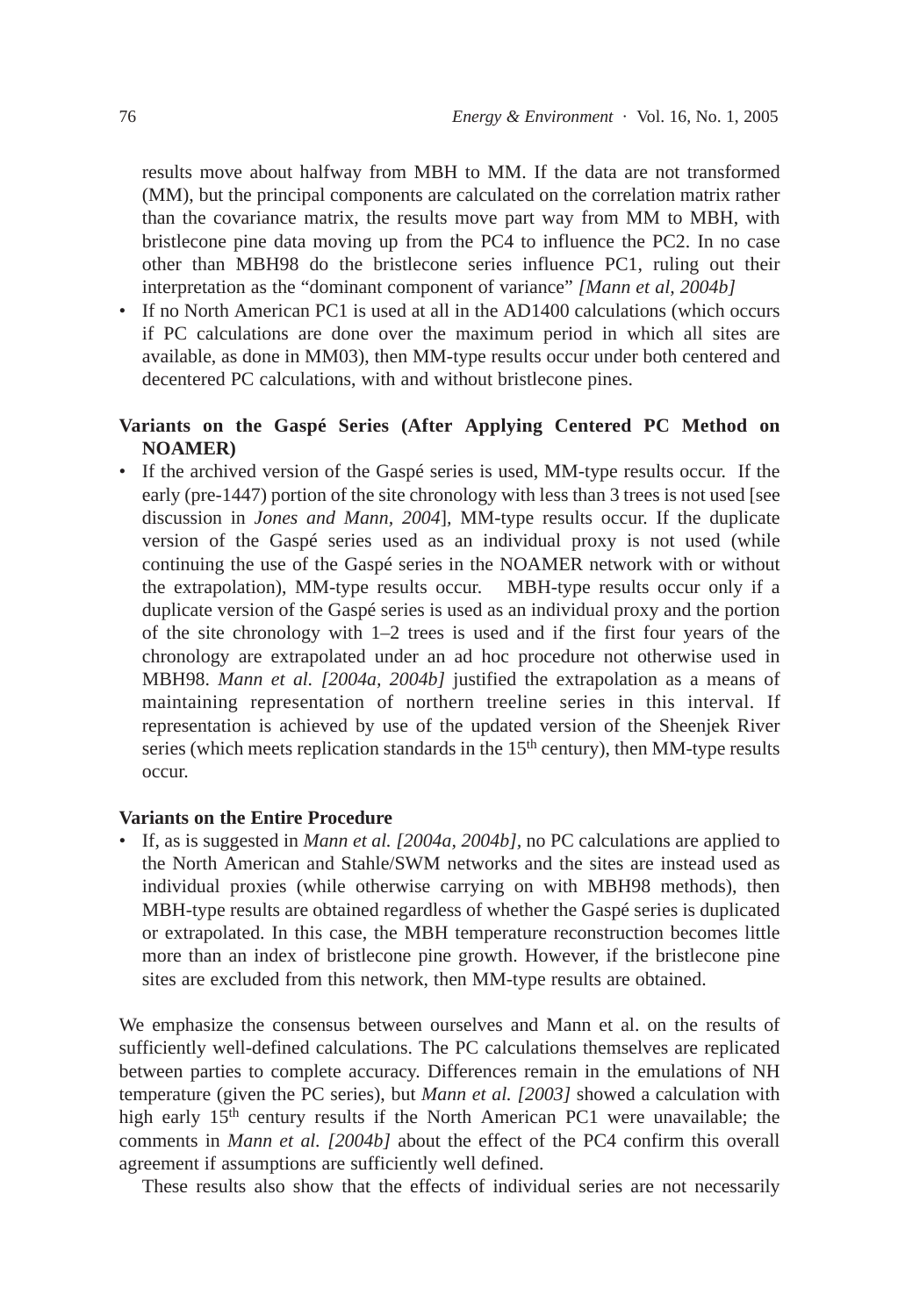results move about halfway from MBH to MM. If the data are not transformed (MM), but the principal components are calculated on the correlation matrix rather than the covariance matrix, the results move part way from MM to MBH, with bristlecone pine data moving up from the PC4 to influence the PC2. In no case other than MBH98 do the bristlecone series influence PC1, ruling out their interpretation as the "dominant component of variance" *[Mann et al, 2004b]*

- If no North American PC1 is used at all in the AD1400 calculations (which occurs if PC calculations are done over the maximum period in which all sites are available, as done in MM03), then MM-type results occur under both centered and decentered PC calculations, with and without bristlecone pines.

**Variants on the Gaspé Series (After Applying Centered PC Method on NOAMER)**

- If the archived version of the Gaspé series is used, MM-type results occur. If the early (pre-1447) portion of the site chronology with less than 3 trees is not used [see discussion in *Jones and Mann, 2004*], MM-type results occur. If the duplicate version of the Gaspé series used as an individual proxy is not used (while continuing the use of the Gaspé series in the NOAMER network with or without the extrapolation), MM-type results occur. MBH-type results occur only if a duplicate version of the Gaspé series is used as an individual proxy and the portion of the site chronology with 1–2 trees is used and if the first four years of the chronology are extrapolated under an ad hoc procedure not otherwise used in MBH98. *Mann et al. [2004a, 2004b]* justified the extrapolation as a means of maintaining representation of northern treeline series in this interval. If representation is achieved by use of the updated version of the Sheenjek River series (which meets replication standards in the 15th century), then MM-type results occur.

**Variants on the Entire Procedure**

- If, as is suggested in *Mann et al. [2004a, 2004b]*, no PC calculations are applied to the North American and Stahle/SWM networks and the sites are instead used as individual proxies (while otherwise carrying on with MBH98 methods), then MBH-type results are obtained regardless of whether the Gaspé series is duplicated or extrapolated. In this case, the MBH temperature reconstruction becomes little more than an index of bristlecone pine growth. However, if the bristlecone pine sites are excluded from this network, then MM-type results are obtained.

We emphasize the consensus between ourselves and Mann et al. on the results of sufficiently well-defined calculations. The PC calculations themselves are replicated between parties to complete accuracy. Differences remain in the emulations of NH temperature (given the PC series), but *Mann et al. [2003]* showed a calculation with high early 15th century results if the North American PC1 were unavailable; the comments in *Mann et al. [2004b]* about the effect of the PC4 confirm this overall agreement if assumptions are sufficiently well defined.

These results also show that the effects of individual series are not necessarily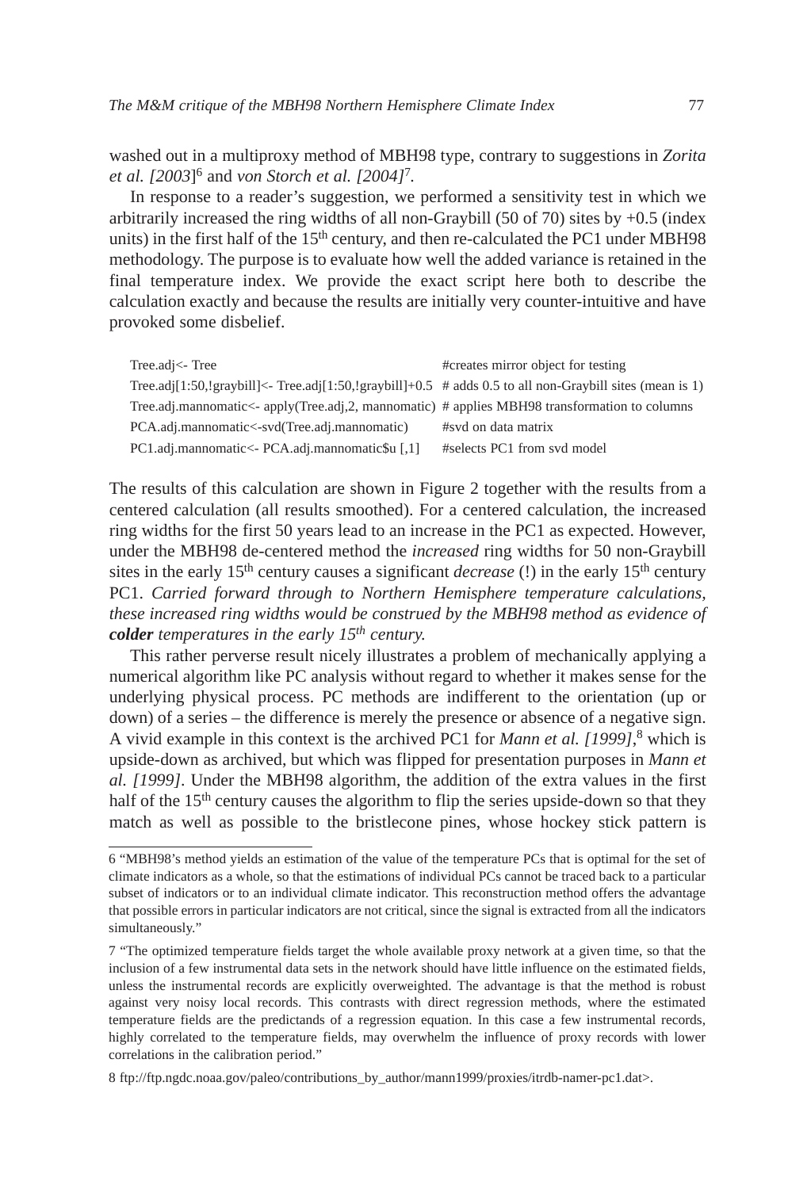washed out in a multiproxy method of MBH98 type, contrary to suggestions in *Zorita et al. [2003]*[6] and *von Storch et al. [2004]*[7].

In response to a reader's suggestion, we performed a sensitivity test in which we arbitrarily increased the ring widths of all non-Graybill (50 of 70) sites by +0.5 (index units) in the first half of the 15th century, and then re-calculated the PC1 under MBH98 methodology. The purpose is to evaluate how well the added variance is retained in the final temperature index. We provide the exact script here both to describe the calculation exactly and because the results are initially very counter-intuitive and have provoked some disbelief.

```
Tree.adj<- Tree                                                  #creates mirror object for testing
Tree.adj[1:50,!graybill]<- Tree.adj[1:50,!graybill]+0.5  # adds 0.5 to all non-Graybill sites (mean is 1)
Tree.adj.mannomatic<- apply(Tree.adj,2, mannomatic)  # applies MBH98 transformation to columns
PCA.adj.mannomatic<-svd(Tree.adj.mannomatic)          #svd on data matrix
PC1.adj.mannomatic<- PCA.adj.mannomatic$u [,1]        #selects PC1 from svd model
```

The results of this calculation are shown in Figure 2 together with the results from a centered calculation (all results smoothed). For a centered calculation, the increased ring widths for the first 50 years lead to an increase in the PC1 as expected. However, under the MBH98 de-centered method the *increased* ring widths for 50 non-Graybill sites in the early 15th century causes a significant *decrease* (!) in the early 15th century PC1. *Carried forward through to Northern Hemisphere temperature calculations, these increased ring widths would be construed by the MBH98 method as evidence of* ***colder*** *temperatures in the early 15th century.*

This rather perverse result nicely illustrates a problem of mechanically applying a numerical algorithm like PC analysis without regard to whether it makes sense for the underlying physical process. PC methods are indifferent to the orientation (up or down) of a series – the difference is merely the presence or absence of a negative sign. A vivid example in this context is the archived PC1 for *Mann et al. [1999]*,[8] which is upside-down as archived, but which was flipped for presentation purposes in *Mann et al. [1999]*. Under the MBH98 algorithm, the addition of the extra values in the first half of the 15th century causes the algorithm to flip the series upside-down so that they match as well as possible to the bristlecone pines, whose hockey stick pattern is

---

6 "MBH98's method yields an estimation of the value of the temperature PCs that is optimal for the set of climate indicators as a whole, so that the estimations of individual PCs cannot be traced back to a particular subset of indicators or to an individual climate indicator. This reconstruction method offers the advantage that possible errors in particular indicators are not critical, since the signal is extracted from all the indicators simultaneously."

7 "The optimized temperature fields target the whole available proxy network at a given time, so that the inclusion of a few instrumental data sets in the network should have little influence on the estimated fields, unless the instrumental records are explicitly overweighted. The advantage is that the method is robust against very noisy local records. This contrasts with direct regression methods, where the estimated temperature fields are the predictands of a regression equation. In this case a few instrumental records, highly correlated to the temperature fields, may overwhelm the influence of proxy records with lower correlations in the calibration period."

8 ftp://ftp.ngdc.noaa.gov/paleo/contributions_by_author/mann1999/proxies/itrdb-namer-pc1.dat>.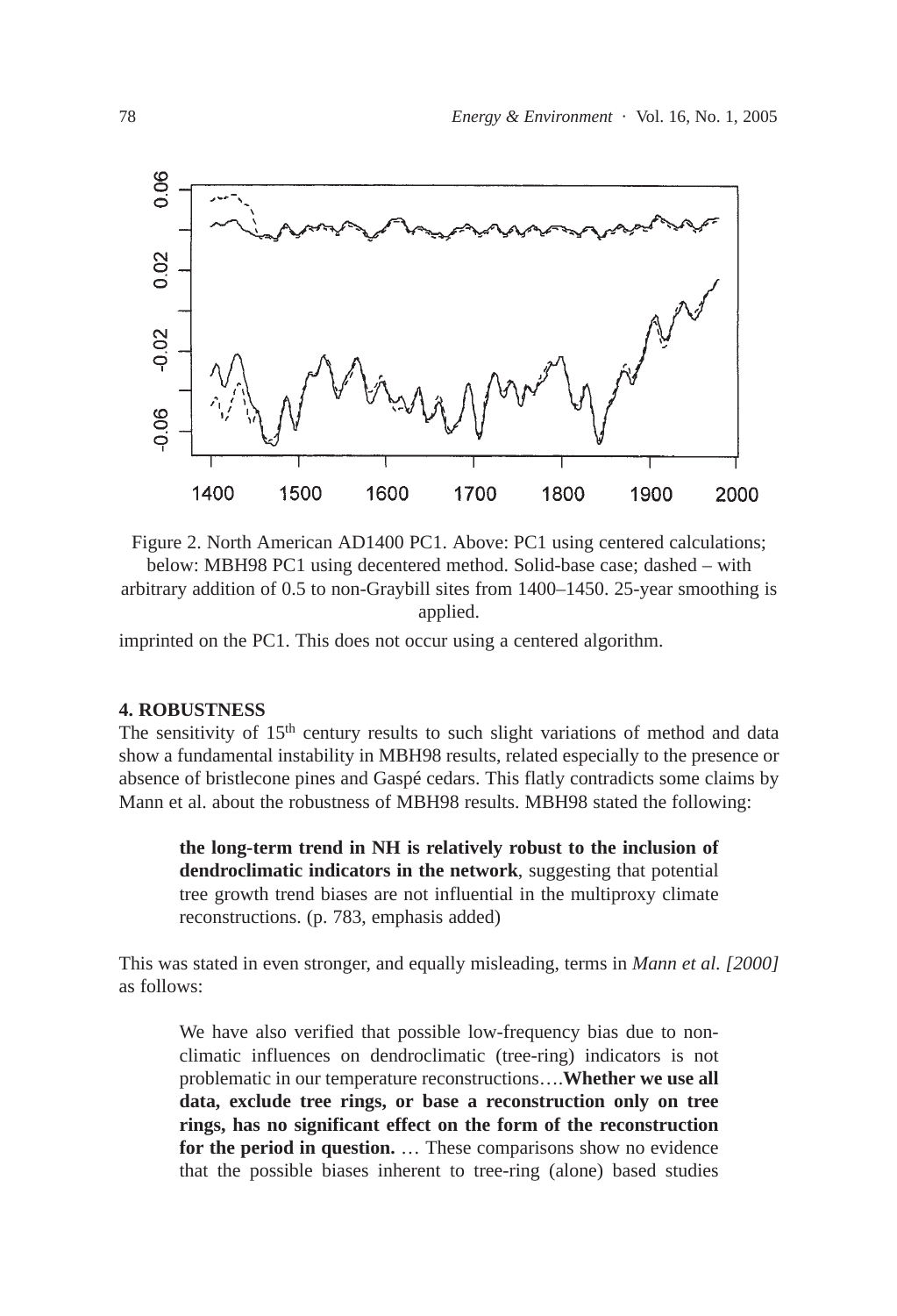Figure 2. North American AD1400 PC1. Above: PC1 using centered calculations; below: MBH98 PC1 using decentered method. Solid-base case; dashed – with arbitrary addition of 0.5 to non-Graybill sites from 1400–1450. 25-year smoothing is applied.

imprinted on the PC1. This does not occur using a centered algorithm.

## 4. ROBUSTNESS

The sensitivity of 15th century results to such slight variations of method and data show a fundamental instability in MBH98 results, related especially to the presence or absence of bristlecone pines and Gaspé cedars. This flatly contradicts some claims by Mann et al. about the robustness of MBH98 results. MBH98 stated the following:

> **the long-term trend in NH is relatively robust to the inclusion of dendroclimatic indicators in the network**, suggesting that potential tree growth trend biases are not influential in the multiproxy climate reconstructions. (p. 783, emphasis added)

This was stated in even stronger, and equally misleading, terms in *Mann et al. [2000]* as follows:

> We have also verified that possible low-frequency bias due to non-climatic influences on dendroclimatic (tree-ring) indicators is not problematic in our temperature reconstructions….**Whether we use all data, exclude tree rings, or base a reconstruction only on tree rings, has no significant effect on the form of the reconstruction for the period in question.** … These comparisons show no evidence that the possible biases inherent to tree-ring (alone) based studies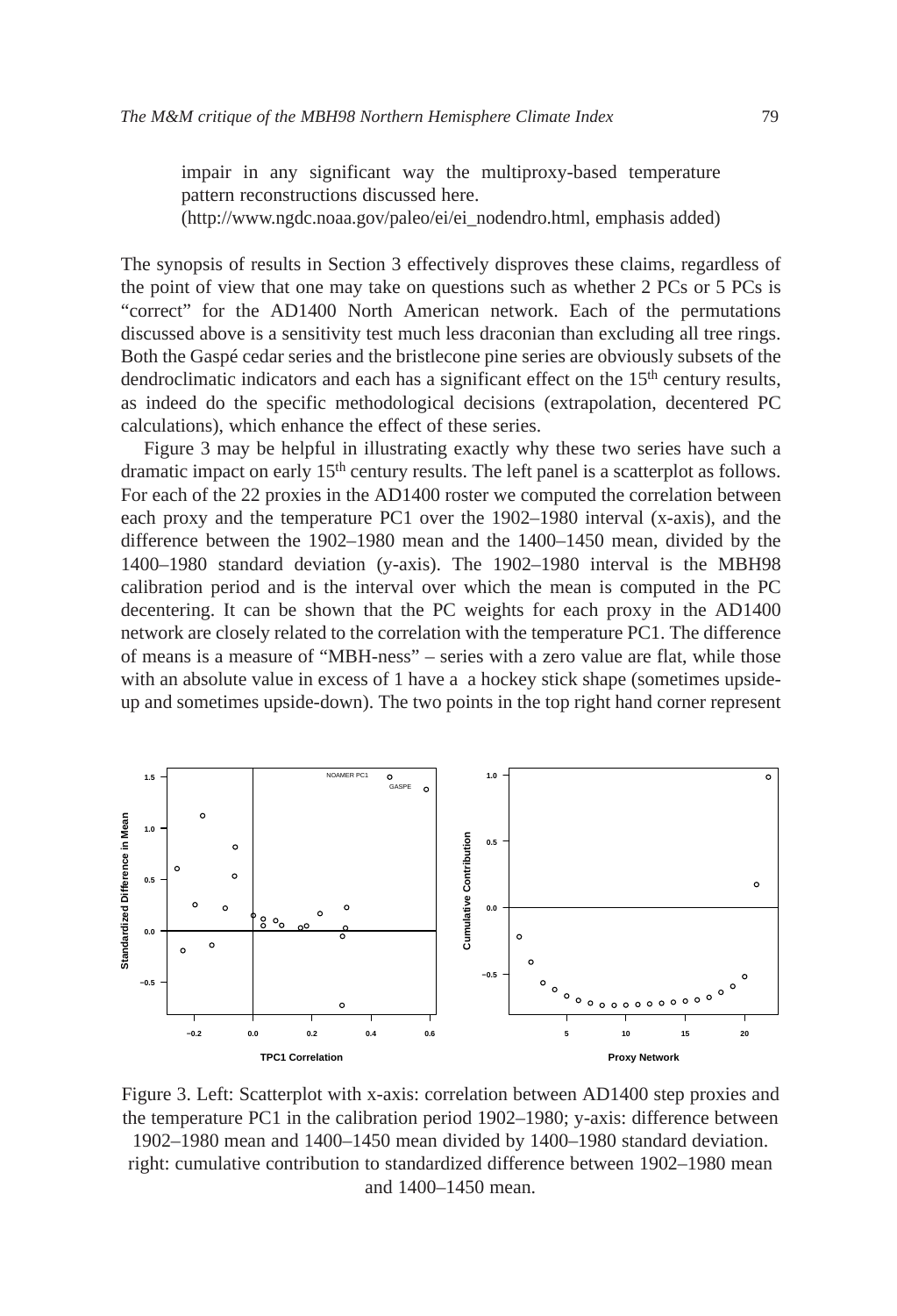impair in any significant way the multiproxy-based temperature pattern reconstructions discussed here.
(http://www.ngdc.noaa.gov/paleo/ei/ei_nodendro.html, emphasis added)

The synopsis of results in Section 3 effectively disproves these claims, regardless of the point of view that one may take on questions such as whether 2 PCs or 5 PCs is "correct" for the AD1400 North American network. Each of the permutations discussed above is a sensitivity test much less draconian than excluding all tree rings. Both the Gaspé cedar series and the bristlecone pine series are obviously subsets of the dendroclimatic indicators and each has a significant effect on the 15[th] century results, as indeed do the specific methodological decisions (extrapolation, decentered PC calculations), which enhance the effect of these series.

Figure 3 may be helpful in illustrating exactly why these two series have such a dramatic impact on early 15[th] century results. The left panel is a scatterplot as follows. For each of the 22 proxies in the AD1400 roster we computed the correlation between each proxy and the temperature PC1 over the 1902–1980 interval (x-axis), and the difference between the 1902–1980 mean and the 1400–1450 mean, divided by the 1400–1980 standard deviation (y-axis). The 1902–1980 interval is the MBH98 calibration period and is the interval over which the mean is computed in the PC decentering. It can be shown that the PC weights for each proxy in the AD1400 network are closely related to the correlation with the temperature PC1. The difference of means is a measure of "MBH-ness" – series with a zero value are flat, while those with an absolute value in excess of 1 have a a hockey stick shape (sometimes upside-up and sometimes upside-down). The two points in the top right hand corner represent

Figure 3. Left: Scatterplot with x-axis: correlation between AD1400 step proxies and the temperature PC1 in the calibration period 1902–1980; y-axis: difference between 1902–1980 mean and 1400–1450 mean divided by 1400–1980 standard deviation. right: cumulative contribution to standardized difference between 1902–1980 mean and 1400–1450 mean.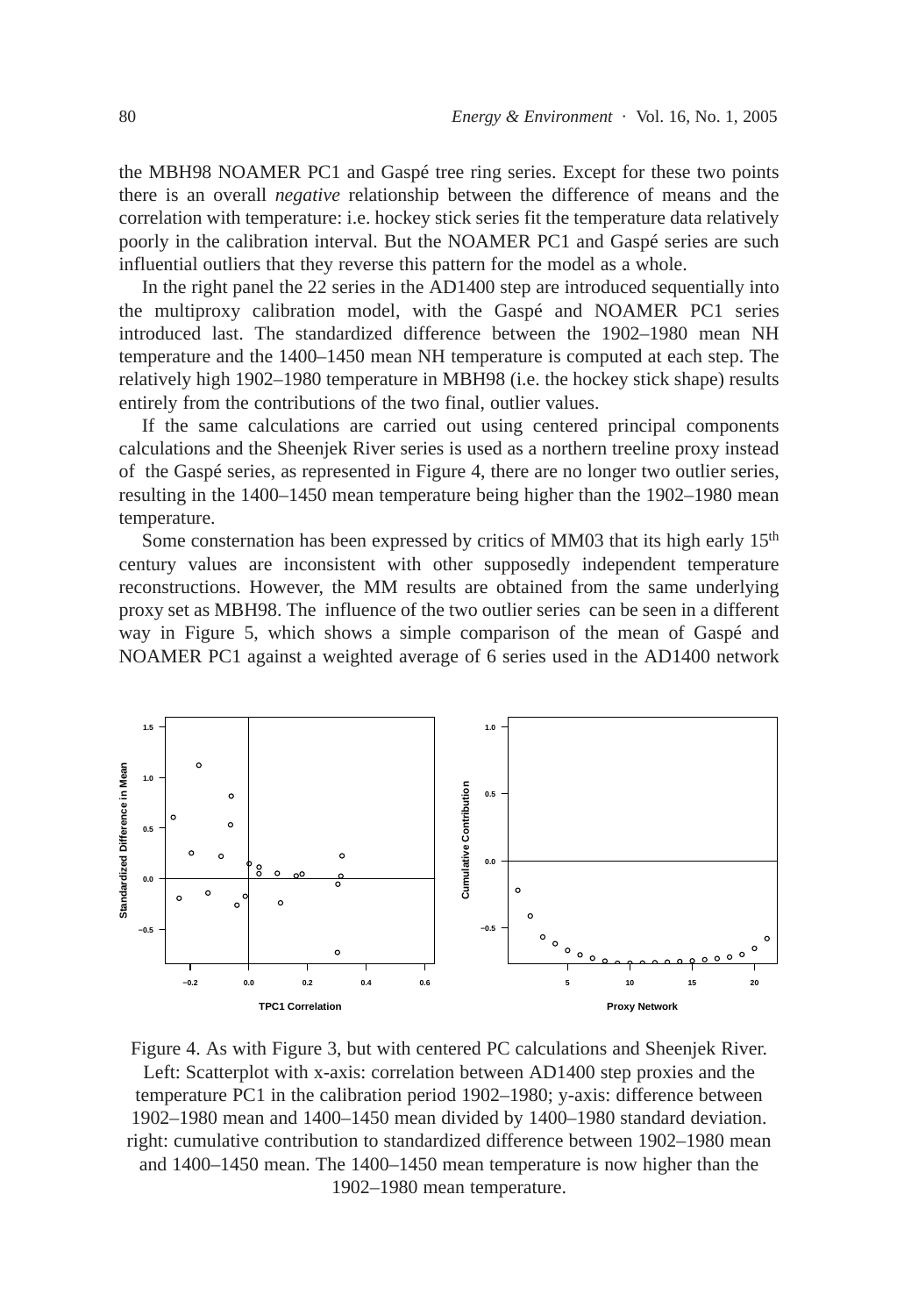the MBH98 NOAMER PC1 and Gaspé tree ring series. Except for these two points there is an overall *negative* relationship between the difference of means and the correlation with temperature: i.e. hockey stick series fit the temperature data relatively poorly in the calibration interval. But the NOAMER PC1 and Gaspé series are such influential outliers that they reverse this pattern for the model as a whole.

In the right panel the 22 series in the AD1400 step are introduced sequentially into the multiproxy calibration model, with the Gaspé and NOAMER PC1 series introduced last. The standardized difference between the 1902–1980 mean NH temperature and the 1400–1450 mean NH temperature is computed at each step. The relatively high 1902–1980 temperature in MBH98 (i.e. the hockey stick shape) results entirely from the contributions of the two final, outlier values.

If the same calculations are carried out using centered principal components calculations and the Sheenjek River series is used as a northern treeline proxy instead of the Gaspé series, as represented in Figure 4, there are no longer two outlier series, resulting in the 1400–1450 mean temperature being higher than the 1902–1980 mean temperature.

Some consternation has been expressed by critics of MM03 that its high early 15th century values are inconsistent with other supposedly independent temperature reconstructions. However, the MM results are obtained from the same underlying proxy set as MBH98. The influence of the two outlier series can be seen in a different way in Figure 5, which shows a simple comparison of the mean of Gaspé and NOAMER PC1 against a weighted average of 6 series used in the AD1400 network

Figure 4. As with Figure 3, but with centered PC calculations and Sheenjek River. Left: Scatterplot with x-axis: correlation between AD1400 step proxies and the temperature PC1 in the calibration period 1902–1980; y-axis: difference between 1902–1980 mean and 1400–1450 mean divided by 1400–1980 standard deviation. right: cumulative contribution to standardized difference between 1902–1980 mean and 1400–1450 mean. The 1400–1450 mean temperature is now higher than the 1902–1980 mean temperature.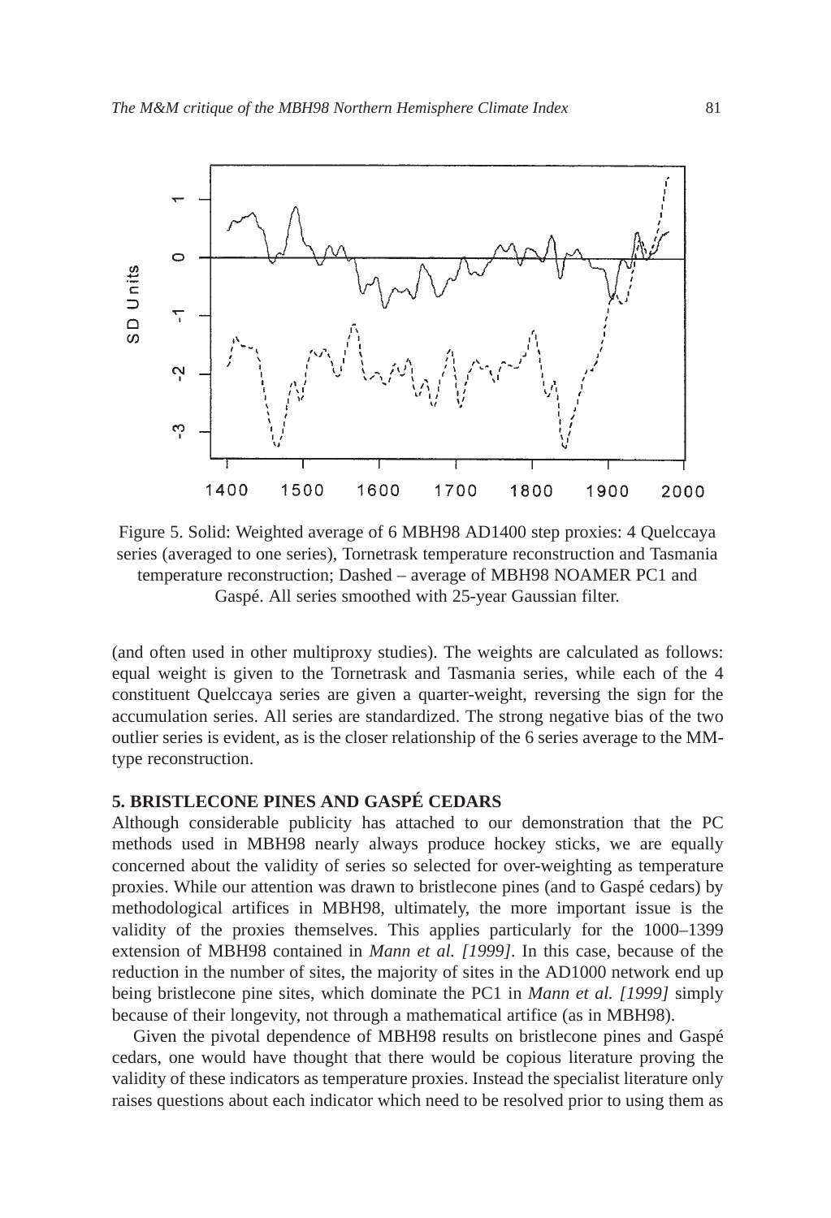Figure 5. Solid: Weighted average of 6 MBH98 AD1400 step proxies: 4 Quelccaya series (averaged to one series), Tornetrask temperature reconstruction and Tasmania temperature reconstruction; Dashed – average of MBH98 NOAMER PC1 and Gaspé. All series smoothed with 25-year Gaussian filter.

(and often used in other multiproxy studies). The weights are calculated as follows: equal weight is given to the Tornetrask and Tasmania series, while each of the 4 constituent Quelccaya series are given a quarter-weight, reversing the sign for the accumulation series. All series are standardized. The strong negative bias of the two outlier series is evident, as is the closer relationship of the 6 series average to the MM-type reconstruction.

## 5. BRISTLECONE PINES AND GASPÉ CEDARS

Although considerable publicity has attached to our demonstration that the PC methods used in MBH98 nearly always produce hockey sticks, we are equally concerned about the validity of series so selected for over-weighting as temperature proxies. While our attention was drawn to bristlecone pines (and to Gaspé cedars) by methodological artifices in MBH98, ultimately, the more important issue is the validity of the proxies themselves. This applies particularly for the 1000–1399 extension of MBH98 contained in *Mann et al. [1999]*. In this case, because of the reduction in the number of sites, the majority of sites in the AD1000 network end up being bristlecone pine sites, which dominate the PC1 in *Mann et al. [1999]* simply because of their longevity, not through a mathematical artifice (as in MBH98).

Given the pivotal dependence of MBH98 results on bristlecone pines and Gaspé cedars, one would have thought that there would be copious literature proving the validity of these indicators as temperature proxies. Instead the specialist literature only raises questions about each indicator which need to be resolved prior to using them as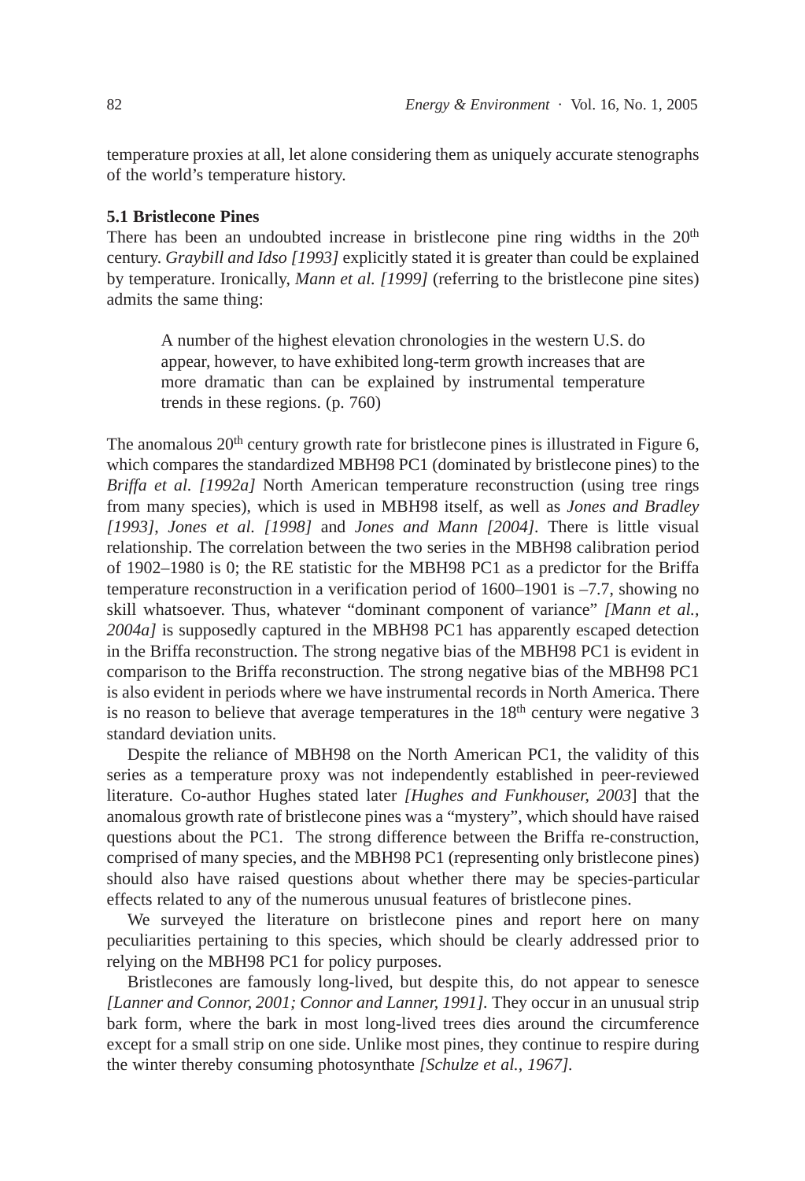temperature proxies at all, let alone considering them as uniquely accurate stenographs of the world's temperature history.

### 5.1 Bristlecone Pines

There has been an undoubted increase in bristlecone pine ring widths in the 20th century. *Graybill and Idso [1993]* explicitly stated it is greater than could be explained by temperature. Ironically, *Mann et al. [1999]* (referring to the bristlecone pine sites) admits the same thing:

> A number of the highest elevation chronologies in the western U.S. do appear, however, to have exhibited long-term growth increases that are more dramatic than can be explained by instrumental temperature trends in these regions. (p. 760)

The anomalous 20th century growth rate for bristlecone pines is illustrated in Figure 6, which compares the standardized MBH98 PC1 (dominated by bristlecone pines) to the *Briffa et al. [1992a]* North American temperature reconstruction (using tree rings from many species), which is used in MBH98 itself, as well as *Jones and Bradley [1993]*, *Jones et al. [1998]* and *Jones and Mann [2004]*. There is little visual relationship. The correlation between the two series in the MBH98 calibration period of 1902–1980 is 0; the RE statistic for the MBH98 PC1 as a predictor for the Briffa temperature reconstruction in a verification period of 1600–1901 is –7.7, showing no skill whatsoever. Thus, whatever "dominant component of variance" *[Mann et al., 2004a]* is supposedly captured in the MBH98 PC1 has apparently escaped detection in the Briffa reconstruction. The strong negative bias of the MBH98 PC1 is evident in comparison to the Briffa reconstruction. The strong negative bias of the MBH98 PC1 is also evident in periods where we have instrumental records in North America. There is no reason to believe that average temperatures in the 18th century were negative 3 standard deviation units.

Despite the reliance of MBH98 on the North American PC1, the validity of this series as a temperature proxy was not independently established in peer-reviewed literature. Co-author Hughes stated later *[Hughes and Funkhouser, 2003]* that the anomalous growth rate of bristlecone pines was a "mystery", which should have raised questions about the PC1. The strong difference between the Briffa re-construction, comprised of many species, and the MBH98 PC1 (representing only bristlecone pines) should also have raised questions about whether there may be species-particular effects related to any of the numerous unusual features of bristlecone pines.

We surveyed the literature on bristlecone pines and report here on many peculiarities pertaining to this species, which should be clearly addressed prior to relying on the MBH98 PC1 for policy purposes.

Bristlecones are famously long-lived, but despite this, do not appear to senesce *[Lanner and Connor, 2001; Connor and Lanner, 1991]*. They occur in an unusual strip bark form, where the bark in most long-lived trees dies around the circumference except for a small strip on one side. Unlike most pines, they continue to respire during the winter thereby consuming photosynthate *[Schulze et al., 1967]*.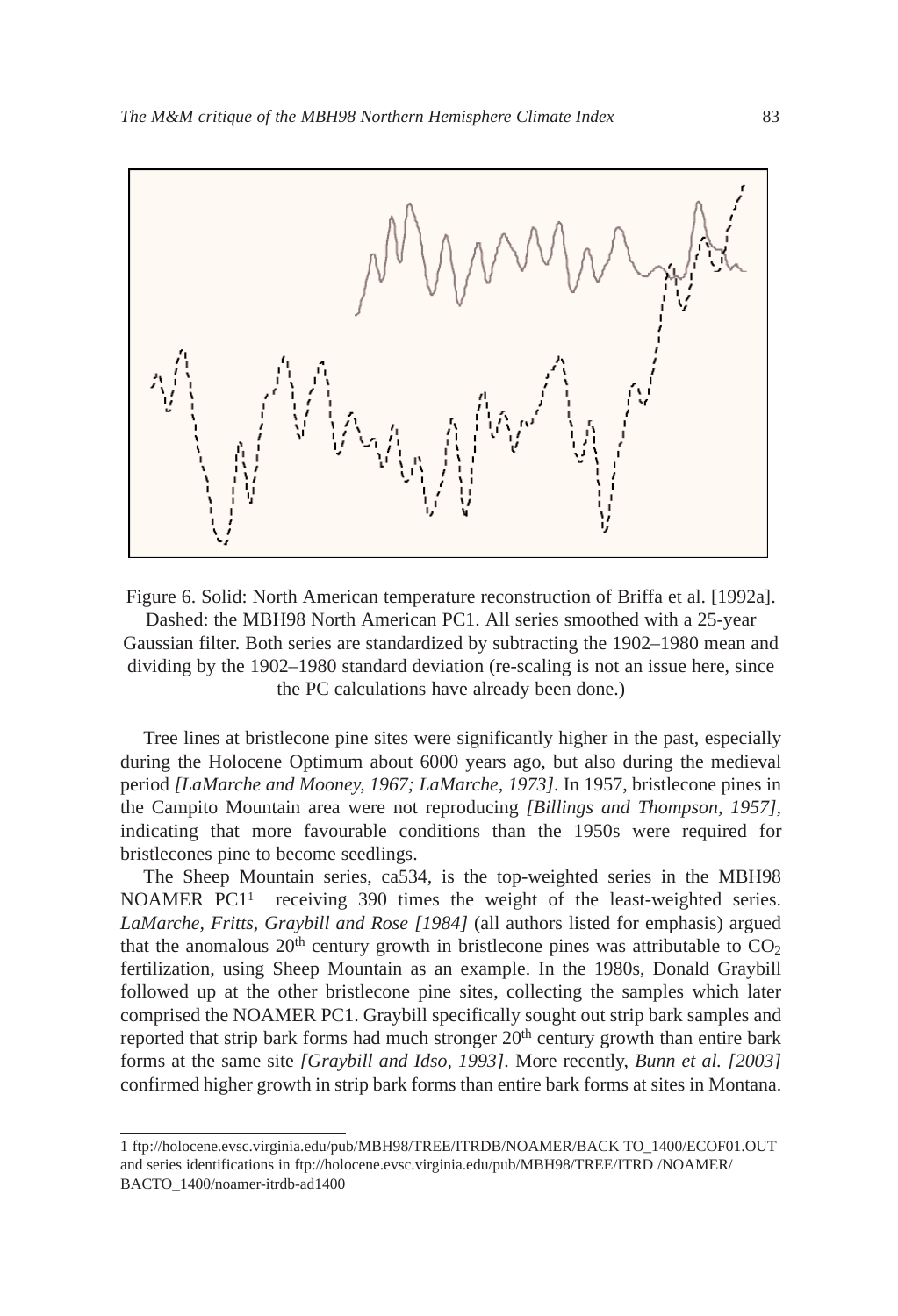Figure 6. Solid: North American temperature reconstruction of Briffa et al. [1992a]. Dashed: the MBH98 North American PC1. All series smoothed with a 25-year Gaussian filter. Both series are standardized by subtracting the 1902–1980 mean and dividing by the 1902–1980 standard deviation (re-scaling is not an issue here, since the PC calculations have already been done.)

Tree lines at bristlecone pine sites were significantly higher in the past, especially during the Holocene Optimum about 6000 years ago, but also during the medieval period *[LaMarche and Mooney, 1967; LaMarche, 1973]*. In 1957, bristlecone pines in the Campito Mountain area were not reproducing *[Billings and Thompson, 1957],* indicating that more favourable conditions than the 1950s were required for bristlecones pine to become seedlings.

The Sheep Mountain series, ca534, is the top-weighted series in the MBH98 NOAMER PC1[1] receiving 390 times the weight of the least-weighted series. *LaMarche, Fritts, Graybill and Rose [1984]* (all authors listed for emphasis) argued that the anomalous 20[th] century growth in bristlecone pines was attributable to $CO_2$ fertilization, using Sheep Mountain as an example. In the 1980s, Donald Graybill followed up at the other bristlecone pine sites, collecting the samples which later comprised the NOAMER PC1. Graybill specifically sought out strip bark samples and reported that strip bark forms had much stronger 20[th] century growth than entire bark forms at the same site *[Graybill and Idso, 1993]*. More recently, *Bunn et al. [2003]* confirmed higher growth in strip bark forms than entire bark forms at sites in Montana.

---

1 ftp://holocene.evsc.virginia.edu/pub/MBH98/TREE/ITRDB/NOAMER/BACK TO_1400/ECOF01.OUT and series identifications in ftp://holocene.evsc.virginia.edu/pub/MBH98/TREE/ITRD /NOAMER/BACTO_1400/noamer-itrdb-ad1400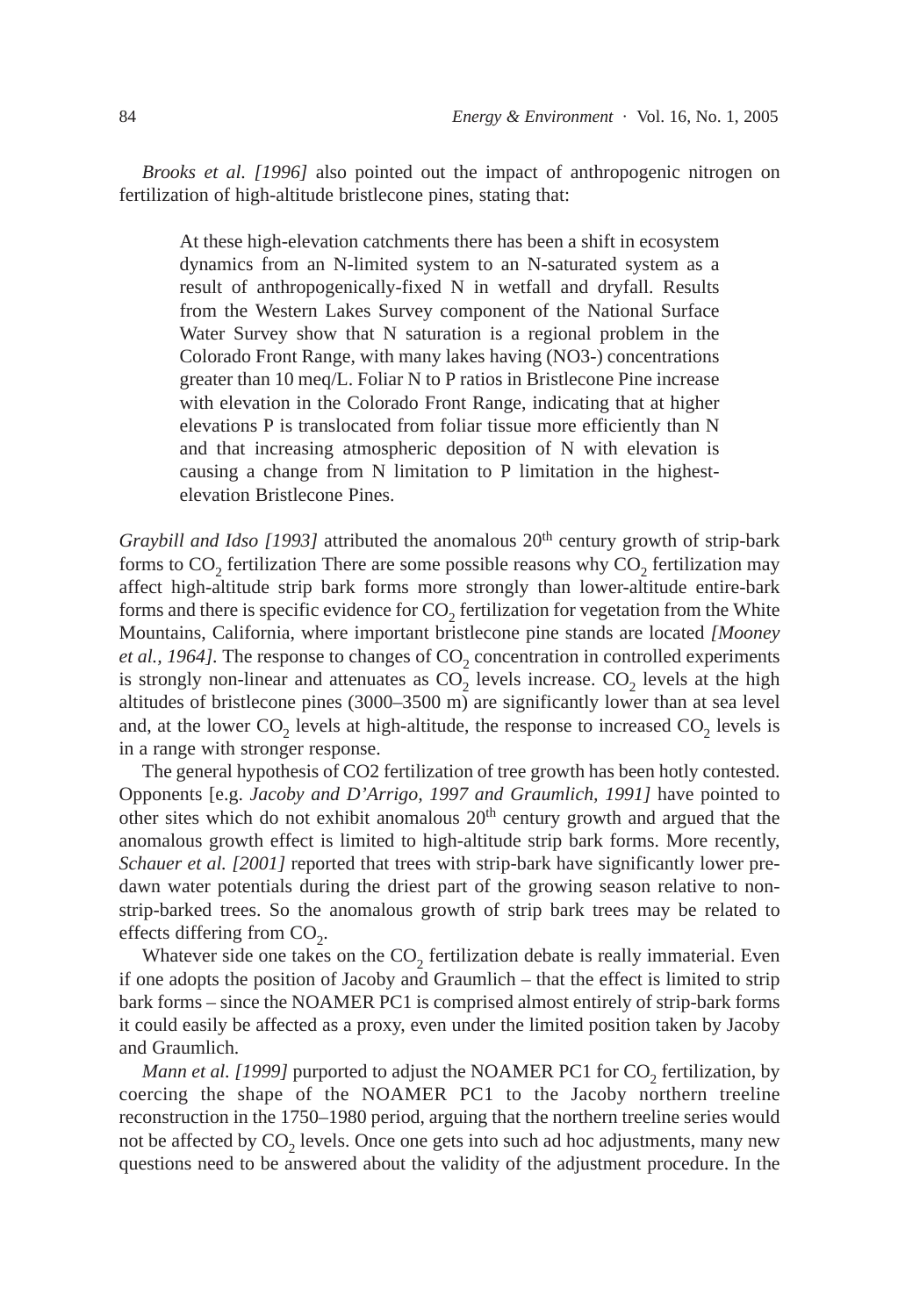*Brooks et al. [1996]* also pointed out the impact of anthropogenic nitrogen on fertilization of high-altitude bristlecone pines, stating that:

> At these high-elevation catchments there has been a shift in ecosystem dynamics from an N-limited system to an N-saturated system as a result of anthropogenically-fixed N in wetfall and dryfall. Results from the Western Lakes Survey component of the National Surface Water Survey show that N saturation is a regional problem in the Colorado Front Range, with many lakes having (NO3-) concentrations greater than 10 meq/L. Foliar N to P ratios in Bristlecone Pine increase with elevation in the Colorado Front Range, indicating that at higher elevations P is translocated from foliar tissue more efficiently than N and that increasing atmospheric deposition of N with elevation is causing a change from N limitation to P limitation in the highest-elevation Bristlecone Pines.

*Graybill and Idso [1993]* attributed the anomalous 20$^{th}$ century growth of strip-bark forms to $CO_2$ fertilization There are some possible reasons why $CO_2$ fertilization may affect high-altitude strip bark forms more strongly than lower-altitude entire-bark forms and there is specific evidence for $CO_2$ fertilization for vegetation from the White Mountains, California, where important bristlecone pine stands are located *[Mooney et al., 1964].* The response to changes of $CO_2$ concentration in controlled experiments is strongly non-linear and attenuates as $CO_2$ levels increase. $CO_2$ levels at the high altitudes of bristlecone pines (3000–3500 m) are significantly lower than at sea level and, at the lower $CO_2$ levels at high-altitude, the response to increased $CO_2$ levels is in a range with stronger response.

The general hypothesis of CO2 fertilization of tree growth has been hotly contested. Opponents [e.g. *Jacoby and D'Arrigo, 1997 and Graumlich, 1991]* have pointed to other sites which do not exhibit anomalous 20$^{th}$ century growth and argued that the anomalous growth effect is limited to high-altitude strip bark forms. More recently, *Schauer et al. [2001]* reported that trees with strip-bark have significantly lower pre-dawn water potentials during the driest part of the growing season relative to non-strip-barked trees. So the anomalous growth of strip bark trees may be related to effects differing from $CO_2$.

Whatever side one takes on the $CO_2$ fertilization debate is really immaterial. Even if one adopts the position of Jacoby and Graumlich – that the effect is limited to strip bark forms – since the NOAMER PC1 is comprised almost entirely of strip-bark forms it could easily be affected as a proxy, even under the limited position taken by Jacoby and Graumlich.

*Mann et al. [1999]* purported to adjust the NOAMER PC1 for $CO_2$ fertilization, by coercing the shape of the NOAMER PC1 to the Jacoby northern treeline reconstruction in the 1750–1980 period, arguing that the northern treeline series would not be affected by $CO_2$ levels. Once one gets into such ad hoc adjustments, many new questions need to be answered about the validity of the adjustment procedure. In the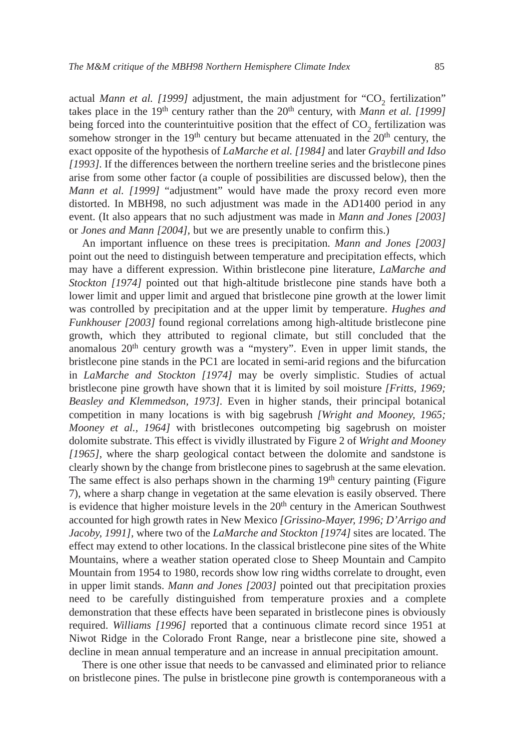actual *Mann et al. [1999]* adjustment, the main adjustment for "$CO_2$ fertilization" takes place in the 19th century rather than the 20th century, with *Mann et al. [1999]* being forced into the counterintuitive position that the effect of $CO_2$ fertilization was somehow stronger in the 19th century but became attenuated in the 20th century, the exact opposite of the hypothesis of *LaMarche et al. [1984]* and later *Graybill and Idso [1993]*. If the differences between the northern treeline series and the bristlecone pines arise from some other factor (a couple of possibilities are discussed below), then the *Mann et al. [1999]* "adjustment" would have made the proxy record even more distorted. In MBH98, no such adjustment was made in the AD1400 period in any event. (It also appears that no such adjustment was made in *Mann and Jones [2003]* or *Jones and Mann [2004]*, but we are presently unable to confirm this.)

An important influence on these trees is precipitation. *Mann and Jones [2003]* point out the need to distinguish between temperature and precipitation effects, which may have a different expression. Within bristlecone pine literature, *LaMarche and Stockton [1974]* pointed out that high-altitude bristlecone pine stands have both a lower limit and upper limit and argued that bristlecone pine growth at the lower limit was controlled by precipitation and at the upper limit by temperature. *Hughes and Funkhouser [2003]* found regional correlations among high-altitude bristlecone pine growth, which they attributed to regional climate, but still concluded that the anomalous 20th century growth was a "mystery". Even in upper limit stands, the bristlecone pine stands in the PC1 are located in semi-arid regions and the bifurcation in *LaMarche and Stockton [1974]* may be overly simplistic. Studies of actual bristlecone pine growth have shown that it is limited by soil moisture *[Fritts, 1969; Beasley and Klemmedson, 1973]*. Even in higher stands, their principal botanical competition in many locations is with big sagebrush *[Wright and Mooney, 1965; Mooney et al., 1964]* with bristlecones outcompeting big sagebrush on moister dolomite substrate. This effect is vividly illustrated by Figure 2 of *Wright and Mooney [1965]*, where the sharp geological contact between the dolomite and sandstone is clearly shown by the change from bristlecone pines to sagebrush at the same elevation. The same effect is also perhaps shown in the charming 19th century painting (Figure 7), where a sharp change in vegetation at the same elevation is easily observed. There is evidence that higher moisture levels in the 20th century in the American Southwest accounted for high growth rates in New Mexico *[Grissino-Mayer, 1996; D'Arrigo and Jacoby, 1991]*, where two of the *LaMarche and Stockton [1974]* sites are located. The effect may extend to other locations. In the classical bristlecone pine sites of the White Mountains, where a weather station operated close to Sheep Mountain and Campito Mountain from 1954 to 1980, records show low ring widths correlate to drought, even in upper limit stands. *Mann and Jones [2003]* pointed out that precipitation proxies need to be carefully distinguished from temperature proxies and a complete demonstration that these effects have been separated in bristlecone pines is obviously required. *Williams [1996]* reported that a continuous climate record since 1951 at Niwot Ridge in the Colorado Front Range, near a bristlecone pine site, showed a decline in mean annual temperature and an increase in annual precipitation amount.

There is one other issue that needs to be canvassed and eliminated prior to reliance on bristlecone pines. The pulse in bristlecone pine growth is contemporaneous with a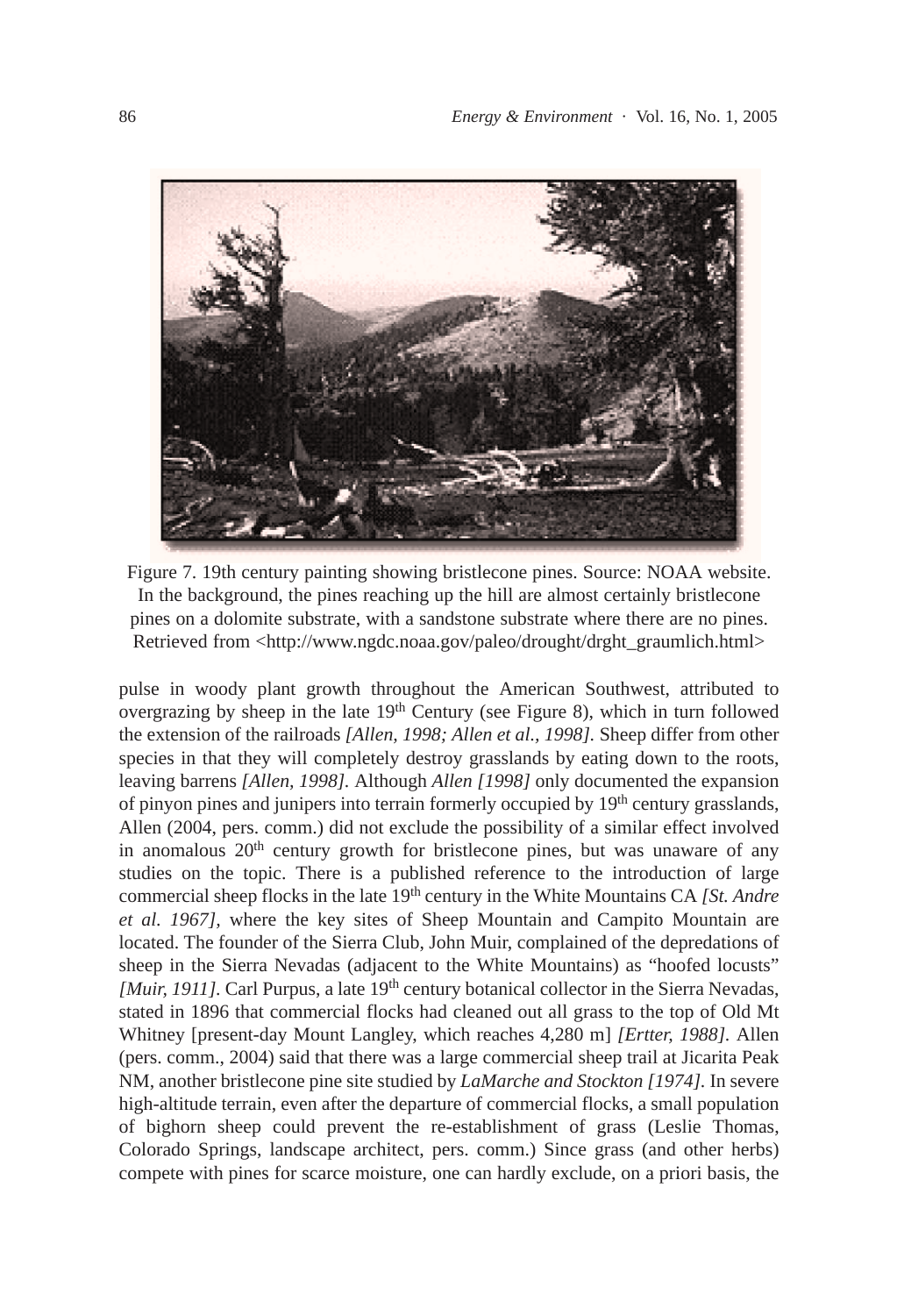Figure 7. 19th century painting showing bristlecone pines. Source: NOAA website. In the background, the pines reaching up the hill are almost certainly bristlecone pines on a dolomite substrate, with a sandstone substrate where there are no pines. Retrieved from <http://www.ngdc.noaa.gov/paleo/drought/drght_graumlich.html>

pulse in woody plant growth throughout the American Southwest, attributed to overgrazing by sheep in the late 19th Century (see Figure 8), which in turn followed the extension of the railroads *[Allen, 1998; Allen et al., 1998]*. Sheep differ from other species in that they will completely destroy grasslands by eating down to the roots, leaving barrens *[Allen, 1998]*. Although *Allen [1998]* only documented the expansion of pinyon pines and junipers into terrain formerly occupied by 19th century grasslands, Allen (2004, pers. comm.) did not exclude the possibility of a similar effect involved in anomalous 20th century growth for bristlecone pines, but was unaware of any studies on the topic. There is a published reference to the introduction of large commercial sheep flocks in the late 19th century in the White Mountains CA *[St. Andre et al. 1967]*, where the key sites of Sheep Mountain and Campito Mountain are located. The founder of the Sierra Club, John Muir, complained of the depredations of sheep in the Sierra Nevadas (adjacent to the White Mountains) as "hoofed locusts" *[Muir, 1911]*. Carl Purpus, a late 19th century botanical collector in the Sierra Nevadas, stated in 1896 that commercial flocks had cleaned out all grass to the top of Old Mt Whitney [present-day Mount Langley, which reaches 4,280 m] *[Ertter, 1988]*. Allen (pers. comm., 2004) said that there was a large commercial sheep trail at Jicarita Peak NM, another bristlecone pine site studied by *LaMarche and Stockton [1974]*. In severe high-altitude terrain, even after the departure of commercial flocks, a small population of bighorn sheep could prevent the re-establishment of grass (Leslie Thomas, Colorado Springs, landscape architect, pers. comm.) Since grass (and other herbs) compete with pines for scarce moisture, one can hardly exclude, on a priori basis, the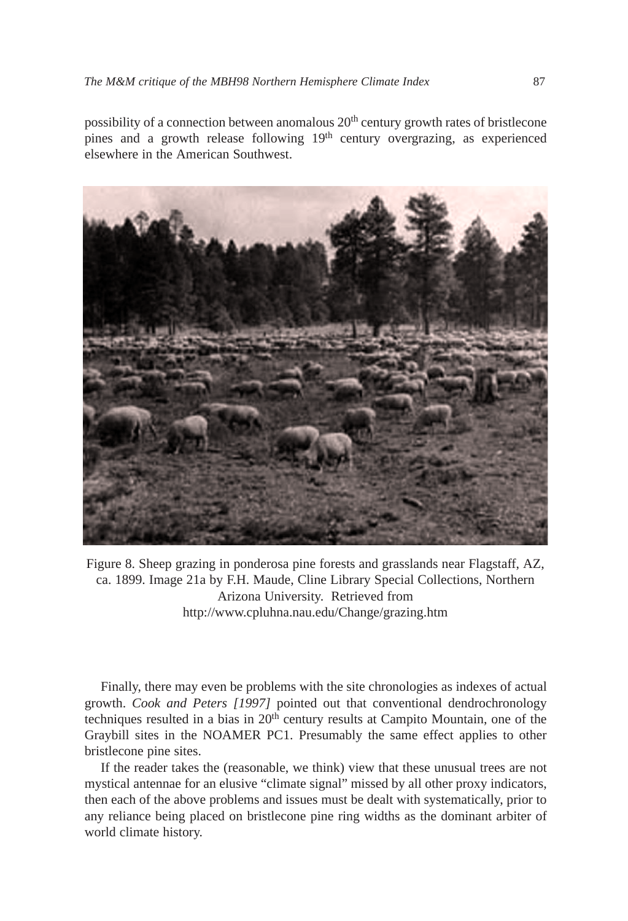possibility of a connection between anomalous 20th century growth rates of bristlecone pines and a growth release following 19th century overgrazing, as experienced elsewhere in the American Southwest.

Figure 8. Sheep grazing in ponderosa pine forests and grasslands near Flagstaff, AZ, ca. 1899. Image 21a by F.H. Maude, Cline Library Special Collections, Northern Arizona University. Retrieved from http://www.cpluhna.nau.edu/Change/grazing.htm

Finally, there may even be problems with the site chronologies as indexes of actual growth. *Cook and Peters [1997]* pointed out that conventional dendrochronology techniques resulted in a bias in 20th century results at Campito Mountain, one of the Graybill sites in the NOAMER PC1. Presumably the same effect applies to other bristlecone pine sites.

If the reader takes the (reasonable, we think) view that these unusual trees are not mystical antennae for an elusive "climate signal" missed by all other proxy indicators, then each of the above problems and issues must be dealt with systematically, prior to any reliance being placed on bristlecone pine ring widths as the dominant arbiter of world climate history.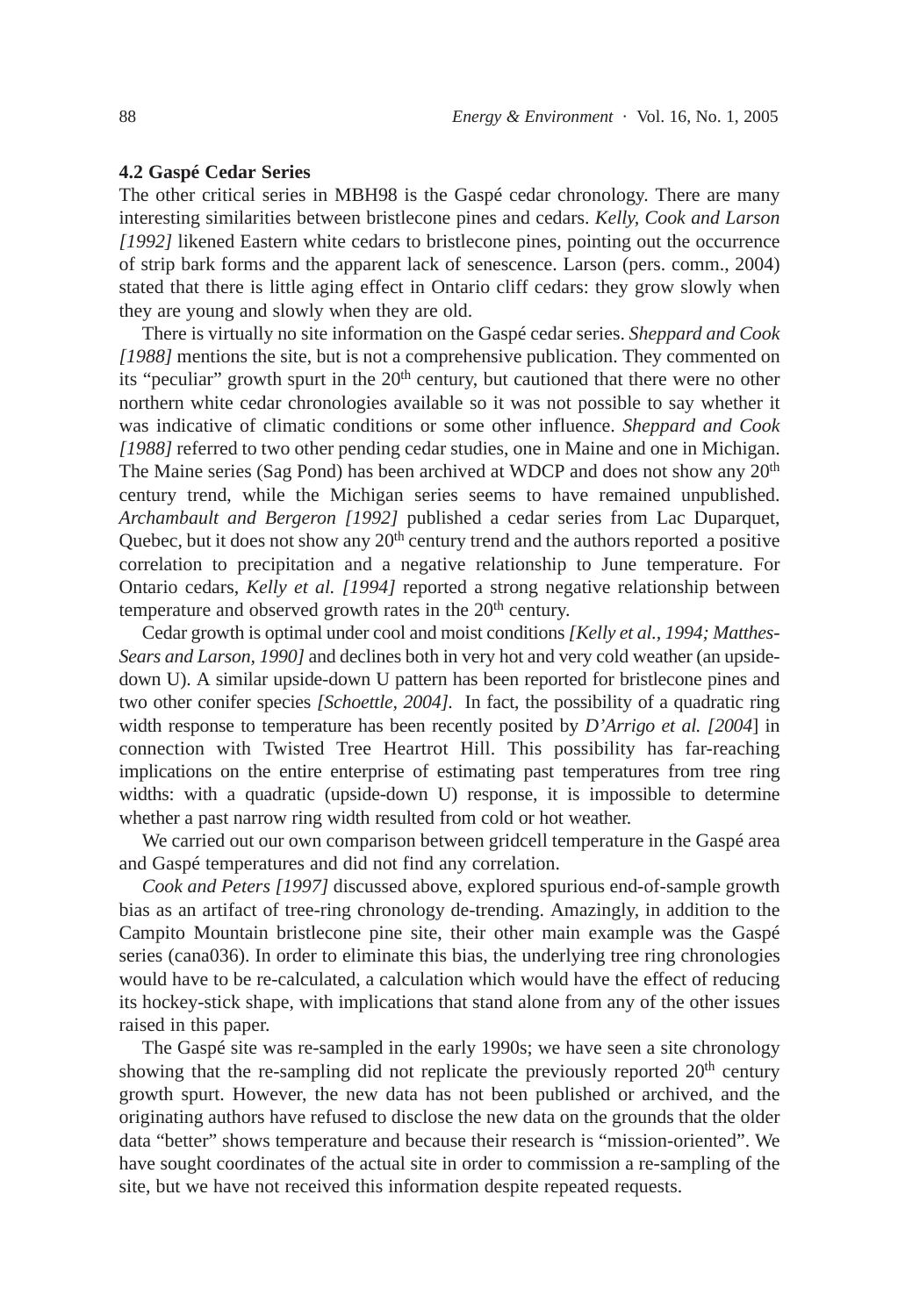### 4.2 Gaspé Cedar Series

The other critical series in MBH98 is the Gaspé cedar chronology. There are many interesting similarities between bristlecone pines and cedars. *Kelly, Cook and Larson [1992]* likened Eastern white cedars to bristlecone pines, pointing out the occurrence of strip bark forms and the apparent lack of senescence. Larson (pers. comm., 2004) stated that there is little aging effect in Ontario cliff cedars: they grow slowly when they are young and slowly when they are old.

There is virtually no site information on the Gaspé cedar series. *Sheppard and Cook [1988]* mentions the site, but is not a comprehensive publication. They commented on its "peculiar" growth spurt in the 20th century, but cautioned that there were no other northern white cedar chronologies available so it was not possible to say whether it was indicative of climatic conditions or some other influence. *Sheppard and Cook [1988]* referred to two other pending cedar studies, one in Maine and one in Michigan. The Maine series (Sag Pond) has been archived at WDCP and does not show any 20th century trend, while the Michigan series seems to have remained unpublished. *Archambault and Bergeron [1992]* published a cedar series from Lac Duparquet, Quebec, but it does not show any 20th century trend and the authors reported a positive correlation to precipitation and a negative relationship to June temperature. For Ontario cedars, *Kelly et al. [1994]* reported a strong negative relationship between temperature and observed growth rates in the 20th century.

Cedar growth is optimal under cool and moist conditions *[Kelly et al., 1994; Matthes-Sears and Larson, 1990]* and declines both in very hot and very cold weather (an upside-down U). A similar upside-down U pattern has been reported for bristlecone pines and two other conifer species *[Schoettle, 2004]*. In fact, the possibility of a quadratic ring width response to temperature has been recently posited by *D'Arrigo et al. [2004]* in connection with Twisted Tree Heartrot Hill. This possibility has far-reaching implications on the entire enterprise of estimating past temperatures from tree ring widths: with a quadratic (upside-down U) response, it is impossible to determine whether a past narrow ring width resulted from cold or hot weather.

We carried out our own comparison between gridcell temperature in the Gaspé area and Gaspé temperatures and did not find any correlation.

*Cook and Peters [1997]* discussed above, explored spurious end-of-sample growth bias as an artifact of tree-ring chronology de-trending. Amazingly, in addition to the Campito Mountain bristlecone pine site, their other main example was the Gaspé series (cana036). In order to eliminate this bias, the underlying tree ring chronologies would have to be re-calculated, a calculation which would have the effect of reducing its hockey-stick shape, with implications that stand alone from any of the other issues raised in this paper.

The Gaspé site was re-sampled in the early 1990s; we have seen a site chronology showing that the re-sampling did not replicate the previously reported 20th century growth spurt. However, the new data has not been published or archived, and the originating authors have refused to disclose the new data on the grounds that the older data "better" shows temperature and because their research is "mission-oriented". We have sought coordinates of the actual site in order to commission a re-sampling of the site, but we have not received this information despite repeated requests.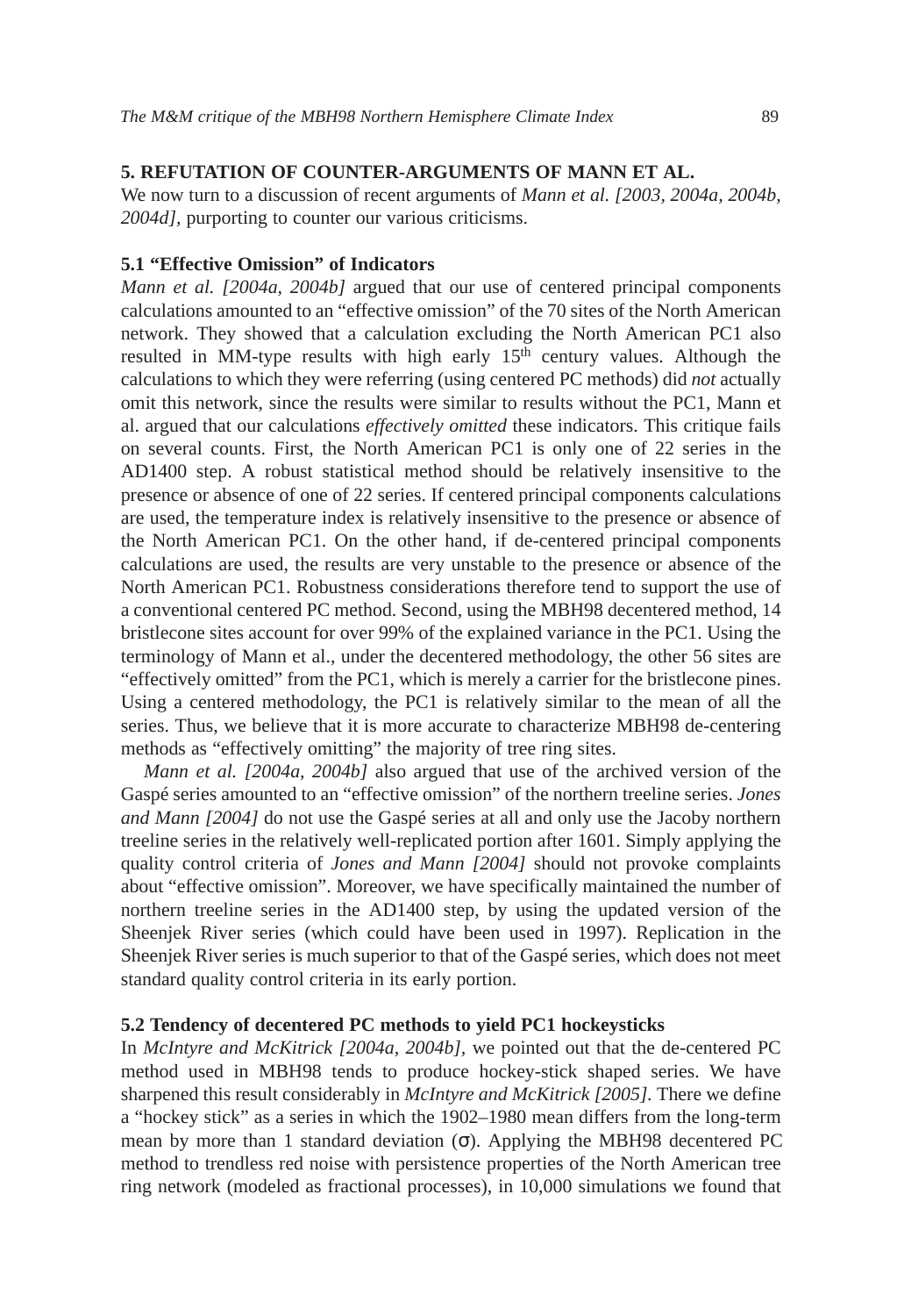## 5. REFUTATION OF COUNTER-ARGUMENTS OF MANN ET AL.

We now turn to a discussion of recent arguments of *Mann et al. [2003, 2004a, 2004b, 2004d],* purporting to counter our various criticisms.

### 5.1 "Effective Omission" of Indicators

*Mann et al. [2004a, 2004b]* argued that our use of centered principal components calculations amounted to an "effective omission" of the 70 sites of the North American network. They showed that a calculation excluding the North American PC1 also resulted in MM-type results with high early 15th century values. Although the calculations to which they were referring (using centered PC methods) did *not* actually omit this network, since the results were similar to results without the PC1, Mann et al. argued that our calculations *effectively omitted* these indicators. This critique fails on several counts. First, the North American PC1 is only one of 22 series in the AD1400 step. A robust statistical method should be relatively insensitive to the presence or absence of one of 22 series. If centered principal components calculations are used, the temperature index is relatively insensitive to the presence or absence of the North American PC1. On the other hand, if de-centered principal components calculations are used, the results are very unstable to the presence or absence of the North American PC1. Robustness considerations therefore tend to support the use of a conventional centered PC method. Second, using the MBH98 decentered method, 14 bristlecone sites account for over 99% of the explained variance in the PC1. Using the terminology of Mann et al., under the decentered methodology, the other 56 sites are "effectively omitted" from the PC1, which is merely a carrier for the bristlecone pines. Using a centered methodology, the PC1 is relatively similar to the mean of all the series. Thus, we believe that it is more accurate to characterize MBH98 de-centering methods as "effectively omitting" the majority of tree ring sites.

*Mann et al. [2004a, 2004b]* also argued that use of the archived version of the Gaspé series amounted to an "effective omission" of the northern treeline series. *Jones and Mann [2004]* do not use the Gaspé series at all and only use the Jacoby northern treeline series in the relatively well-replicated portion after 1601. Simply applying the quality control criteria of *Jones and Mann [2004]* should not provoke complaints about "effective omission". Moreover, we have specifically maintained the number of northern treeline series in the AD1400 step, by using the updated version of the Sheenjek River series (which could have been used in 1997). Replication in the Sheenjek River series is much superior to that of the Gaspé series, which does not meet standard quality control criteria in its early portion.

### 5.2 Tendency of decentered PC methods to yield PC1 hockeysticks

In *McIntyre and McKitrick [2004a, 2004b],* we pointed out that the de-centered PC method used in MBH98 tends to produce hockey-stick shaped series. We have sharpened this result considerably in *McIntyre and McKitrick [2005].* There we define a "hockey stick" as a series in which the 1902–1980 mean differs from the long-term mean by more than 1 standard deviation ($\sigma$). Applying the MBH98 decentered PC method to trendless red noise with persistence properties of the North American tree ring network (modeled as fractional processes), in 10,000 simulations we found that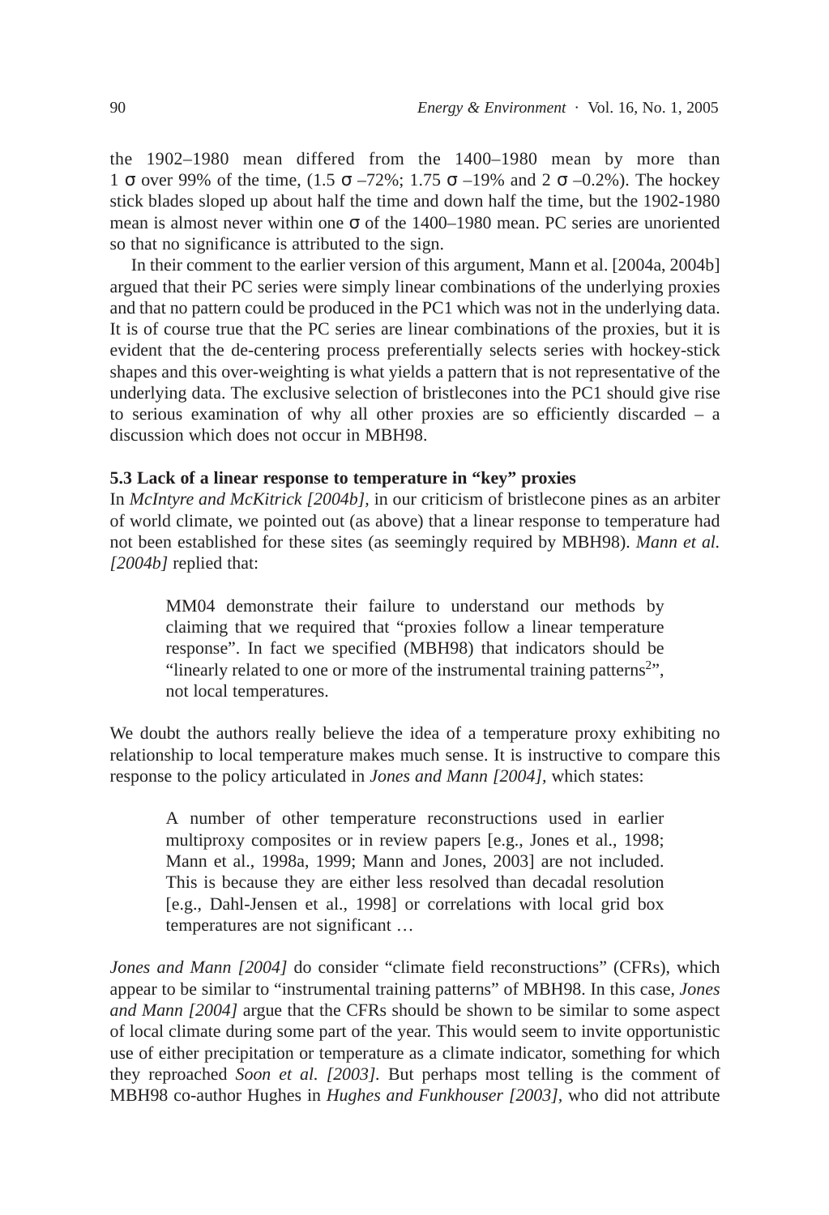the 1902–1980 mean differed from the 1400–1980 mean by more than 1 σ over 99% of the time, (1.5 σ –72%; 1.75 σ –19% and 2 σ –0.2%). The hockey stick blades sloped up about half the time and down half the time, but the 1902-1980 mean is almost never within one σ of the 1400–1980 mean. PC series are unoriented so that no significance is attributed to the sign.

In their comment to the earlier version of this argument, Mann et al. [2004a, 2004b] argued that their PC series were simply linear combinations of the underlying proxies and that no pattern could be produced in the PC1 which was not in the underlying data. It is of course true that the PC series are linear combinations of the proxies, but it is evident that the de-centering process preferentially selects series with hockey-stick shapes and this over-weighting is what yields a pattern that is not representative of the underlying data. The exclusive selection of bristlecones into the PC1 should give rise to serious examination of why all other proxies are so efficiently discarded – a discussion which does not occur in MBH98.

### 5.3 Lack of a linear response to temperature in "key" proxies

In *McIntyre and McKitrick [2004b]*, in our criticism of bristlecone pines as an arbiter of world climate, we pointed out (as above) that a linear response to temperature had not been established for these sites (as seemingly required by MBH98). *Mann et al. [2004b]* replied that:

> MM04 demonstrate their failure to understand our methods by claiming that we required that "proxies follow a linear temperature response". In fact we specified (MBH98) that indicators should be "linearly related to one or more of the instrumental training patterns[2]", not local temperatures.

We doubt the authors really believe the idea of a temperature proxy exhibiting no relationship to local temperature makes much sense. It is instructive to compare this response to the policy articulated in *Jones and Mann [2004]*, which states:

> A number of other temperature reconstructions used in earlier multiproxy composites or in review papers [e.g., Jones et al., 1998; Mann et al., 1998a, 1999; Mann and Jones, 2003] are not included. This is because they are either less resolved than decadal resolution [e.g., Dahl-Jensen et al., 1998] or correlations with local grid box temperatures are not significant …

*Jones and Mann [2004]* do consider "climate field reconstructions" (CFRs), which appear to be similar to "instrumental training patterns" of MBH98. In this case, *Jones and Mann [2004]* argue that the CFRs should be shown to be similar to some aspect of local climate during some part of the year. This would seem to invite opportunistic use of either precipitation or temperature as a climate indicator, something for which they reproached *Soon et al. [2003]*. But perhaps most telling is the comment of MBH98 co-author Hughes in *Hughes and Funkhouser [2003]*, who did not attribute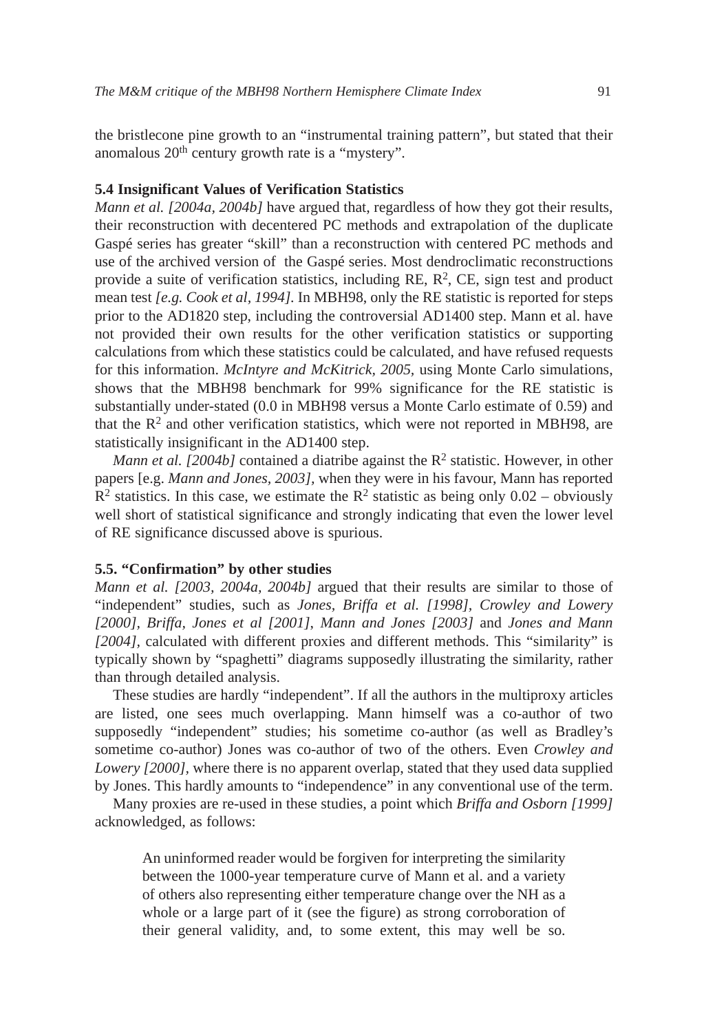the bristlecone pine growth to an "instrumental training pattern", but stated that their anomalous 20th century growth rate is a "mystery".

### 5.4 Insignificant Values of Verification Statistics

*Mann et al. [2004a, 2004b]* have argued that, regardless of how they got their results, their reconstruction with decentered PC methods and extrapolation of the duplicate Gaspé series has greater "skill" than a reconstruction with centered PC methods and use of the archived version of the Gaspé series. Most dendroclimatic reconstructions provide a suite of verification statistics, including RE, $R^2$, CE, sign test and product mean test *[e.g. Cook et al, 1994]*. In MBH98, only the RE statistic is reported for steps prior to the AD1820 step, including the controversial AD1400 step. Mann et al. have not provided their own results for the other verification statistics or supporting calculations from which these statistics could be calculated, and have refused requests for this information. *McIntyre and McKitrick, 2005,* using Monte Carlo simulations, shows that the MBH98 benchmark for 99% significance for the RE statistic is substantially under-stated (0.0 in MBH98 versus a Monte Carlo estimate of 0.59) and that the $R^2$ and other verification statistics, which were not reported in MBH98, are statistically insignificant in the AD1400 step.

*Mann et al. [2004b]* contained a diatribe against the $R^2$ statistic. However, in other papers [e.g. *Mann and Jones, 2003]*, when they were in his favour, Mann has reported $R^2$ statistics. In this case, we estimate the $R^2$ statistic as being only 0.02 – obviously well short of statistical significance and strongly indicating that even the lower level of RE significance discussed above is spurious.

### 5.5. "Confirmation" by other studies

*Mann et al. [2003, 2004a, 2004b]* argued that their results are similar to those of "independent" studies, such as *Jones, Briffa et al. [1998], Crowley and Lowery [2000], Briffa, Jones et al [2001], Mann and Jones [2003]* and *Jones and Mann [2004]*, calculated with different proxies and different methods. This "similarity" is typically shown by "spaghetti" diagrams supposedly illustrating the similarity, rather than through detailed analysis.

These studies are hardly "independent". If all the authors in the multiproxy articles are listed, one sees much overlapping. Mann himself was a co-author of two supposedly "independent" studies; his sometime co-author (as well as Bradley's sometime co-author) Jones was co-author of two of the others. Even *Crowley and Lowery [2000]*, where there is no apparent overlap, stated that they used data supplied by Jones. This hardly amounts to "independence" in any conventional use of the term.

Many proxies are re-used in these studies, a point which *Briffa and Osborn [1999]* acknowledged, as follows:

> An uninformed reader would be forgiven for interpreting the similarity between the 1000-year temperature curve of Mann et al. and a variety of others also representing either temperature change over the NH as a whole or a large part of it (see the figure) as strong corroboration of their general validity, and, to some extent, this may well be so.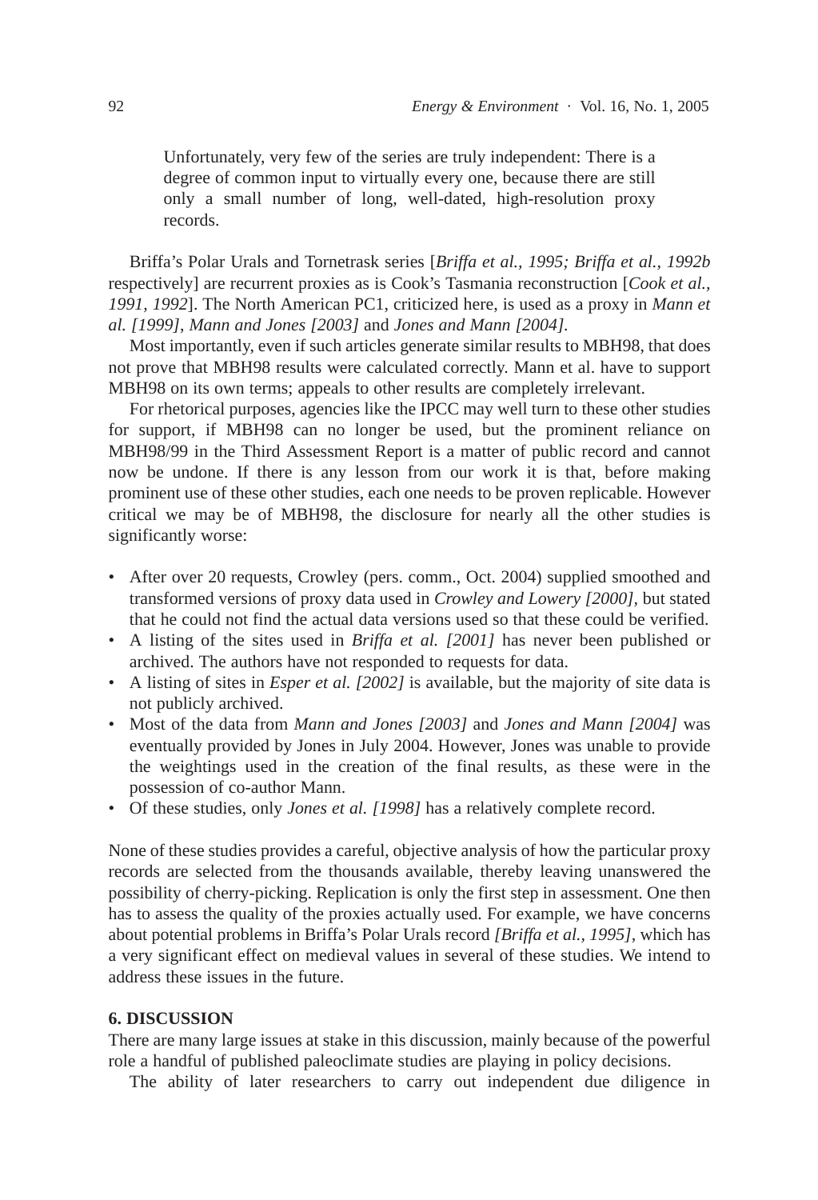> Unfortunately, very few of the series are truly independent: There is a degree of common input to virtually every one, because there are still only a small number of long, well-dated, high-resolution proxy records.

Briffa's Polar Urals and Tornetrask series [*Briffa et al., 1995; Briffa et al., 1992b* respectively] are recurrent proxies as is Cook's Tasmania reconstruction [*Cook et al., 1991, 1992*]. The North American PC1, criticized here, is used as a proxy in *Mann et al. [1999]*, *Mann and Jones [2003]* and *Jones and Mann [2004]*.

Most importantly, even if such articles generate similar results to MBH98, that does not prove that MBH98 results were calculated correctly. Mann et al. have to support MBH98 on its own terms; appeals to other results are completely irrelevant.

For rhetorical purposes, agencies like the IPCC may well turn to these other studies for support, if MBH98 can no longer be used, but the prominent reliance on MBH98/99 in the Third Assessment Report is a matter of public record and cannot now be undone. If there is any lesson from our work it is that, before making prominent use of these other studies, each one needs to be proven replicable. However critical we may be of MBH98, the disclosure for nearly all the other studies is significantly worse:

- After over 20 requests, Crowley (pers. comm., Oct. 2004) supplied smoothed and transformed versions of proxy data used in *Crowley and Lowery [2000]*, but stated that he could not find the actual data versions used so that these could be verified.
- A listing of the sites used in *Briffa et al. [2001]* has never been published or archived. The authors have not responded to requests for data.
- A listing of sites in *Esper et al. [2002]* is available, but the majority of site data is not publicly archived.
- Most of the data from *Mann and Jones [2003]* and *Jones and Mann [2004]* was eventually provided by Jones in July 2004. However, Jones was unable to provide the weightings used in the creation of the final results, as these were in the possession of co-author Mann.
- Of these studies, only *Jones et al. [1998]* has a relatively complete record.

None of these studies provides a careful, objective analysis of how the particular proxy records are selected from the thousands available, thereby leaving unanswered the possibility of cherry-picking. Replication is only the first step in assessment. One then has to assess the quality of the proxies actually used. For example, we have concerns about potential problems in Briffa's Polar Urals record *[Briffa et al., 1995]*, which has a very significant effect on medieval values in several of these studies. We intend to address these issues in the future.

## 6. DISCUSSION

There are many large issues at stake in this discussion, mainly because of the powerful role a handful of published paleoclimate studies are playing in policy decisions.

The ability of later researchers to carry out independent due diligence in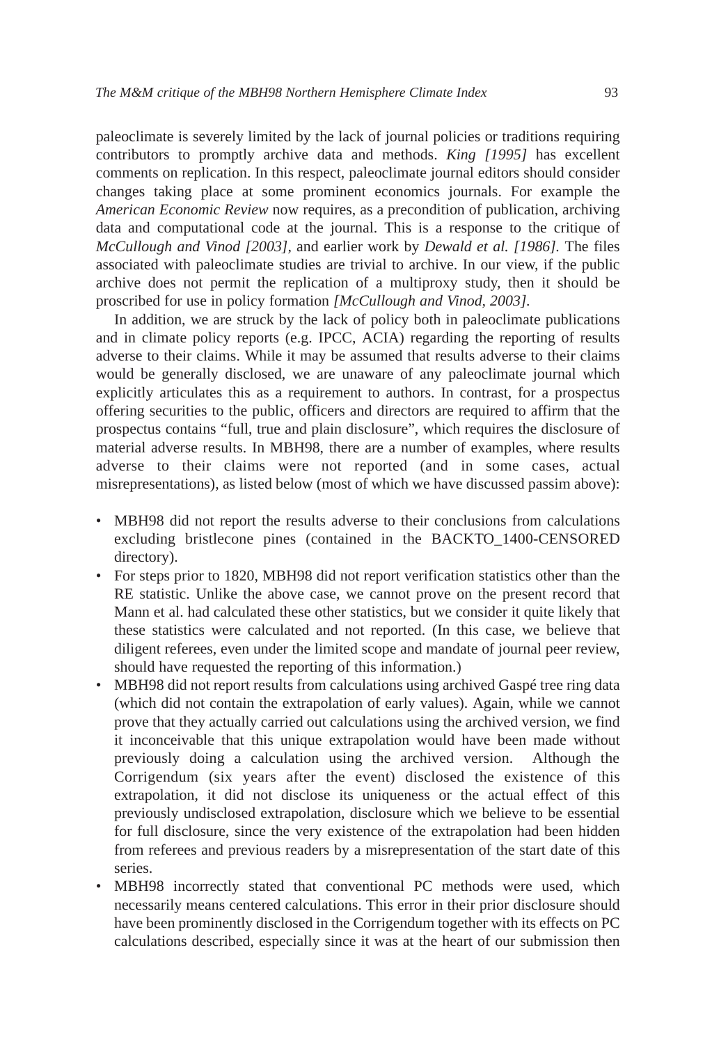paleoclimate is severely limited by the lack of journal policies or traditions requiring contributors to promptly archive data and methods. *King [1995]* has excellent comments on replication. In this respect, paleoclimate journal editors should consider changes taking place at some prominent economics journals. For example the *American Economic Review* now requires, as a precondition of publication, archiving data and computational code at the journal. This is a response to the critique of *McCullough and Vinod [2003]*, and earlier work by *Dewald et al. [1986]*. The files associated with paleoclimate studies are trivial to archive. In our view, if the public archive does not permit the replication of a multiproxy study, then it should be proscribed for use in policy formation *[McCullough and Vinod, 2003]*.

In addition, we are struck by the lack of policy both in paleoclimate publications and in climate policy reports (e.g. IPCC, ACIA) regarding the reporting of results adverse to their claims. While it may be assumed that results adverse to their claims would be generally disclosed, we are unaware of any paleoclimate journal which explicitly articulates this as a requirement to authors. In contrast, for a prospectus offering securities to the public, officers and directors are required to affirm that the prospectus contains "full, true and plain disclosure", which requires the disclosure of material adverse results. In MBH98, there are a number of examples, where results adverse to their claims were not reported (and in some cases, actual misrepresentations), as listed below (most of which we have discussed passim above):

- MBH98 did not report the results adverse to their conclusions from calculations excluding bristlecone pines (contained in the BACKTO_1400-CENSORED directory).
- For steps prior to 1820, MBH98 did not report verification statistics other than the RE statistic. Unlike the above case, we cannot prove on the present record that Mann et al. had calculated these other statistics, but we consider it quite likely that these statistics were calculated and not reported. (In this case, we believe that diligent referees, even under the limited scope and mandate of journal peer review, should have requested the reporting of this information.)
- MBH98 did not report results from calculations using archived Gaspé tree ring data (which did not contain the extrapolation of early values). Again, while we cannot prove that they actually carried out calculations using the archived version, we find it inconceivable that this unique extrapolation would have been made without previously doing a calculation using the archived version. Although the Corrigendum (six years after the event) disclosed the existence of this extrapolation, it did not disclose its uniqueness or the actual effect of this previously undisclosed extrapolation, disclosure which we believe to be essential for full disclosure, since the very existence of the extrapolation had been hidden from referees and previous readers by a misrepresentation of the start date of this series.
- MBH98 incorrectly stated that conventional PC methods were used, which necessarily means centered calculations. This error in their prior disclosure should have been prominently disclosed in the Corrigendum together with its effects on PC calculations described, especially since it was at the heart of our submission then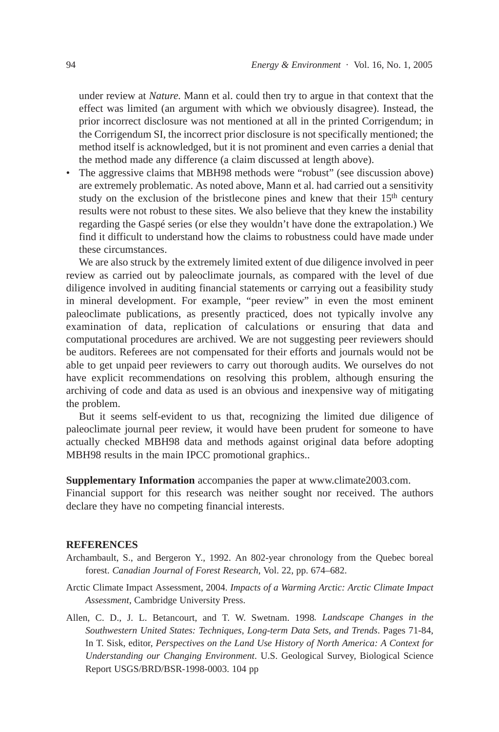under review at *Nature.* Mann et al. could then try to argue in that context that the effect was limited (an argument with which we obviously disagree). Instead, the prior incorrect disclosure was not mentioned at all in the printed Corrigendum; in the Corrigendum SI, the incorrect prior disclosure is not specifically mentioned; the method itself is acknowledged, but it is not prominent and even carries a denial that the method made any difference (a claim discussed at length above).

- The aggressive claims that MBH98 methods were "robust" (see discussion above) are extremely problematic. As noted above, Mann et al. had carried out a sensitivity study on the exclusion of the bristlecone pines and knew that their 15th century results were not robust to these sites. We also believe that they knew the instability regarding the Gaspé series (or else they wouldn't have done the extrapolation.) We find it difficult to understand how the claims to robustness could have made under these circumstances.

We are also struck by the extremely limited extent of due diligence involved in peer review as carried out by paleoclimate journals, as compared with the level of due diligence involved in auditing financial statements or carrying out a feasibility study in mineral development. For example, "peer review" in even the most eminent paleoclimate publications, as presently practiced, does not typically involve any examination of data, replication of calculations or ensuring that data and computational procedures are archived. We are not suggesting peer reviewers should be auditors. Referees are not compensated for their efforts and journals would not be able to get unpaid peer reviewers to carry out thorough audits. We ourselves do not have explicit recommendations on resolving this problem, although ensuring the archiving of code and data as used is an obvious and inexpensive way of mitigating the problem.

But it seems self-evident to us that, recognizing the limited due diligence of paleoclimate journal peer review, it would have been prudent for someone to have actually checked MBH98 data and methods against original data before adopting MBH98 results in the main IPCC promotional graphics..

**Supplementary Information** accompanies the paper at www.climate2003.com.
Financial support for this research was neither sought nor received. The authors declare they have no competing financial interests.

## REFERENCES

Archambault, S., and Bergeron Y., 1992. An 802-year chronology from the Quebec boreal forest. *Canadian Journal of Forest Research*, Vol. 22, pp. 674–682.

Arctic Climate Impact Assessment, 2004. *Impacts of a Warming Arctic: Arctic Climate Impact Assessment*, Cambridge University Press.

Allen, C. D., J. L. Betancourt, and T. W. Swetnam. 1998. *Landscape Changes in the Southwestern United States: Techniques, Long-term Data Sets, and Trends*. Pages 71-84, In T. Sisk, editor, *Perspectives on the Land Use History of North America: A Context for Understanding our Changing Environment*. U.S. Geological Survey, Biological Science Report USGS/BRD/BSR-1998-0003. 104 pp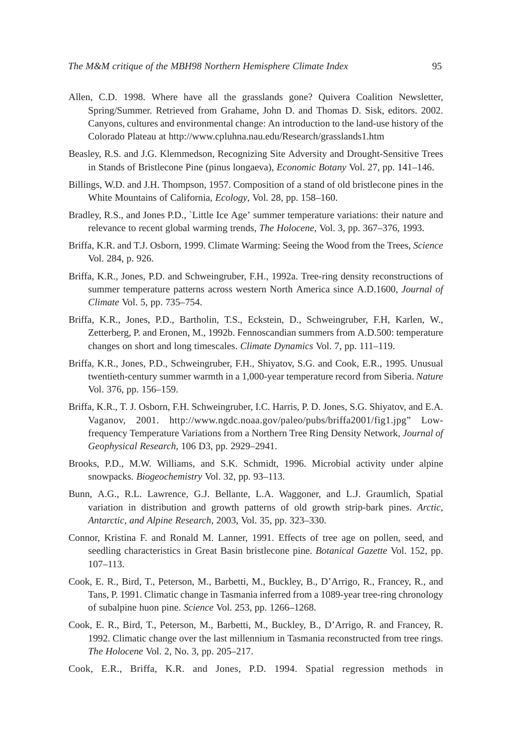Allen, C.D. 1998. Where have all the grasslands gone? Quivera Coalition Newsletter, Spring/Summer. Retrieved from Grahame, John D. and Thomas D. Sisk, editors. 2002. Canyons, cultures and environmental change: An introduction to the land-use history of the Colorado Plateau at http://www.cpluhna.nau.edu/Research/grasslands1.htm

Beasley, R.S. and J.G. Klemmedson, Recognizing Site Adversity and Drought-Sensitive Trees in Stands of Bristlecone Pine (pinus longaeva), *Economic Botany* Vol. 27, pp. 141–146.

Billings, W.D. and J.H. Thompson, 1957. Composition of a stand of old bristlecone pines in the White Mountains of California, *Ecology*, Vol. 28, pp. 158–160.

Bradley, R.S., and Jones P.D., `Little Ice Age' summer temperature variations: their nature and relevance to recent global warming trends, *The Holocene,* Vol. 3, pp. 367–376, 1993.

Briffa, K.R. and T.J. Osborn, 1999. Climate Warming: Seeing the Wood from the Trees, *Science* Vol. 284, p. 926.

Briffa, K.R., Jones, P.D. and Schweingruber, F.H., 1992a. Tree-ring density reconstructions of summer temperature patterns across western North America since A.D.1600, *Journal of Climate* Vol. 5, pp. 735–754.

Briffa, K.R., Jones, P.D., Bartholin, T.S., Eckstein, D., Schweingruber, F.H, Karlen, W., Zetterberg, P. and Eronen, M., 1992b. Fennoscandian summers from A.D.500: temperature changes on short and long timescales. *Climate Dynamics* Vol. 7, pp. 111–119.

Briffa, K.R., Jones, P.D., Schweingruber, F.H., Shiyatov, S.G. and Cook, E.R., 1995. Unusual twentieth-century summer warmth in a 1,000-year temperature record from Siberia. *Nature* Vol. 376, pp. 156–159.

Briffa, K.R., T. J. Osborn, F.H. Schweingruber, I.C. Harris, P. D. Jones, S.G. Shiyatov, and E.A. Vaganov, 2001. http://www.ngdc.noaa.gov/paleo/pubs/briffa2001/fig1.jpg" Low-frequency Temperature Variations from a Northern Tree Ring Density Network, *Journal of Geophysical Research,* 106 D3, pp. 2929–2941.

Brooks, P.D., M.W. Williams, and S.K. Schmidt, 1996. Microbial activity under alpine snowpacks. *Biogeochemistry* Vol. 32, pp. 93–113.

Bunn, A.G., R.L. Lawrence, G.J. Bellante, L.A. Waggoner, and L.J. Graumlich, Spatial variation in distribution and growth patterns of old growth strip-bark pines. *Arctic, Antarctic, and Alpine Research*, 2003, Vol. 35, pp. 323–330.

Connor, Kristina F. and Ronald M. Lanner, 1991. Effects of tree age on pollen, seed, and seedling characteristics in Great Basin bristlecone pine. *Botanical Gazette* Vol. 152, pp. 107–113.

Cook, E. R., Bird, T., Peterson, M., Barbetti, M., Buckley, B., D'Arrigo, R., Francey, R., and Tans, P. 1991. Climatic change in Tasmania inferred from a 1089-year tree-ring chronology of subalpine huon pine. *Science* Vol. 253, pp. 1266–1268.

Cook, E. R., Bird, T., Peterson, M., Barbetti, M., Buckley, B., D'Arrigo, R. and Francey, R. 1992. Climatic change over the last millennium in Tasmania reconstructed from tree rings. *The Holocene* Vol. 2, No. 3, pp. 205–217.

Cook, E.R., Briffa, K.R. and Jones, P.D. 1994. Spatial regression methods in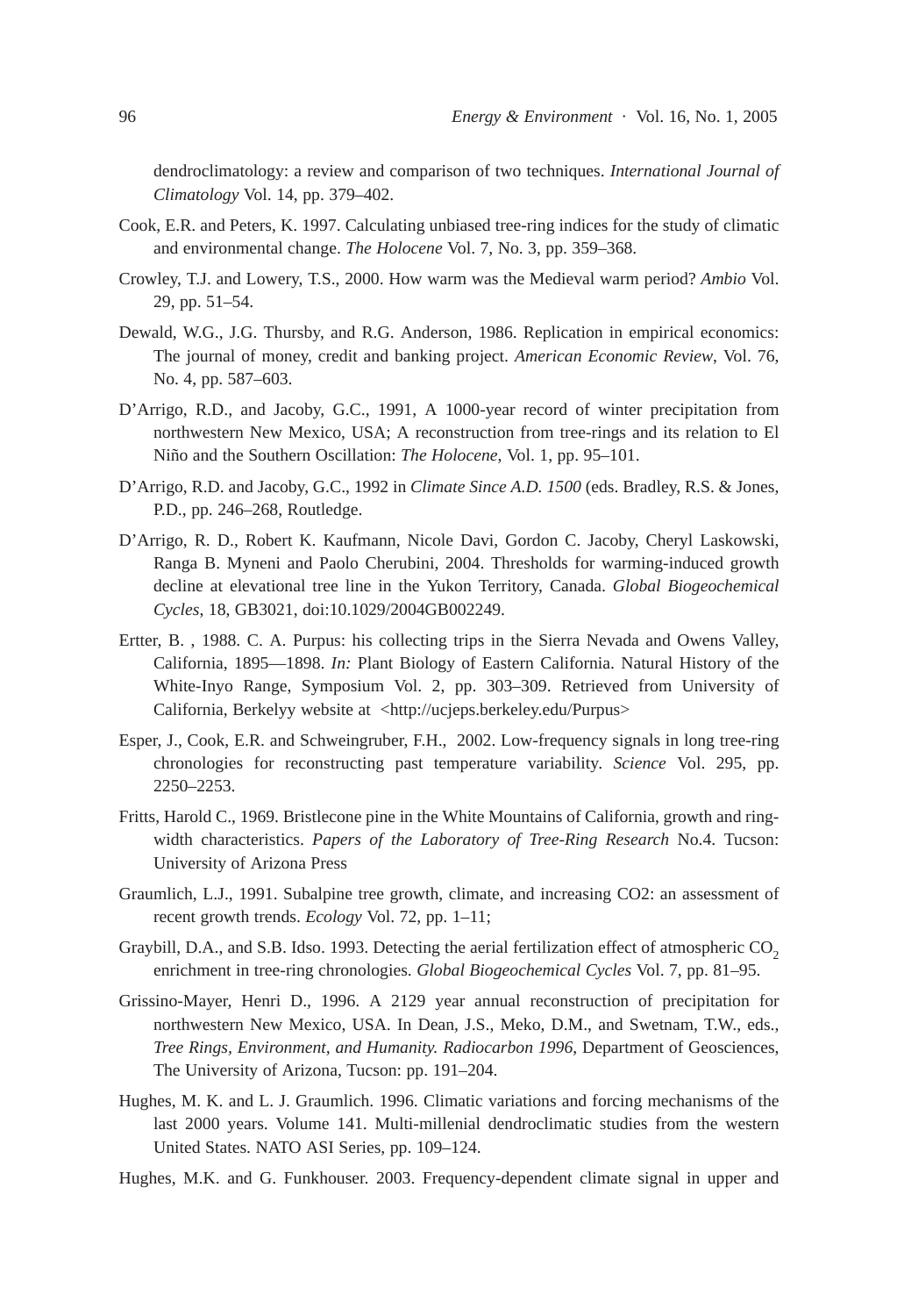dendroclimatology: a review and comparison of two techniques. *International Journal of Climatology* Vol. 14, pp. 379–402.

Cook, E.R. and Peters, K. 1997. Calculating unbiased tree-ring indices for the study of climatic and environmental change. *The Holocene* Vol. 7, No. 3, pp. 359–368.

Crowley, T.J. and Lowery, T.S., 2000. How warm was the Medieval warm period? *Ambio* Vol. 29, pp. 51–54.

Dewald, W.G., J.G. Thursby, and R.G. Anderson, 1986. Replication in empirical economics: The journal of money, credit and banking project. *American Economic Review*, Vol. 76, No. 4, pp. 587–603.

D'Arrigo, R.D., and Jacoby, G.C., 1991, A 1000-year record of winter precipitation from northwestern New Mexico, USA; A reconstruction from tree-rings and its relation to El Niño and the Southern Oscillation: *The Holocene*, Vol. 1, pp. 95–101.

D'Arrigo, R.D. and Jacoby, G.C., 1992 in *Climate Since A.D. 1500* (eds. Bradley, R.S. & Jones, P.D., pp. 246–268, Routledge.

D'Arrigo, R. D., Robert K. Kaufmann, Nicole Davi, Gordon C. Jacoby, Cheryl Laskowski, Ranga B. Myneni and Paolo Cherubini, 2004. Thresholds for warming-induced growth decline at elevational tree line in the Yukon Territory, Canada. *Global Biogeochemical Cycles*, 18, GB3021, doi:10.1029/2004GB002249.

Ertter, B. , 1988. C. A. Purpus: his collecting trips in the Sierra Nevada and Owens Valley, California, 1895—1898. *In:* Plant Biology of Eastern California. Natural History of the White-Inyo Range, Symposium Vol. 2, pp. 303–309. Retrieved from University of California, Berkelyy website at <http://ucjeps.berkeley.edu/Purpus>

Esper, J., Cook, E.R. and Schweingruber, F.H., 2002. Low-frequency signals in long tree-ring chronologies for reconstructing past temperature variability. *Science* Vol. 295, pp. 2250–2253.

Fritts, Harold C., 1969. Bristlecone pine in the White Mountains of California, growth and ring-width characteristics. *Papers of the Laboratory of Tree-Ring Research* No.4. Tucson: University of Arizona Press

Graumlich, L.J., 1991. Subalpine tree growth, climate, and increasing CO2: an assessment of recent growth trends. *Ecology* Vol. 72, pp. 1–11;

Graybill, D.A., and S.B. Idso. 1993. Detecting the aerial fertilization effect of atmospheric $CO_2$ enrichment in tree-ring chronologies. *Global Biogeochemical Cycles* Vol. 7, pp. 81–95.

Grissino-Mayer, Henri D., 1996. A 2129 year annual reconstruction of precipitation for northwestern New Mexico, USA. In Dean, J.S., Meko, D.M., and Swetnam, T.W., eds., *Tree Rings, Environment, and Humanity. Radiocarbon 1996*, Department of Geosciences, The University of Arizona, Tucson: pp. 191–204.

Hughes, M. K. and L. J. Graumlich. 1996. Climatic variations and forcing mechanisms of the last 2000 years. Volume 141. Multi-millenial dendroclimatic studies from the western United States. NATO ASI Series, pp. 109–124.

Hughes, M.K. and G. Funkhouser. 2003. Frequency-dependent climate signal in upper and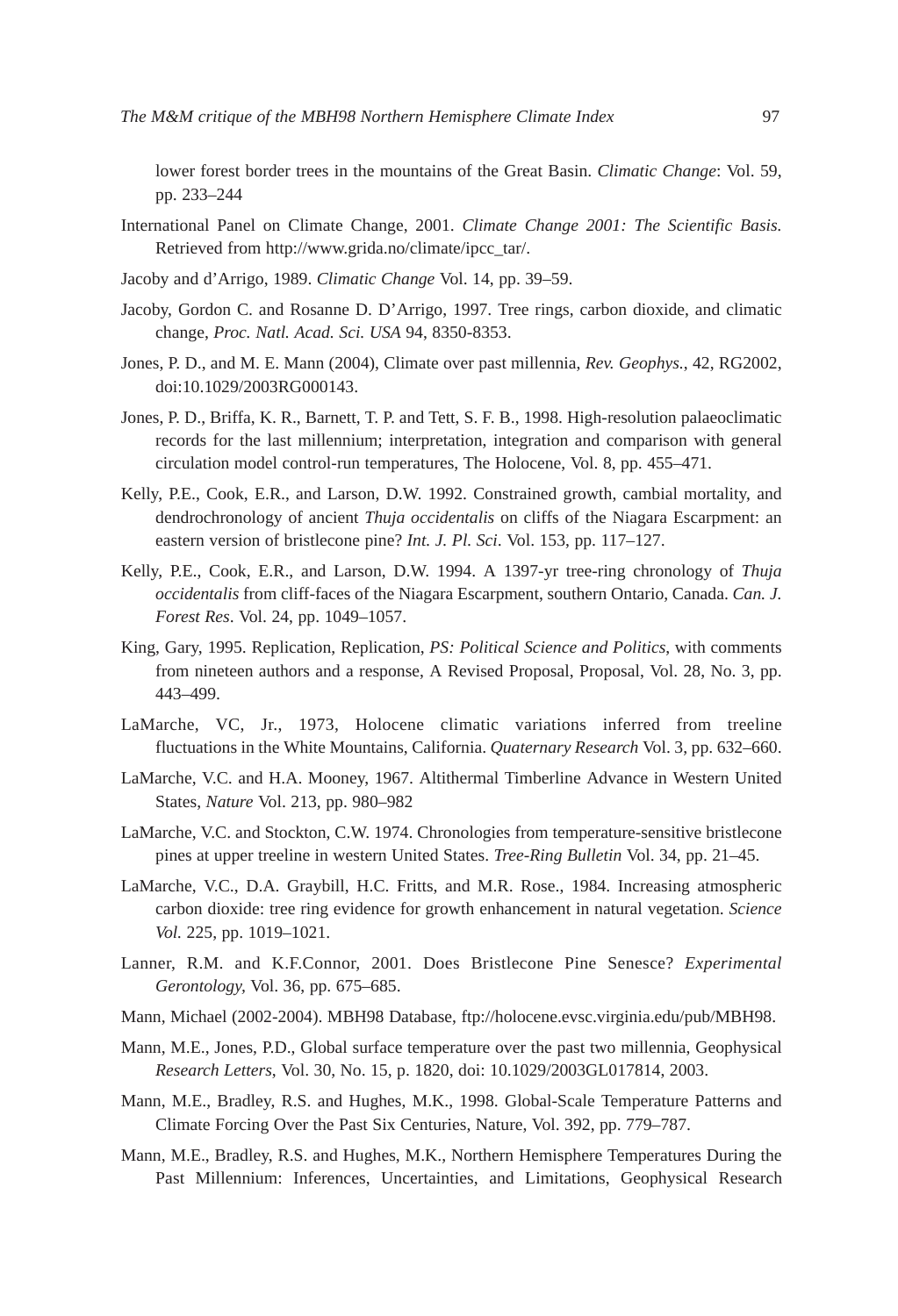lower forest border trees in the mountains of the Great Basin. *Climatic Change*: Vol. 59, pp. 233–244

International Panel on Climate Change, 2001. *Climate Change 2001: The Scientific Basis.* Retrieved from http://www.grida.no/climate/ipcc_tar/.

Jacoby and d'Arrigo, 1989. *Climatic Change* Vol. 14, pp. 39–59.

Jacoby, Gordon C. and Rosanne D. D'Arrigo, 1997. Tree rings, carbon dioxide, and climatic change, *Proc. Natl. Acad. Sci. USA* 94, 8350-8353.

Jones, P. D., and M. E. Mann (2004), Climate over past millennia, *Rev. Geophys.*, 42, RG2002, doi:10.1029/2003RG000143.

Jones, P. D., Briffa, K. R., Barnett, T. P. and Tett, S. F. B., 1998. High-resolution palaeoclimatic records for the last millennium; interpretation, integration and comparison with general circulation model control-run temperatures, The Holocene, Vol. 8, pp. 455–471.

Kelly, P.E., Cook, E.R., and Larson, D.W. 1992. Constrained growth, cambial mortality, and dendrochronology of ancient *Thuja occidentalis* on cliffs of the Niagara Escarpment: an eastern version of bristlecone pine? *Int. J. Pl. Sci*. Vol. 153, pp. 117–127.

Kelly, P.E., Cook, E.R., and Larson, D.W. 1994. A 1397-yr tree-ring chronology of *Thuja occidentalis* from cliff-faces of the Niagara Escarpment, southern Ontario, Canada. *Can. J. Forest Res*. Vol. 24, pp. 1049–1057.

King, Gary, 1995. Replication, Replication, *PS: Political Science and Politics*, with comments from nineteen authors and a response, A Revised Proposal, Proposal, Vol. 28, No. 3, pp. 443–499.

LaMarche, VC, Jr., 1973, Holocene climatic variations inferred from treeline fluctuations in the White Mountains, California. *Quaternary Research* Vol. 3, pp. 632–660.

LaMarche, V.C. and H.A. Mooney, 1967. Altithermal Timberline Advance in Western United States, *Nature* Vol. 213, pp. 980–982

LaMarche, V.C. and Stockton, C.W. 1974. Chronologies from temperature-sensitive bristlecone pines at upper treeline in western United States. *Tree-Ring Bulletin* Vol. 34, pp. 21–45.

LaMarche, V.C., D.A. Graybill, H.C. Fritts, and M.R. Rose., 1984. Increasing atmospheric carbon dioxide: tree ring evidence for growth enhancement in natural vegetation. *Science Vol.* 225, pp. 1019–1021.

Lanner, R.M. and K.F.Connor, 2001. Does Bristlecone Pine Senesce? *Experimental Gerontology*, Vol. 36, pp. 675–685.

Mann, Michael (2002-2004). MBH98 Database, ftp://holocene.evsc.virginia.edu/pub/MBH98.

Mann, M.E., Jones, P.D., Global surface temperature over the past two millennia, Geophysical *Research Letters*, Vol. 30, No. 15, p. 1820, doi: 10.1029/2003GL017814, 2003.

Mann, M.E., Bradley, R.S. and Hughes, M.K., 1998. Global-Scale Temperature Patterns and Climate Forcing Over the Past Six Centuries, Nature, Vol. 392, pp. 779–787.

Mann, M.E., Bradley, R.S. and Hughes, M.K., Northern Hemisphere Temperatures During the Past Millennium: Inferences, Uncertainties, and Limitations, Geophysical Research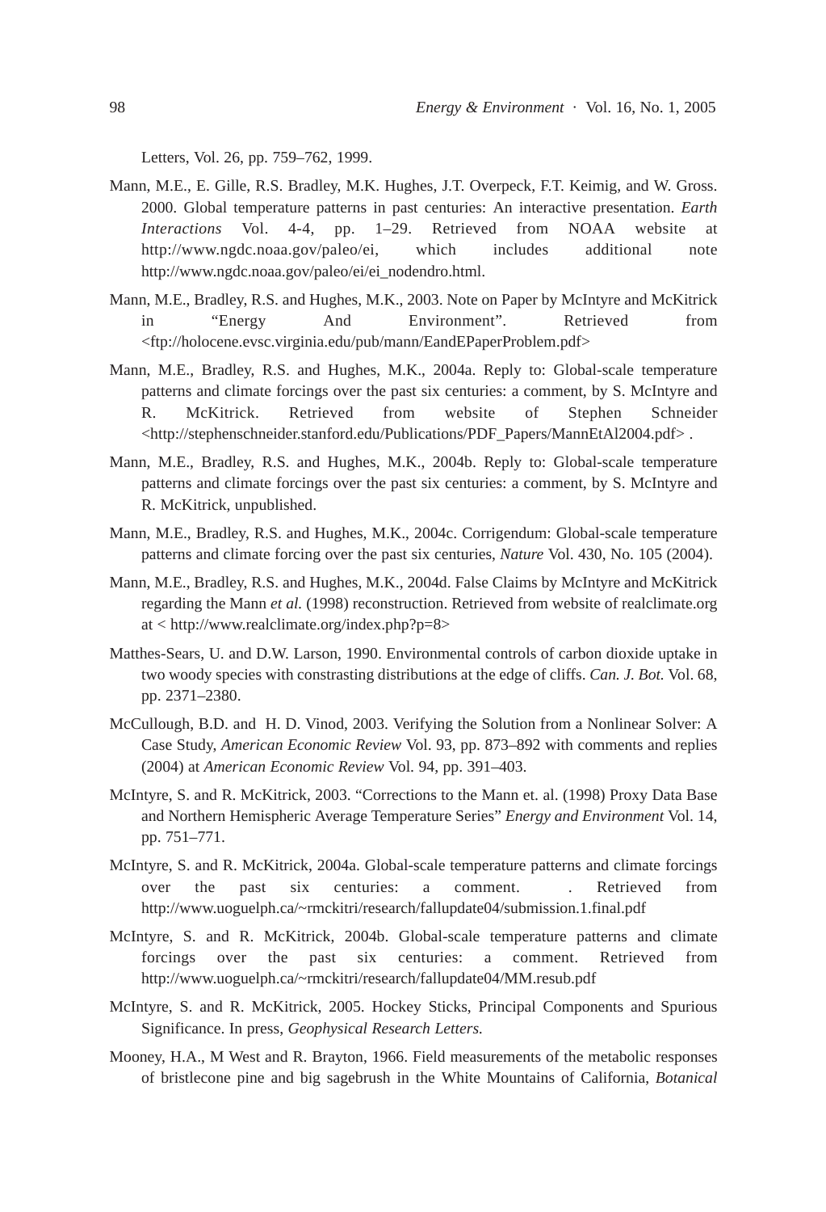Letters, Vol. 26, pp. 759–762, 1999.

Mann, M.E., E. Gille, R.S. Bradley, M.K. Hughes, J.T. Overpeck, F.T. Keimig, and W. Gross. 2000. Global temperature patterns in past centuries: An interactive presentation. *Earth Interactions* Vol. 4-4, pp. 1–29. Retrieved from NOAA website at http://www.ngdc.noaa.gov/paleo/ei, which includes additional note http://www.ngdc.noaa.gov/paleo/ei/ei_nodendro.html.

Mann, M.E., Bradley, R.S. and Hughes, M.K., 2003. Note on Paper by McIntyre and McKitrick in "Energy And Environment". Retrieved from <ftp://holocene.evsc.virginia.edu/pub/mann/EandEPaperProblem.pdf>

Mann, M.E., Bradley, R.S. and Hughes, M.K., 2004a. Reply to: Global-scale temperature patterns and climate forcings over the past six centuries: a comment, by S. McIntyre and R. McKitrick. Retrieved from website of Stephen Schneider <http://stephenschneider.stanford.edu/Publications/PDF_Papers/MannEtAl2004.pdf> .

Mann, M.E., Bradley, R.S. and Hughes, M.K., 2004b. Reply to: Global-scale temperature patterns and climate forcings over the past six centuries: a comment, by S. McIntyre and R. McKitrick, unpublished.

Mann, M.E., Bradley, R.S. and Hughes, M.K., 2004c. Corrigendum: Global-scale temperature patterns and climate forcing over the past six centuries, *Nature* Vol. 430, No. 105 (2004).

Mann, M.E., Bradley, R.S. and Hughes, M.K., 2004d. False Claims by McIntyre and McKitrick regarding the Mann *et al.* (1998) reconstruction. Retrieved from website of realclimate.org at < http://www.realclimate.org/index.php?p=8>

Matthes-Sears, U. and D.W. Larson, 1990. Environmental controls of carbon dioxide uptake in two woody species with constrasting distributions at the edge of cliffs. *Can. J. Bot.* Vol. 68, pp. 2371–2380.

McCullough, B.D. and H. D. Vinod, 2003. Verifying the Solution from a Nonlinear Solver: A Case Study, *American Economic Review* Vol. 93, pp. 873–892 with comments and replies (2004) at *American Economic Review* Vol. 94, pp. 391–403.

McIntyre, S. and R. McKitrick, 2003. "Corrections to the Mann et. al. (1998) Proxy Data Base and Northern Hemispheric Average Temperature Series" *Energy and Environment* Vol. 14, pp. 751–771.

McIntyre, S. and R. McKitrick, 2004a. Global-scale temperature patterns and climate forcings over the past six centuries: a comment. . Retrieved from http://www.uoguelph.ca/~rmckitri/research/fallupdate04/submission.1.final.pdf

McIntyre, S. and R. McKitrick, 2004b. Global-scale temperature patterns and climate forcings over the past six centuries: a comment. Retrieved from http://www.uoguelph.ca/~rmckitri/research/fallupdate04/MM.resub.pdf

McIntyre, S. and R. McKitrick, 2005. Hockey Sticks, Principal Components and Spurious Significance. In press, *Geophysical Research Letters.*

Mooney, H.A., M West and R. Brayton, 1966. Field measurements of the metabolic responses of bristlecone pine and big sagebrush in the White Mountains of California, *Botanical*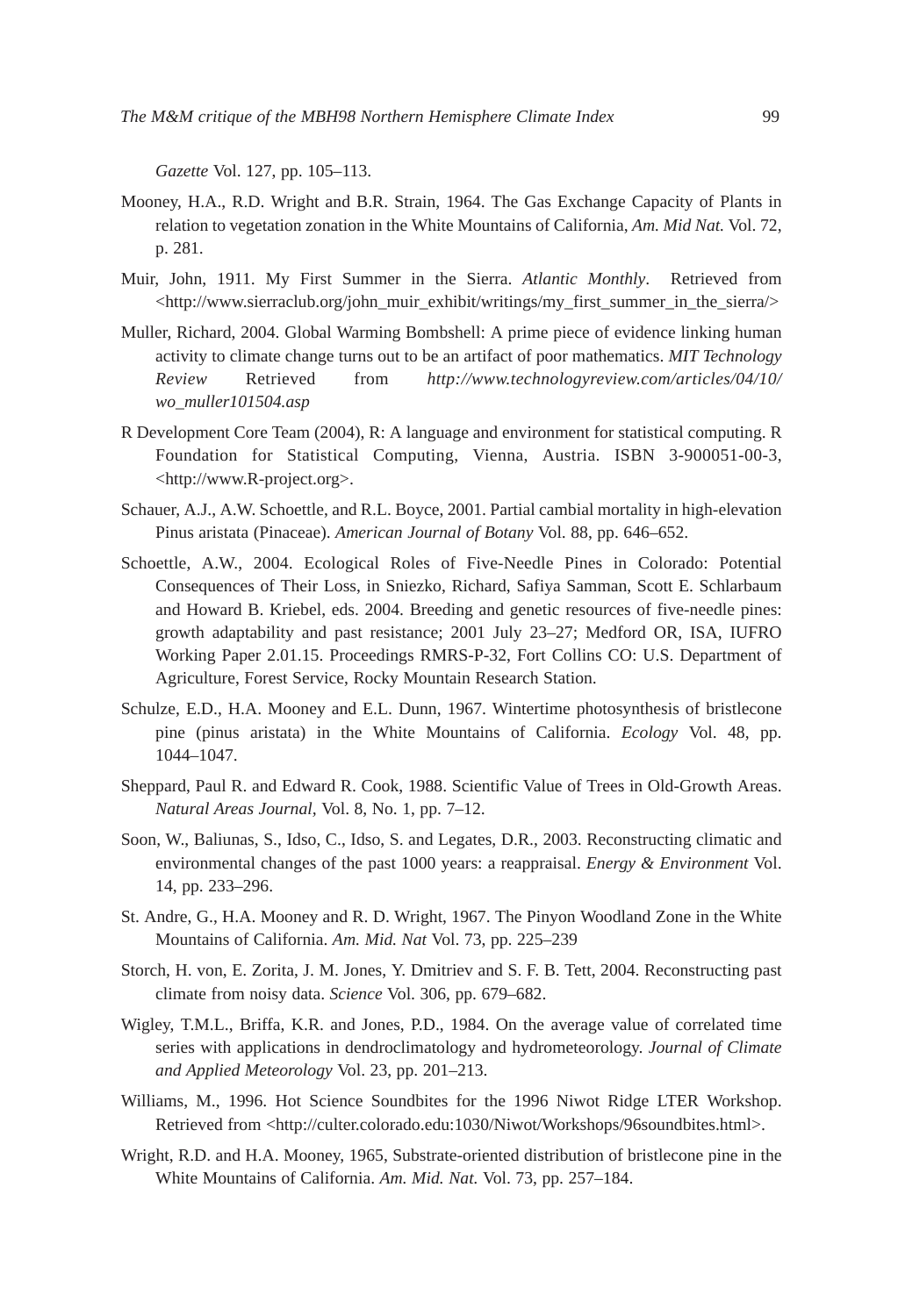*Gazette* Vol. 127, pp. 105–113.

Mooney, H.A., R.D. Wright and B.R. Strain, 1964. The Gas Exchange Capacity of Plants in relation to vegetation zonation in the White Mountains of California, *Am. Mid Nat.* Vol. 72, p. 281.

Muir, John, 1911. My First Summer in the Sierra. *Atlantic Monthly*. Retrieved from <http://www.sierraclub.org/john_muir_exhibit/writings/my_first_summer_in_the_sierra/>

Muller, Richard, 2004. Global Warming Bombshell: A prime piece of evidence linking human activity to climate change turns out to be an artifact of poor mathematics. *MIT Technology Review* Retrieved from *http://www.technologyreview.com/articles/04/10/wo_muller101504.asp*

R Development Core Team (2004), R: A language and environment for statistical computing. R Foundation for Statistical Computing, Vienna, Austria. ISBN 3-900051-00-3, <http://www.R-project.org>.

Schauer, A.J., A.W. Schoettle, and R.L. Boyce, 2001. Partial cambial mortality in high-elevation Pinus aristata (Pinaceae). *American Journal of Botany* Vol. 88, pp. 646–652.

Schoettle, A.W., 2004. Ecological Roles of Five-Needle Pines in Colorado: Potential Consequences of Their Loss, in Sniezko, Richard, Safiya Samman, Scott E. Schlarbaum and Howard B. Kriebel, eds. 2004. Breeding and genetic resources of five-needle pines: growth adaptability and past resistance; 2001 July 23–27; Medford OR, ISA, IUFRO Working Paper 2.01.15. Proceedings RMRS-P-32, Fort Collins CO: U.S. Department of Agriculture, Forest Service, Rocky Mountain Research Station.

Schulze, E.D., H.A. Mooney and E.L. Dunn, 1967. Wintertime photosynthesis of bristlecone pine (pinus aristata) in the White Mountains of California. *Ecology* Vol. 48, pp. 1044–1047.

Sheppard, Paul R. and Edward R. Cook, 1988. Scientific Value of Trees in Old-Growth Areas. *Natural Areas Journal*, Vol. 8, No. 1, pp. 7–12.

Soon, W., Baliunas, S., Idso, C., Idso, S. and Legates, D.R., 2003. Reconstructing climatic and environmental changes of the past 1000 years: a reappraisal. *Energy & Environment* Vol. 14, pp. 233–296.

St. Andre, G., H.A. Mooney and R. D. Wright, 1967. The Pinyon Woodland Zone in the White Mountains of California. *Am. Mid. Nat* Vol. 73, pp. 225–239

Storch, H. von, E. Zorita, J. M. Jones, Y. Dmitriev and S. F. B. Tett, 2004. Reconstructing past climate from noisy data. *Science* Vol. 306, pp. 679–682.

Wigley, T.M.L., Briffa, K.R. and Jones, P.D., 1984. On the average value of correlated time series with applications in dendroclimatology and hydrometeorology. *Journal of Climate and Applied Meteorology* Vol. 23, pp. 201–213.

Williams, M., 1996. Hot Science Soundbites for the 1996 Niwot Ridge LTER Workshop. Retrieved from <http://culter.colorado.edu:1030/Niwot/Workshops/96soundbites.html>.

Wright, R.D. and H.A. Mooney, 1965, Substrate-oriented distribution of bristlecone pine in the White Mountains of California. *Am. Mid. Nat.* Vol. 73, pp. 257–184.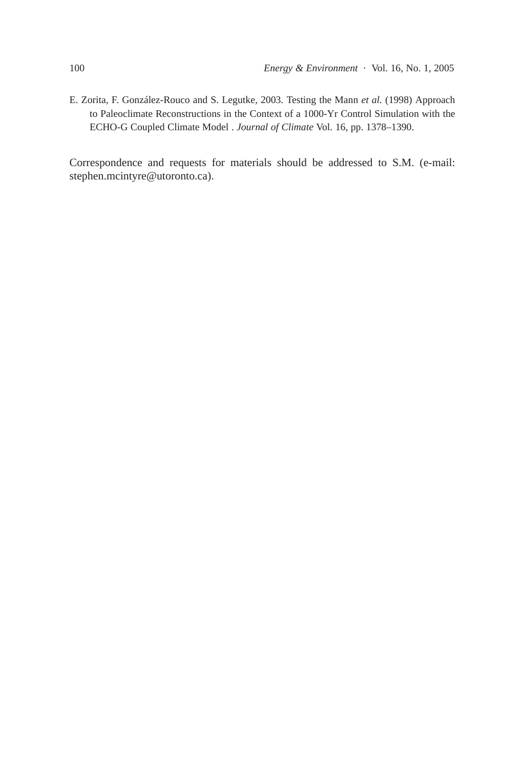E. Zorita, F. González-Rouco and S. Legutke, 2003. Testing the Mann *et al.* (1998) Approach to Paleoclimate Reconstructions in the Context of a 1000-Yr Control Simulation with the ECHO-G Coupled Climate Model . *Journal of Climate* Vol. 16, pp. 1378–1390.

Correspondence and requests for materials should be addressed to S.M. (e-mail: stephen.mcintyre@utoronto.ca).